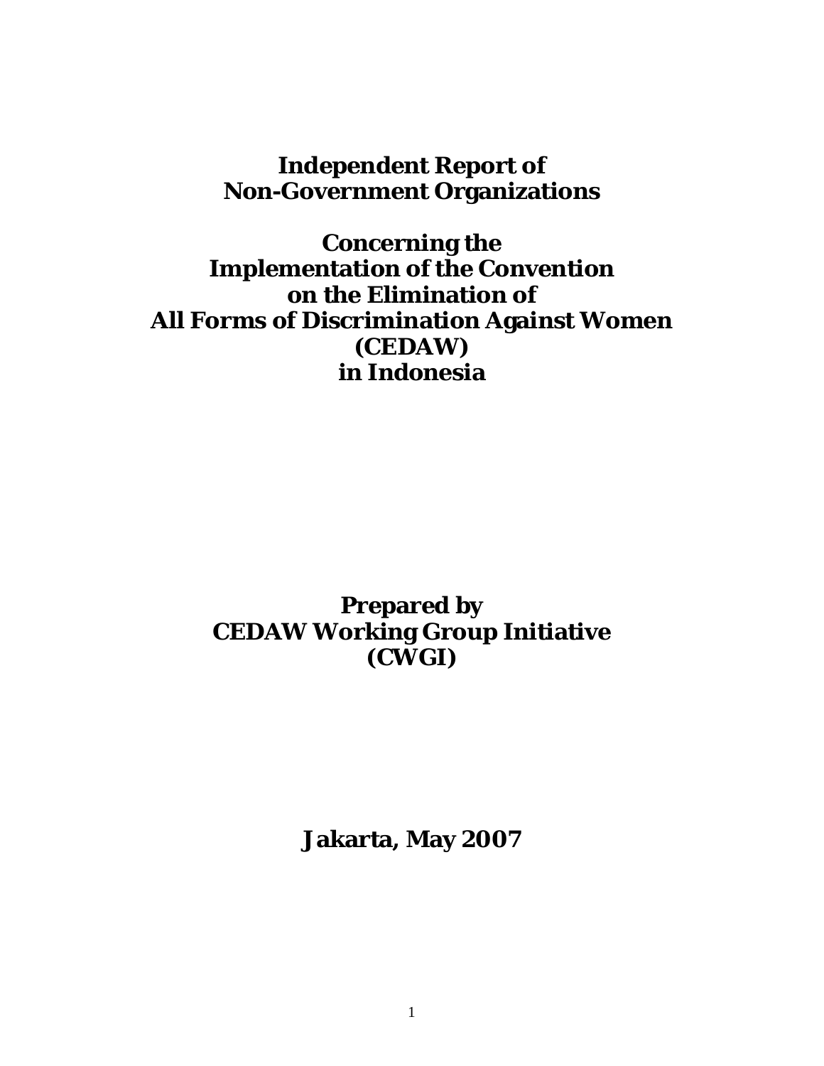# Independent Report of Non-Government Organizations

# Concerning the Implementation of the Convention on the Elimination of All Forms of Discrimination Against Women (CEDAW) in Indonesia

**Prepared by**
**CEDAW Working Group Initiative**
**(CWGI)**

**Jakarta, May 2007**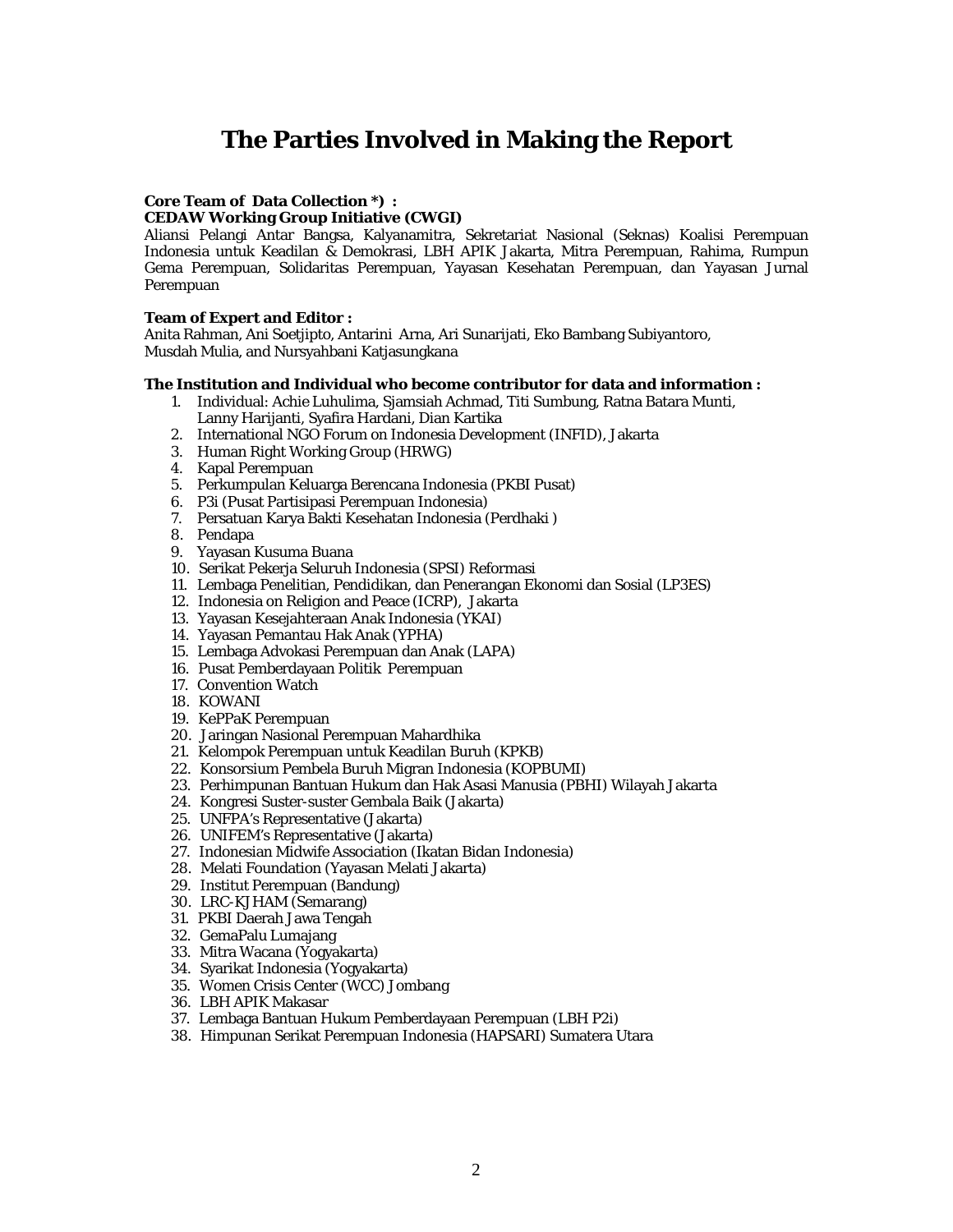# The Parties Involved in Making the Report

**Core Team of Data Collection *) :**
**CEDAW Working Group Initiative (CWGI)**
Aliansi Pelangi Antar Bangsa, Kalyanamitra, Sekretariat Nasional (Seknas) Koalisi Perempuan Indonesia untuk Keadilan & Demokrasi, LBH APIK Jakarta, Mitra Perempuan, Rahima, Rumpun Gema Perempuan, Solidaritas Perempuan, Yayasan Kesehatan Perempuan, dan Yayasan Jurnal Perempuan

**Team of Expert and Editor :**
Anita Rahman, Ani Soetjipto, Antarini Arna, Ari Sunarijati, Eko Bambang Subiyantoro, Musdah Mulia, and Nursyahbani Katjasungkana

**The Institution and Individual who become contributor for data and information :**

1. Individual: Achie Luhulima, Sjamsiah Achmad, Titi Sumbung, Ratna Batara Munti, Lanny Harijanti, Syafira Hardani, Dian Kartika
2. International NGO Forum on Indonesia Development (INFID), Jakarta
3. Human Right Working Group (HRWG)
4. Kapal Perempuan
5. Perkumpulan Keluarga Berencana Indonesia (PKBI Pusat)
6. P3i (Pusat Partisipasi Perempuan Indonesia)
7. Persatuan Karya Bakti Kesehatan Indonesia (Perdhaki )
8. Pendapa
9. Yayasan Kusuma Buana
10. Serikat Pekerja Seluruh Indonesia (SPSI) Reformasi
11. Lembaga Penelitian, Pendidikan, dan Penerangan Ekonomi dan Sosial (LP3ES)
12. Indonesia on Religion and Peace (ICRP), Jakarta
13. Yayasan Kesejahteraan Anak Indonesia (YKAI)
14. Yayasan Pemantau Hak Anak (YPHA)
15. Lembaga Advokasi Perempuan dan Anak (LAPA)
16. Pusat Pemberdayaan Politik Perempuan
17. Convention Watch
18. KOWANI
19. KePPaK Perempuan
20. Jaringan Nasional Perempuan Mahardhika
21. Kelompok Perempuan untuk Keadilan Buruh (KPKB)
22. Konsorsium Pembela Buruh Migran Indonesia (KOPBUMI)
23. Perhimpunan Bantuan Hukum dan Hak Asasi Manusia (PBHI) Wilayah Jakarta
24. Kongresi Suster-suster Gembala Baik (Jakarta)
25. UNFPA's Representative (Jakarta)
26. UNIFEM's Representative (Jakarta)
27. Indonesian Midwife Association (Ikatan Bidan Indonesia)
28. Melati Foundation (Yayasan Melati Jakarta)
29. Institut Perempuan (Bandung)
30. LRC-KJHAM (Semarang)
31. PKBI Daerah Jawa Tengah
32. GemaPalu Lumajang
33. Mitra Wacana (Yogyakarta)
34. Syarikat Indonesia (Yogyakarta)
35. Women Crisis Center (WCC) Jombang
36. LBH APIK Makasar
37. Lembaga Bantuan Hukum Pemberdayaan Perempuan (LBH P2i)
38. Himpunan Serikat Perempuan Indonesia (HAPSARI) Sumatera Utara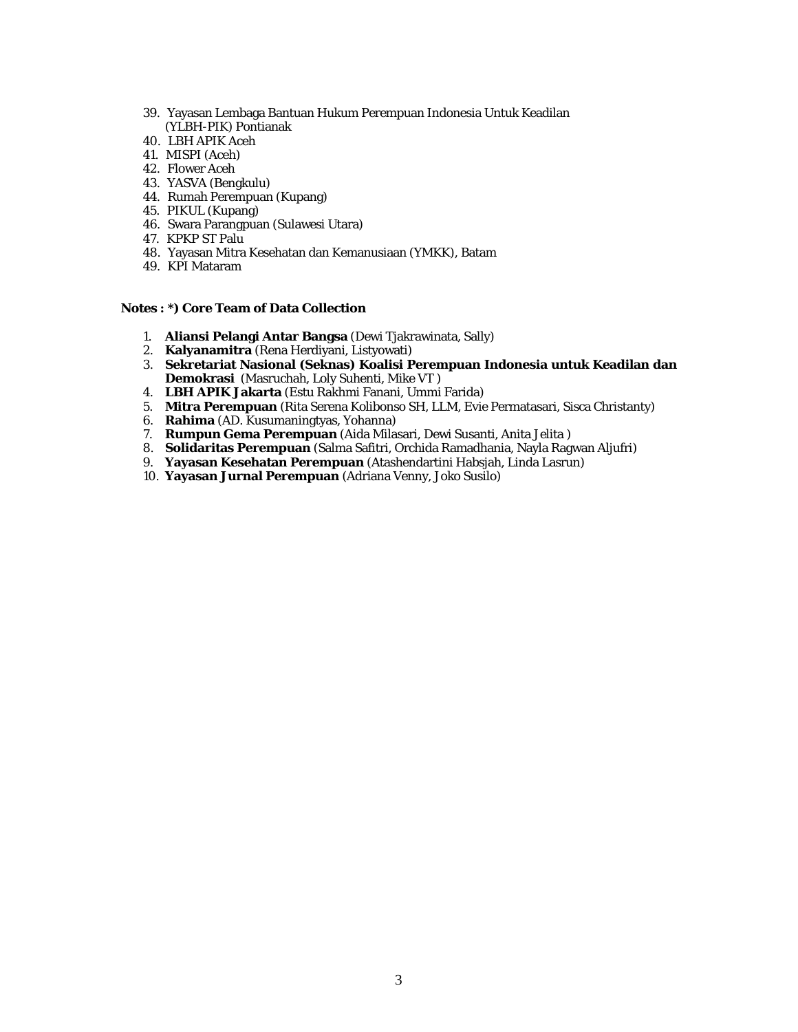39. Yayasan Lembaga Bantuan Hukum Perempuan Indonesia Untuk Keadilan (YLBH-PIK) Pontianak
40. LBH APIK Aceh
41. MISPI (Aceh)
42. Flower Aceh
43. YASVA (Bengkulu)
44. Rumah Perempuan (Kupang)
45. PIKUL (Kupang)
46. Swara Parangpuan (Sulawesi Utara)
47. KPKP ST Palu
48. Yayasan Mitra Kesehatan dan Kemanusiaan (YMKK), Batam
49. KPI Mataram

**Notes : *) Core Team of Data Collection**

1. **Aliansi Pelangi Antar Bangsa** (Dewi Tjakrawinata, Sally)
2. **Kalyanamitra** (Rena Herdiyani, Listyowati)
3. **Sekretariat Nasional (Seknas) Koalisi Perempuan Indonesia untuk Keadilan dan Demokrasi** (Masruchah, Loly Suhenti, Mike VT )
4. **LBH APIK Jakarta** (Estu Rakhmi Fanani, Ummi Farida)
5. **Mitra Perempuan** (Rita Serena Kolibonso SH, LLM, Evie Permatasari, Sisca Christanty)
6. **Rahima** (AD. Kusumaningtyas, Yohanna)
7. **Rumpun Gema Perempuan** (Aida Milasari, Dewi Susanti, Anita Jelita )
8. **Solidaritas Perempuan** (Salma Safitri, Orchida Ramadhania, Nayla Ragwan Aljufri)
9. **Yayasan Kesehatan Perempuan** (Atashendartini Habsjah, Linda Lasrun)
10. **Yayasan Jurnal Perempuan** (Adriana Venny, Joko Susilo)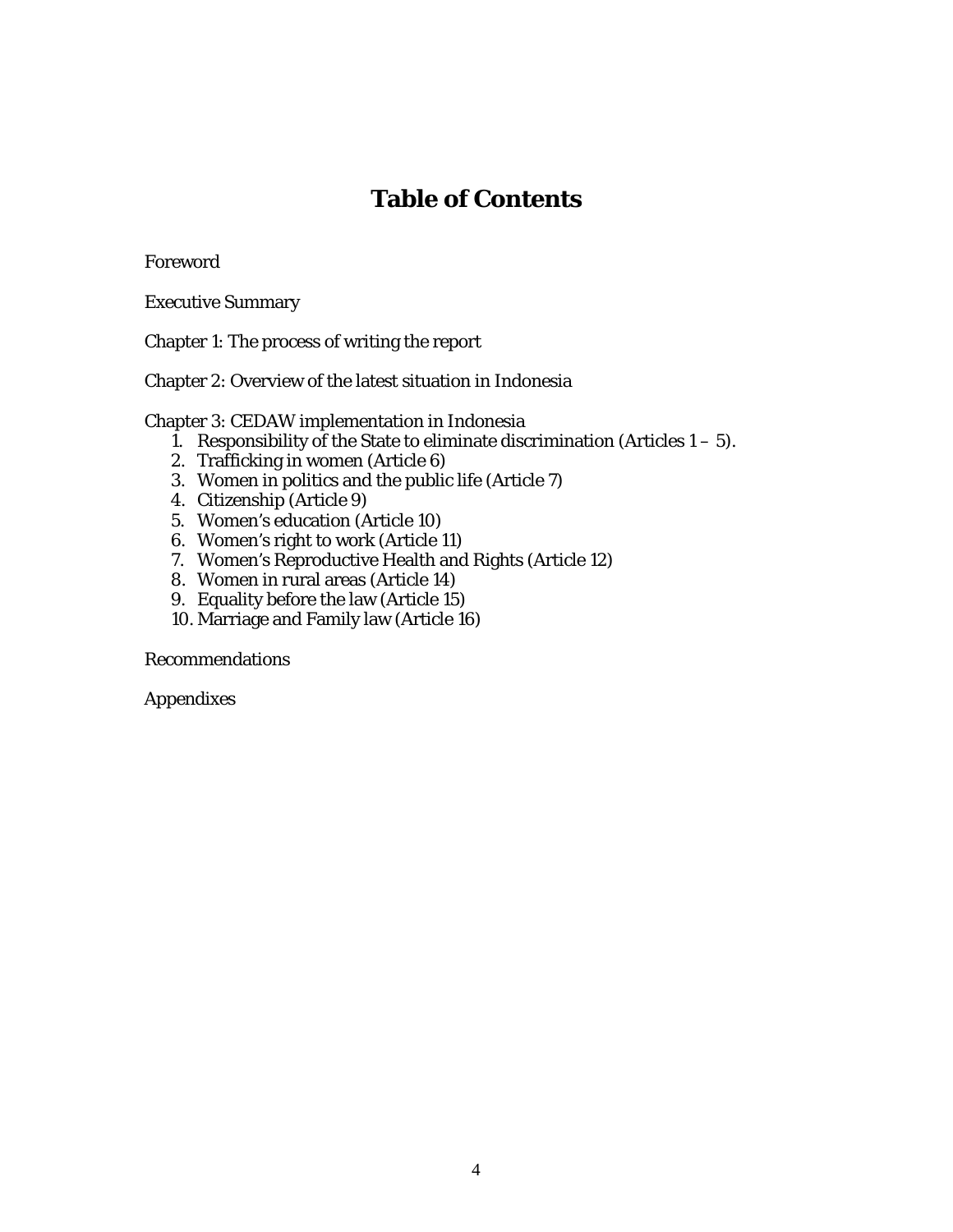# Table of Contents

Foreword

Executive Summary

Chapter 1: The process of writing the report

Chapter 2: Overview of the latest situation in Indonesia

Chapter 3: CEDAW implementation in Indonesia

1. Responsibility of the State to eliminate discrimination (Articles 1 – 5).
2. Trafficking in women (Article 6)
3. Women in politics and the public life (Article 7)
4. Citizenship (Article 9)
5. Women's education (Article 10)
6. Women's right to work (Article 11)
7. Women's Reproductive Health and Rights (Article 12)
8. Women in rural areas (Article 14)
9. Equality before the law (Article 15)
10. Marriage and Family law (Article 16)

Recommendations

Appendixes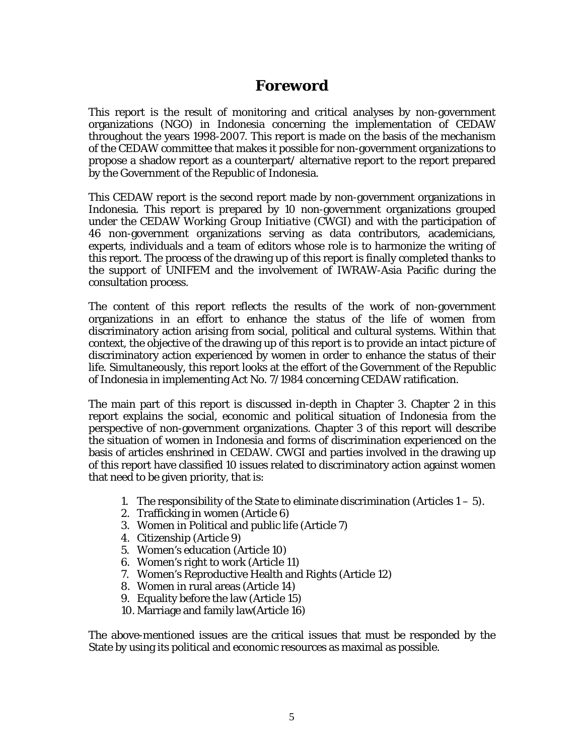# Foreword

This report is the result of monitoring and critical analyses by non-government organizations (NGO) in Indonesia concerning the implementation of CEDAW throughout the years 1998-2007. This report is made on the basis of the mechanism of the CEDAW committee that makes it possible for non-government organizations to propose a shadow report as a counterpart/ alternative report to the report prepared by the Government of the Republic of Indonesia.

This CEDAW report is the second report made by non-government organizations in Indonesia. This report is prepared by 10 non-government organizations grouped under the CEDAW Working Group Initiative (CWGI) and with the participation of 46 non-government organizations serving as data contributors, academicians, experts, individuals and a team of editors whose role is to harmonize the writing of this report. The process of the drawing up of this report is finally completed thanks to the support of UNIFEM and the involvement of IWRAW-Asia Pacific during the consultation process.

The content of this report reflects the results of the work of non-government organizations in an effort to enhance the status of the life of women from discriminatory action arising from social, political and cultural systems. Within that context, the objective of the drawing up of this report is to provide an intact picture of discriminatory action experienced by women in order to enhance the status of their life. Simultaneously, this report looks at the effort of the Government of the Republic of Indonesia in implementing Act No. 7/1984 concerning CEDAW ratification.

The main part of this report is discussed in-depth in Chapter 3. Chapter 2 in this report explains the social, economic and political situation of Indonesia from the perspective of non-government organizations. Chapter 3 of this report will describe the situation of women in Indonesia and forms of discrimination experienced on the basis of articles enshrined in CEDAW. CWGI and parties involved in the drawing up of this report have classified 10 issues related to discriminatory action against women that need to be given priority, that is:

1. The responsibility of the State to eliminate discrimination (Articles 1 – 5).
2. Trafficking in women (Article 6)
3. Women in Political and public life (Article 7)
4. Citizenship (Article 9)
5. Women's education (Article 10)
6. Women's right to work (Article 11)
7. Women's Reproductive Health and Rights (Article 12)
8. Women in rural areas (Article 14)
9. Equality before the law (Article 15)
10. Marriage and family law(Article 16)

The above-mentioned issues are the critical issues that must be responded by the State by using its political and economic resources as maximal as possible.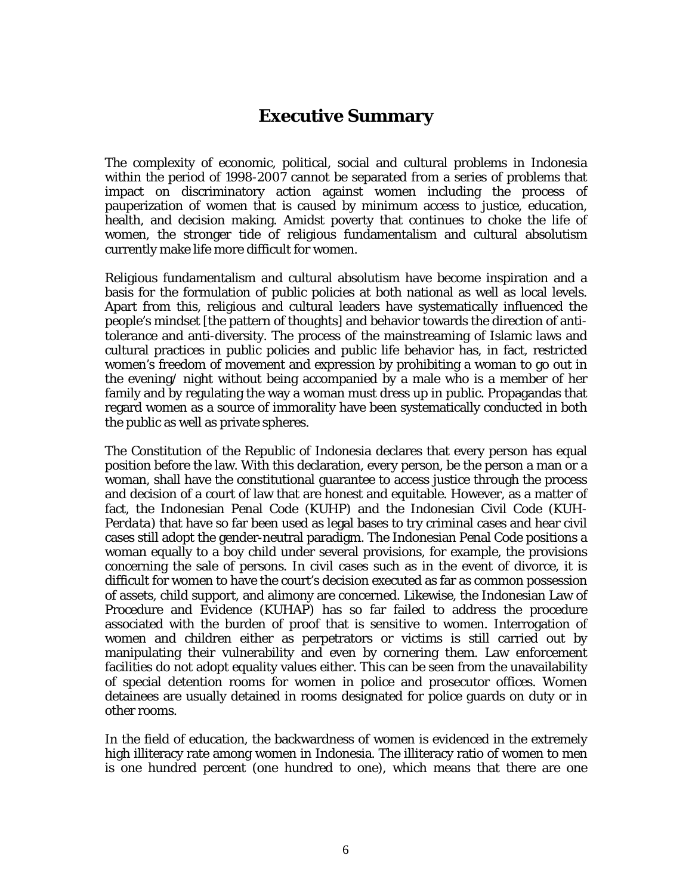# Executive Summary

The complexity of economic, political, social and cultural problems in Indonesia within the period of 1998-2007 cannot be separated from a series of problems that impact on discriminatory action against women including the process of pauperization of women that is caused by minimum access to justice, education, health, and decision making. Amidst poverty that continues to choke the life of women, the stronger tide of religious fundamentalism and cultural absolutism currently make life more difficult for women.

Religious fundamentalism and cultural absolutism have become inspiration and a basis for the formulation of public policies at both national as well as local levels. Apart from this, religious and cultural leaders have systematically influenced the people's mindset [the pattern of thoughts] and behavior towards the direction of anti-tolerance and anti-diversity. The process of the mainstreaming of Islamic laws and cultural practices in public policies and public life behavior has, in fact, restricted women's freedom of movement and expression by prohibiting a woman to go out in the evening/ night without being accompanied by a male who is a member of her family and by regulating the way a woman must dress up in public. Propagandas that regard women as a source of immorality have been systematically conducted in both the public as well as private spheres.

The Constitution of the Republic of Indonesia declares that every person has equal position before the law. With this declaration, every person, be the person a man or a woman, shall have the constitutional guarantee to access justice through the process and decision of a court of law that are honest and equitable. However, as a matter of fact, the Indonesian Penal Code (KUHP) and the Indonesian Civil Code (KUH-*Perdata*) that have so far been used as legal bases to try criminal cases and hear civil cases still adopt the gender-neutral paradigm. The Indonesian Penal Code positions a woman equally to a boy child under several provisions, for example, the provisions concerning the sale of persons. In civil cases such as in the event of divorce, it is difficult for women to have the court's decision executed as far as common possession of assets, child support, and alimony are concerned. Likewise, the Indonesian Law of Procedure and Evidence (KUHAP) has so far failed to address the procedure associated with the burden of proof that is sensitive to women. Interrogation of women and children either as perpetrators or victims is still carried out by manipulating their vulnerability and even by cornering them. Law enforcement facilities do not adopt equality values either. This can be seen from the unavailability of special detention rooms for women in police and prosecutor offices. Women detainees are usually detained in rooms designated for police guards on duty or in other rooms.

In the field of education, the backwardness of women is evidenced in the extremely high illiteracy rate among women in Indonesia. The illiteracy ratio of women to men is one hundred percent (one hundred to one), which means that there are one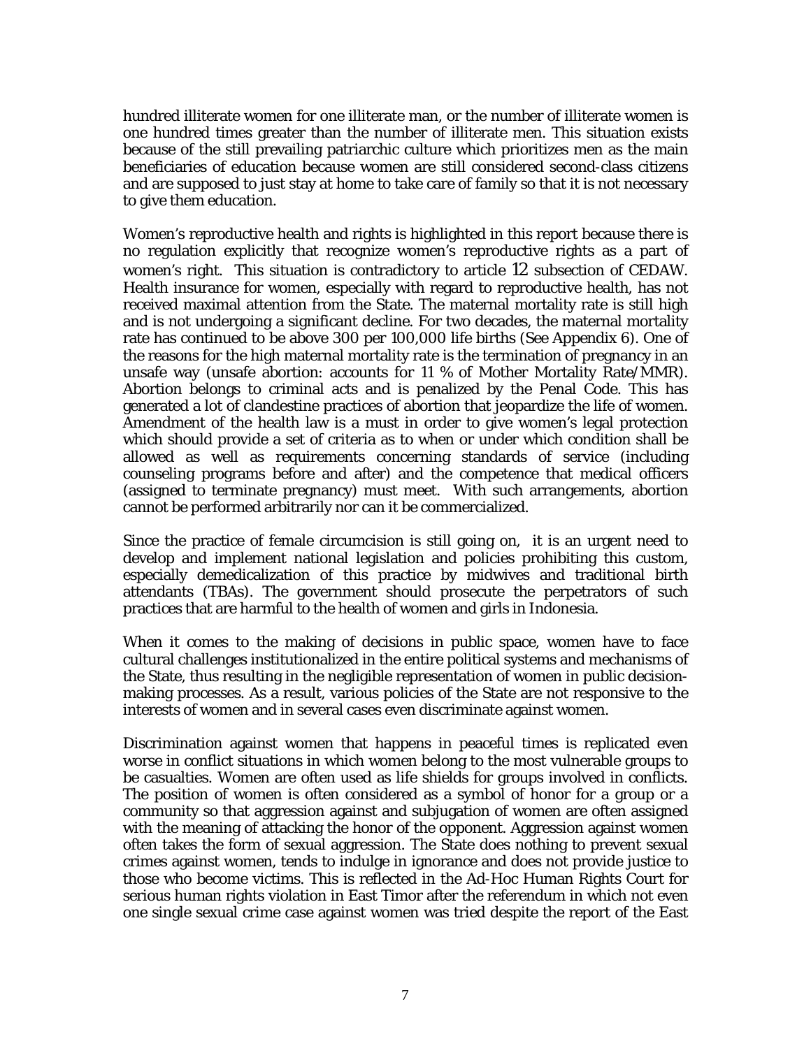hundred illiterate women for one illiterate man, or the number of illiterate women is one hundred times greater than the number of illiterate men. This situation exists because of the still prevailing patriarchic culture which prioritizes men as the main beneficiaries of education because women are still considered second-class citizens and are supposed to just stay at home to take care of family so that it is not necessary to give them education.

Women's reproductive health and rights is highlighted in this report because there is no regulation explicitly that recognize women's reproductive rights as a part of women's right. This situation is contradictory to article 12 subsection of CEDAW. Health insurance for women, especially with regard to reproductive health, has not received maximal attention from the State. The maternal mortality rate is still high and is not undergoing a significant decline. For two decades, the maternal mortality rate has continued to be above 300 per 100,000 life births (See Appendix 6). One of the reasons for the high maternal mortality rate is the termination of pregnancy in an unsafe way (unsafe abortion: accounts for 11 % of Mother Mortality Rate/MMR). Abortion belongs to criminal acts and is penalized by the Penal Code. This has generated a lot of clandestine practices of abortion that jeopardize the life of women. Amendment of the health law is a must in order to give women's legal protection which should provide a set of criteria as to when or under which condition shall be allowed as well as requirements concerning standards of service (including counseling programs before and after) and the competence that medical officers (assigned to terminate pregnancy) must meet. With such arrangements, abortion cannot be performed arbitrarily nor can it be commercialized.

Since the practice of female circumcision is still going on, it is an urgent need to develop and implement national legislation and policies prohibiting this custom, especially demedicalization of this practice by midwives and traditional birth attendants (TBAs). The government should prosecute the perpetrators of such practices that are harmful to the health of women and girls in Indonesia.

When it comes to the making of decisions in public space, women have to face cultural challenges institutionalized in the entire political systems and mechanisms of the State, thus resulting in the negligible representation of women in public decision-making processes. As a result, various policies of the State are not responsive to the interests of women and in several cases even discriminate against women.

Discrimination against women that happens in peaceful times is replicated even worse in conflict situations in which women belong to the most vulnerable groups to be casualties. Women are often used as life shields for groups involved in conflicts. The position of women is often considered as a symbol of honor for a group or a community so that aggression against and subjugation of women are often assigned with the meaning of attacking the honor of the opponent. Aggression against women often takes the form of sexual aggression. The State does nothing to prevent sexual crimes against women, tends to indulge in ignorance and does not provide justice to those who become victims. This is reflected in the Ad-Hoc Human Rights Court for serious human rights violation in East Timor after the referendum in which not even one single sexual crime case against women was tried despite the report of the East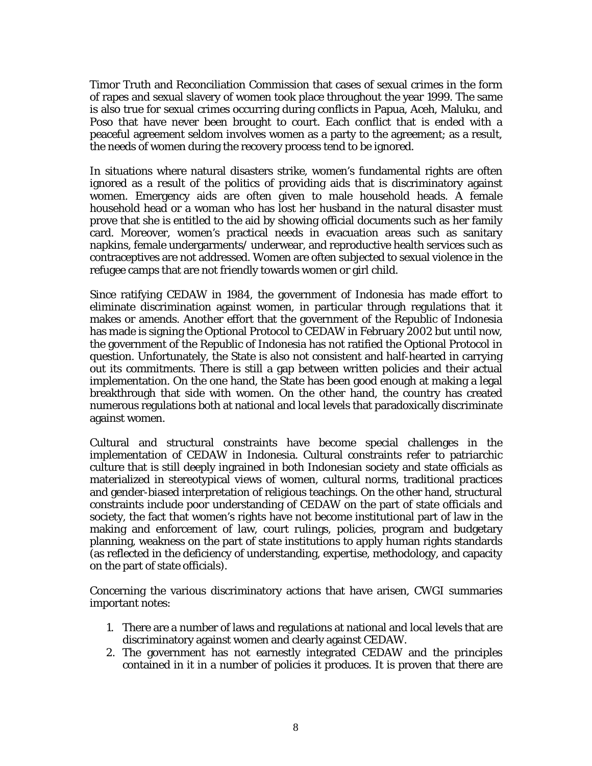Timor Truth and Reconciliation Commission that cases of sexual crimes in the form of rapes and sexual slavery of women took place throughout the year 1999. The same is also true for sexual crimes occurring during conflicts in Papua, Aceh, Maluku, and Poso that have never been brought to court. Each conflict that is ended with a peaceful agreement seldom involves women as a party to the agreement; as a result, the needs of women during the recovery process tend to be ignored.

In situations where natural disasters strike, women's fundamental rights are often ignored as a result of the politics of providing aids that is discriminatory against women. Emergency aids are often given to male household heads. A female household head or a woman who has lost her husband in the natural disaster must prove that she is entitled to the aid by showing official documents such as her family card. Moreover, women's practical needs in evacuation areas such as sanitary napkins, female undergarments/ underwear, and reproductive health services such as contraceptives are not addressed. Women are often subjected to sexual violence in the refugee camps that are not friendly towards women or girl child.

Since ratifying CEDAW in 1984, the government of Indonesia has made effort to eliminate discrimination against women, in particular through regulations that it makes or amends. Another effort that the government of the Republic of Indonesia has made is signing the Optional Protocol to CEDAW in February 2002 but until now, the government of the Republic of Indonesia has not ratified the Optional Protocol in question. Unfortunately, the State is also not consistent and half-hearted in carrying out its commitments. There is still a gap between written policies and their actual implementation. On the one hand, the State has been good enough at making a legal breakthrough that side with women. On the other hand, the country has created numerous regulations both at national and local levels that paradoxically discriminate against women.

Cultural and structural constraints have become special challenges in the implementation of CEDAW in Indonesia. Cultural constraints refer to patriarchic culture that is still deeply ingrained in both Indonesian society and state officials as materialized in stereotypical views of women, cultural norms, traditional practices and gender-biased interpretation of religious teachings. On the other hand, structural constraints include poor understanding of CEDAW on the part of state officials and society, the fact that women's rights have not become institutional part of law in the making and enforcement of law, court rulings, policies, program and budgetary planning, weakness on the part of state institutions to apply human rights standards (as reflected in the deficiency of understanding, expertise, methodology, and capacity on the part of state officials).

Concerning the various discriminatory actions that have arisen, CWGI summaries important notes:

1. There are a number of laws and regulations at national and local levels that are discriminatory against women and clearly against CEDAW.
2. The government has not earnestly integrated CEDAW and the principles contained in it in a number of policies it produces. It is proven that there are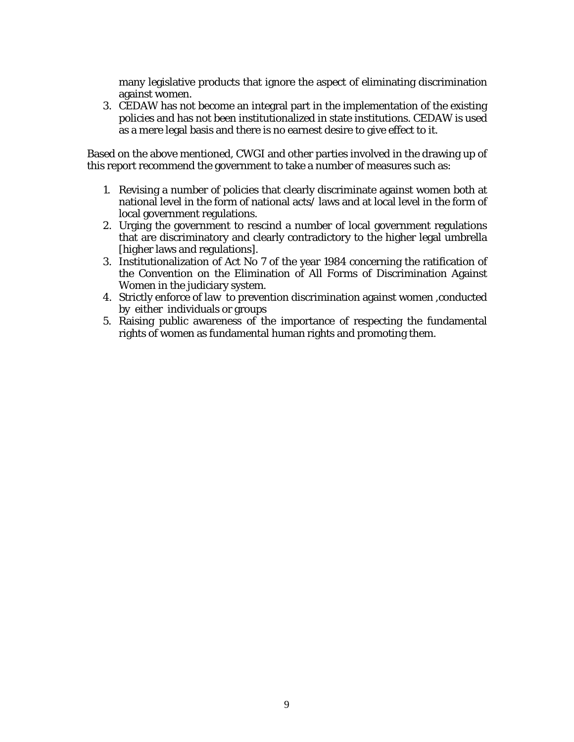many legislative products that ignore the aspect of eliminating discrimination against women.

3. CEDAW has not become an integral part in the implementation of the existing policies and has not been institutionalized in state institutions. CEDAW is used as a mere legal basis and there is no earnest desire to give effect to it.

Based on the above mentioned, CWGI and other parties involved in the drawing up of this report recommend the government to take a number of measures such as:

1. Revising a number of policies that clearly discriminate against women both at national level in the form of national acts/ laws and at local level in the form of local government regulations.
2. Urging the government to rescind a number of local government regulations that are discriminatory and clearly contradictory to the higher legal umbrella [higher laws and regulations].
3. Institutionalization of Act No 7 of the year 1984 concerning the ratification of the Convention on the Elimination of All Forms of Discrimination Against Women in the judiciary system.
4. Strictly enforce of law to prevention discrimination against women ,conducted by either individuals or groups
5. Raising public awareness of the importance of respecting the fundamental rights of women as fundamental human rights and promoting them.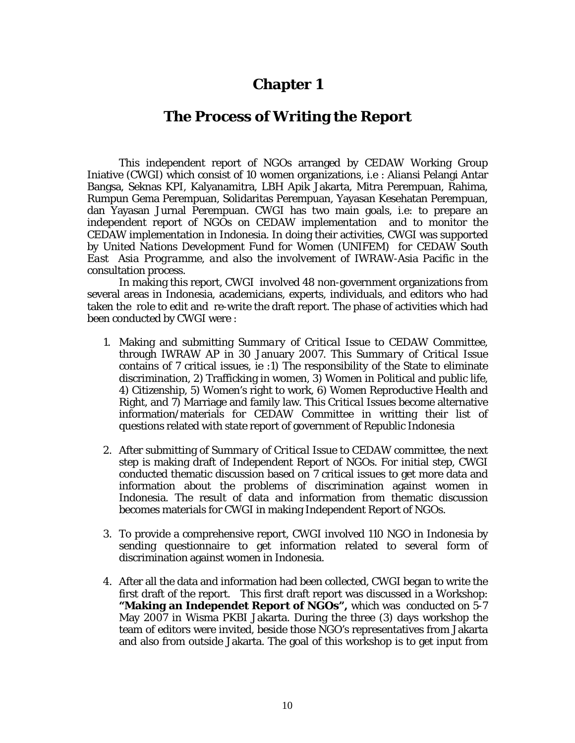# Chapter 1

## The Process of Writing the Report

This independent report of NGOs arranged by CEDAW Working Group Iniative (CWGI) which consist of 10 women organizations, i.e : Aliansi Pelangi Antar Bangsa, Seknas KPI, Kalyanamitra, LBH Apik Jakarta, Mitra Perempuan, Rahima, Rumpun Gema Perempuan, Solidaritas Perempuan, Yayasan Kesehatan Perempuan, dan Yayasan Jurnal Perempuan. CWGI has two main goals, i.e: to prepare an independent report of NGOs on CEDAW implementation and to monitor the CEDAW implementation in Indonesia. In doing their activities, CWGI was supported by *United Nations Development Fund for Women (UNIFEM) for CEDAW South East Asia Programme, and also* the involvement of IWRAW-Asia Pacific in the consultation process.

In making this report, CWGI involved 48 non-government organizations from several areas in Indonesia, academicians, experts, individuals, and editors who had taken the role to edit and re-write the draft report. The phase of activities which had been conducted by CWGI were :

1. Making and submitting *Summary of Critical Issue* to CEDAW Committee, through IWRAW AP in 30 January 2007. This *Summary of Critical Issue* contains of 7 critical issues, ie :1) The responsibility of the State to eliminate discrimination, 2) Trafficking in women, 3) Women in Political and public life, 4) Citizenship, 5) Women's right to work, 6) Women Reproductive Health and Right, and 7) Marriage and family law. This *Critical Issues* become alternative information/materials for CEDAW Committee in writting their list of questions related with state report of government of Republic Indonesia

2. After submitting of *Summary of Critical Issue* to CEDAW committee, the next step is making draft of Independent Report of NGOs. For initial step, CWGI conducted thematic discussion based on 7 critical issues to get more data and information about the problems of discrimination against women in Indonesia. The result of data and information from thematic discussion becomes materials for CWGI in making Independent Report of NGOs.

3. To provide a comprehensive report, CWGI involved 110 NGO in Indonesia by sending questionnaire to get information related to several form of discrimination against women in Indonesia.

4. After all the data and information had been collected, CWGI began to write the first draft of the report. This first draft report was discussed in a Workshop: **"Making an Independet Report of NGOs",** which was conducted on 5-7 May 2007 in Wisma PKBI Jakarta. During the three (3) days workshop the team of editors were invited, beside those NGO's representatives from Jakarta and also from outside Jakarta. The goal of this workshop is to get input from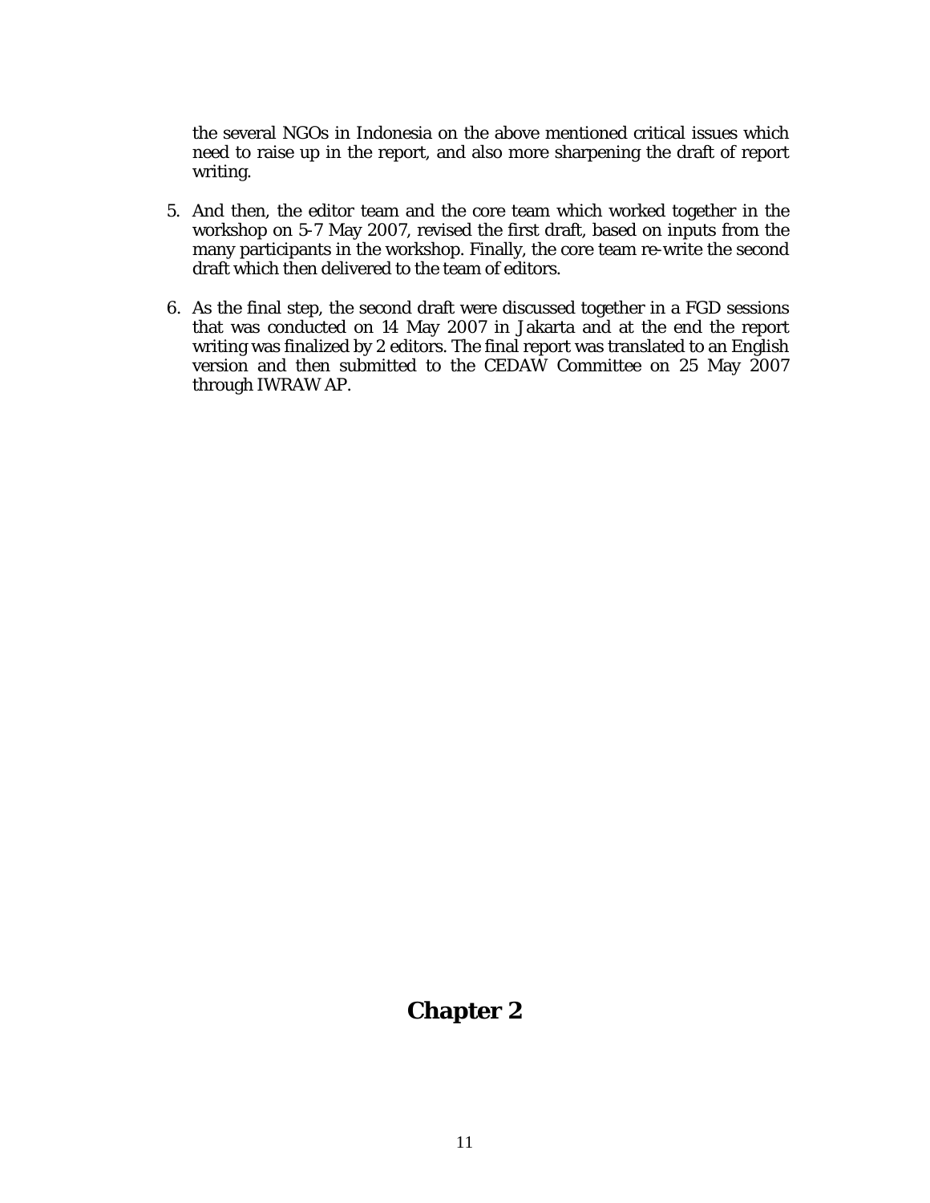the several NGOs in Indonesia on the above mentioned critical issues which need to raise up in the report, and also more sharpening the draft of report writing.

5. And then, the editor team and the core team which worked together in the workshop on 5-7 May 2007, revised the first draft, based on inputs from the many participants in the workshop. Finally, the core team re-write the second draft which then delivered to the team of editors.

6. As the final step, the second draft were discussed together in a FGD sessions that was conducted on 14 May 2007 in Jakarta and at the end the report writing was finalized by 2 editors. The final report was translated to an English version and then submitted to the CEDAW Committee on 25 May 2007 through IWRAW AP.

# Chapter 2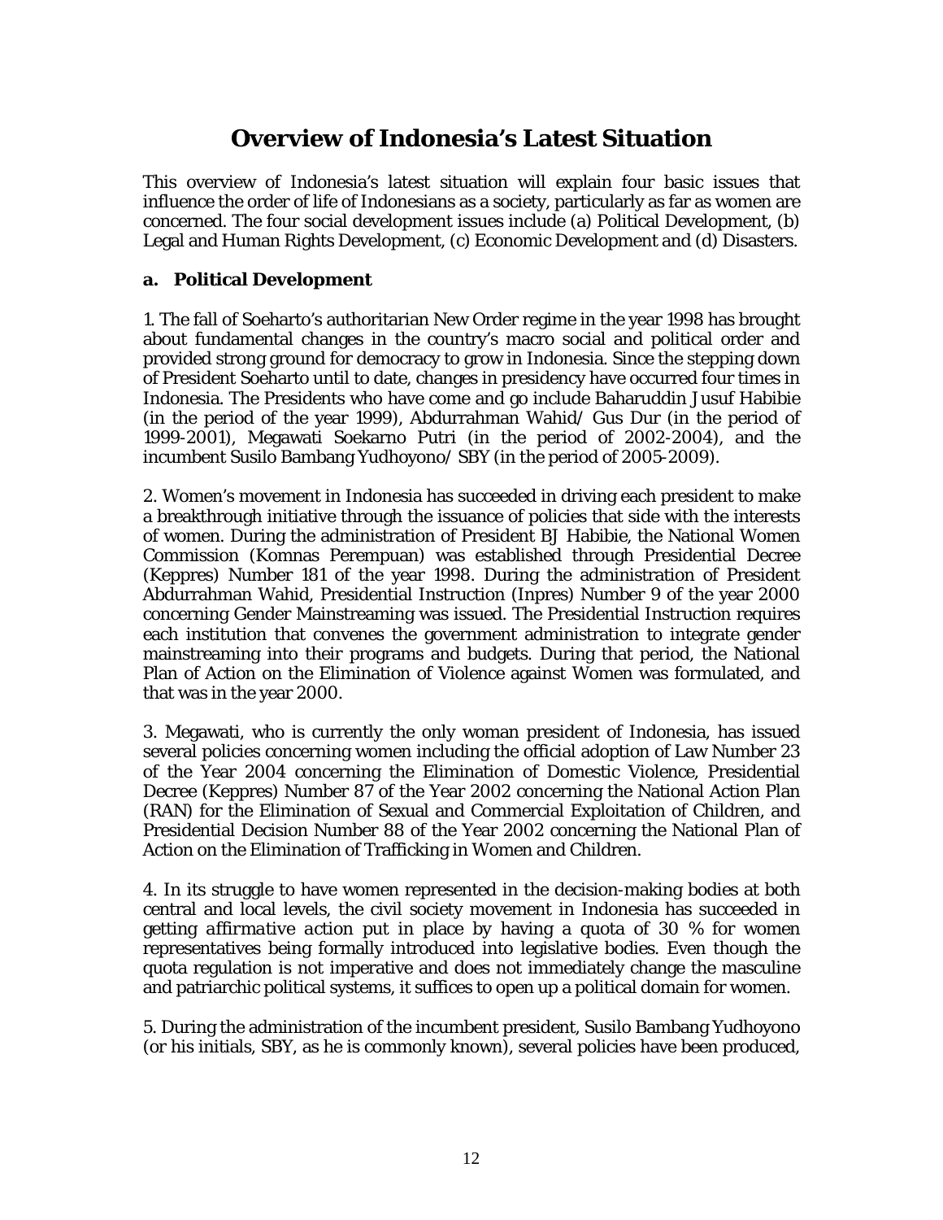# Overview of Indonesia's Latest Situation

This overview of Indonesia's latest situation will explain four basic issues that influence the order of life of Indonesians as a society, particularly as far as women are concerned. The four social development issues include (a) Political Development, (b) Legal and Human Rights Development, (c) Economic Development and (d) Disasters.

### a. Political Development

1. The fall of Soeharto's authoritarian New Order regime in the year 1998 has brought about fundamental changes in the country's macro social and political order and provided strong ground for democracy to grow in Indonesia. Since the stepping down of President Soeharto until to date, changes in presidency have occurred four times in Indonesia. The Presidents who have come and go include Baharuddin Jusuf Habibie (in the period of the year 1999), Abdurrahman Wahid/ Gus Dur (in the period of 1999-2001), Megawati Soekarno Putri (in the period of 2002-2004), and the incumbent Susilo Bambang Yudhoyono/ SBY (in the period of 2005-2009).

2. Women's movement in Indonesia has succeeded in driving each president to make a breakthrough initiative through the issuance of policies that side with the interests of women. During the administration of President BJ Habibie, the National Women Commission (Komnas Perempuan) was established through Presidential Decree (Keppres) Number 181 of the year 1998. During the administration of President Abdurrahman Wahid, Presidential Instruction (Inpres) Number 9 of the year 2000 concerning Gender Mainstreaming was issued. The Presidential Instruction requires each institution that convenes the government administration to integrate gender mainstreaming into their programs and budgets. During that period, the National Plan of Action on the Elimination of Violence against Women was formulated, and that was in the year 2000.

3. Megawati, who is currently the only woman president of Indonesia, has issued several policies concerning women including the official adoption of Law Number 23 of the Year 2004 concerning the Elimination of Domestic Violence, Presidential Decree (Keppres) Number 87 of the Year 2002 concerning the National Action Plan (RAN) for the Elimination of Sexual and Commercial Exploitation of Children, and Presidential Decision Number 88 of the Year 2002 concerning the National Plan of Action on the Elimination of Trafficking in Women and Children.

4. In its struggle to have women represented in the decision-making bodies at both central and local levels, the civil society movement in Indonesia has succeeded in getting *affirmative action* put in place by having a quota of 30 % for women representatives being formally introduced into legislative bodies. Even though the quota regulation is not imperative and does not immediately change the masculine and patriarchic political systems, it suffices to open up a political domain for women.

5. During the administration of the incumbent president, Susilo Bambang Yudhoyono (or his initials, SBY, as he is commonly known), several policies have been produced,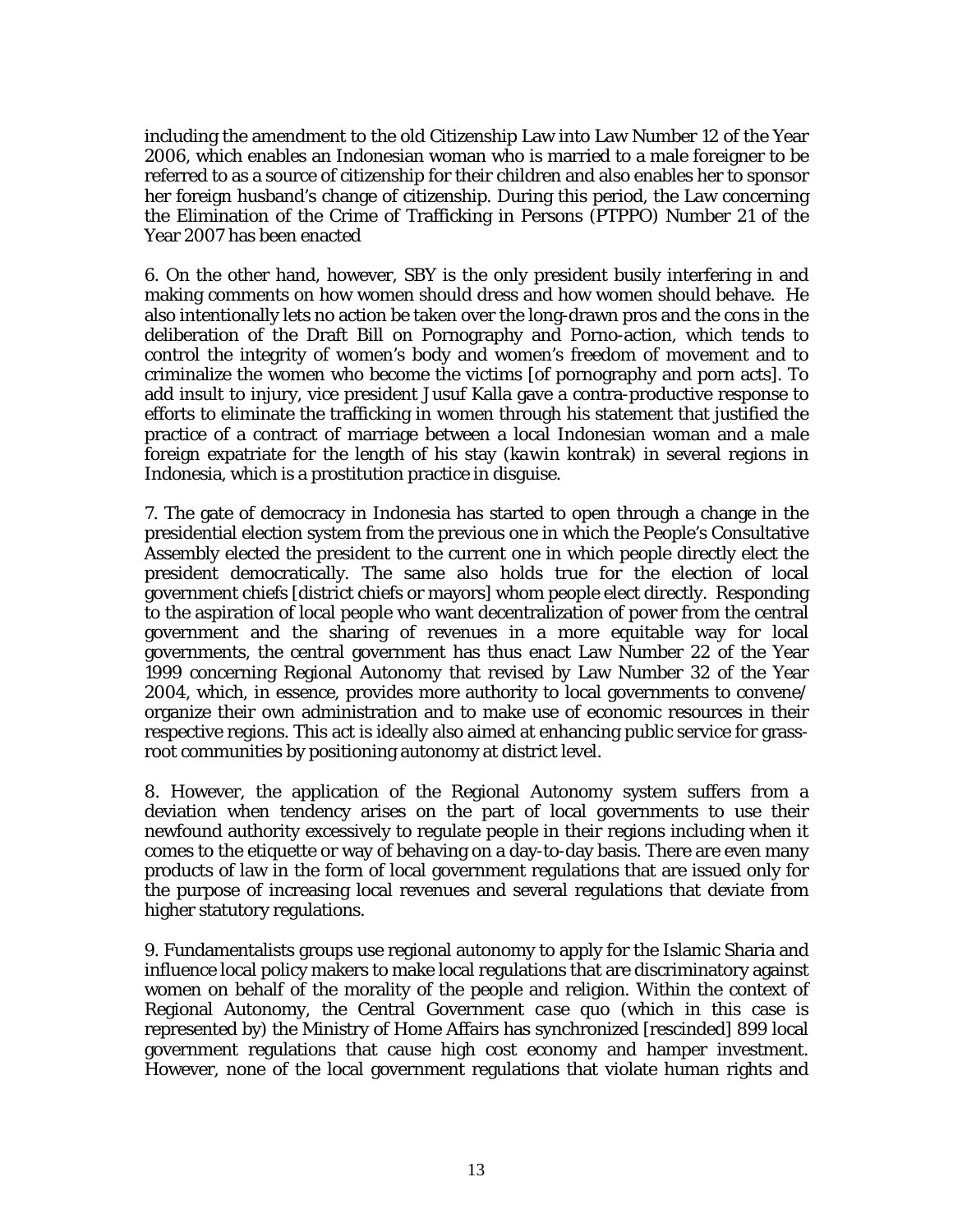including the amendment to the old Citizenship Law into Law Number 12 of the Year 2006, which enables an Indonesian woman who is married to a male foreigner to be referred to as a source of citizenship for their children and also enables her to sponsor her foreign husband's change of citizenship. During this period, the Law concerning the Elimination of the Crime of Trafficking in Persons (PTPPO) Number 21 of the Year 2007 has been enacted

6. On the other hand, however, SBY is the only president busily interfering in and making comments on how women should dress and how women should behave. He also intentionally lets no action be taken over the long-drawn pros and the cons in the deliberation of the Draft Bill on Pornography and Porno-action, which tends to control the integrity of women's body and women's freedom of movement and to criminalize the women who become the victims [of pornography and porn acts]. To add insult to injury, vice president Jusuf Kalla gave a contra-productive response to efforts to eliminate the trafficking in women through his statement that justified the practice of a contract of marriage between a local Indonesian woman and a male foreign expatriate for the length of his stay (*kawin kontrak*) in several regions in Indonesia, which is a prostitution practice in disguise.

7. The gate of democracy in Indonesia has started to open through a change in the presidential election system from the previous one in which the People's Consultative Assembly elected the president to the current one in which people directly elect the president democratically. The same also holds true for the election of local government chiefs [district chiefs or mayors] whom people elect directly. Responding to the aspiration of local people who want decentralization of power from the central government and the sharing of revenues in a more equitable way for local governments, the central government has thus enact Law Number 22 of the Year 1999 concerning Regional Autonomy that revised by Law Number 32 of the Year 2004, which, in essence, provides more authority to local governments to convene/ organize their own administration and to make use of economic resources in their respective regions. This act is ideally also aimed at enhancing public service for grass-root communities by positioning autonomy at district level.

8. However, the application of the Regional Autonomy system suffers from a deviation when tendency arises on the part of local governments to use their newfound authority excessively to regulate people in their regions including when it comes to the etiquette or way of behaving on a day-to-day basis. There are even many products of law in the form of local government regulations that are issued only for the purpose of increasing local revenues and several regulations that deviate from higher statutory regulations.

9. Fundamentalists groups use regional autonomy to apply for the Islamic Sharia and influence local policy makers to make local regulations that are discriminatory against women on behalf of the morality of the people and religion. Within the context of Regional Autonomy, the Central Government *case quo* (which in this case is represented by) the Ministry of Home Affairs has synchronized [rescinded] 899 local government regulations that cause high cost economy and hamper investment. However, none of the local government regulations that violate human rights and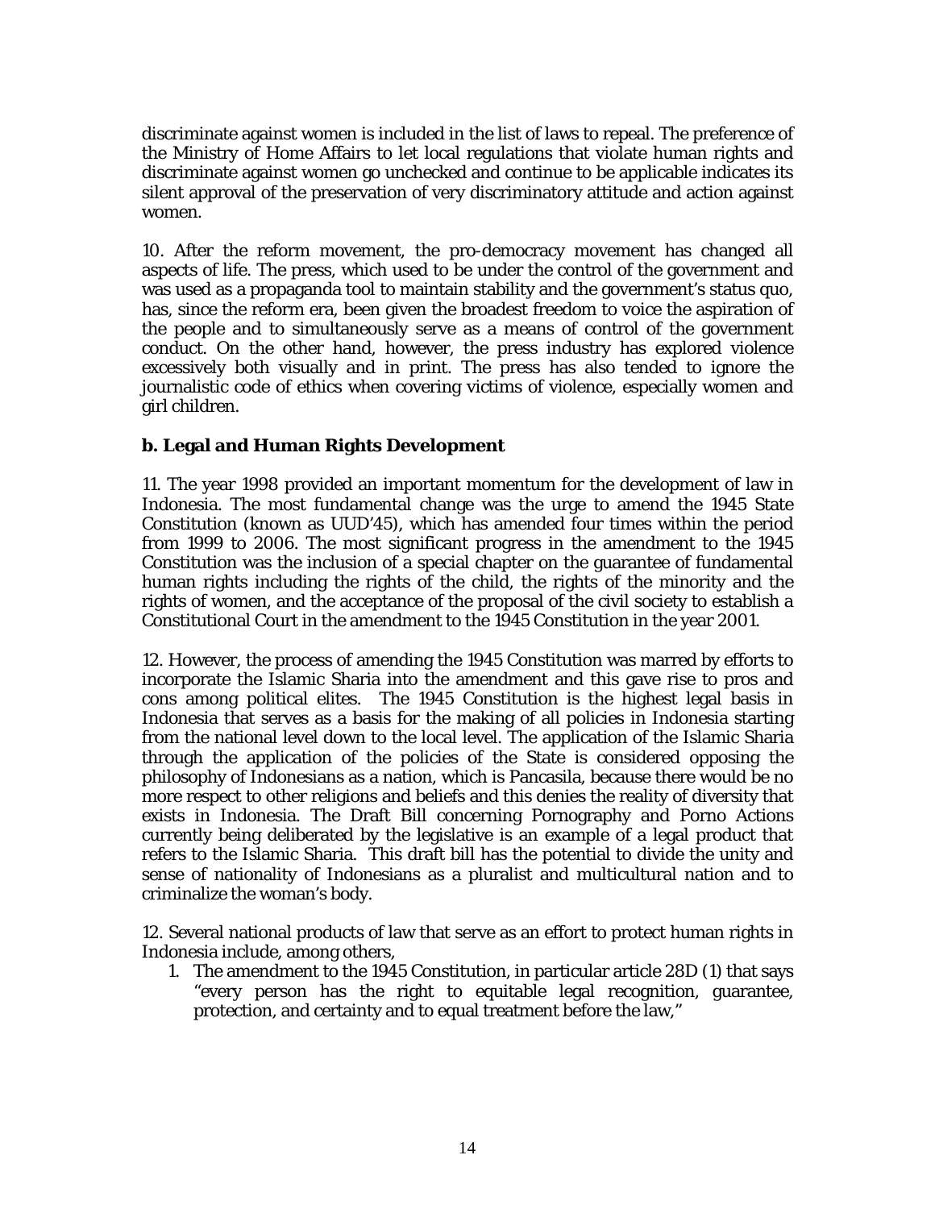discriminate against women is included in the list of laws to repeal. The preference of the Ministry of Home Affairs to let local regulations that violate human rights and discriminate against women go unchecked and continue to be applicable indicates its silent approval of the preservation of very discriminatory attitude and action against women.

10. After the reform movement, the pro-democracy movement has changed all aspects of life. The press, which used to be under the control of the government and was used as a propaganda tool to maintain stability and the government's status quo, has, since the reform era, been given the broadest freedom to voice the aspiration of the people and to simultaneously serve as a means of control of the government conduct. On the other hand, however, the press industry has explored violence excessively both visually and in print. The press has also tended to ignore the journalistic code of ethics when covering victims of violence, especially women and girl children.

### b. Legal and Human Rights Development

11. The year 1998 provided an important momentum for the development of law in Indonesia. The most fundamental change was the urge to amend the 1945 State Constitution (known as UUD'45), which has amended four times within the period from 1999 to 2006. The most significant progress in the amendment to the 1945 Constitution was the inclusion of a special chapter on the guarantee of fundamental human rights including the rights of the child, the rights of the minority and the rights of women, and the acceptance of the proposal of the civil society to establish a Constitutional Court in the amendment to the 1945 Constitution in the year 2001.

12. However, the process of amending the 1945 Constitution was marred by efforts to incorporate the Islamic Sharia into the amendment and this gave rise to pros and cons among political elites. The 1945 Constitution is the highest legal basis in Indonesia that serves as a basis for the making of all policies in Indonesia starting from the national level down to the local level. The application of the Islamic Sharia through the application of the policies of the State is considered opposing the philosophy of Indonesians as a nation, which is Pancasila, because there would be no more respect to other religions and beliefs and this denies the reality of diversity that exists in Indonesia. The Draft Bill concerning Pornography and Porno Actions currently being deliberated by the legislative is an example of a legal product that refers to the Islamic Sharia. This draft bill has the potential to divide the unity and sense of nationality of Indonesians as a pluralist and multicultural nation and to criminalize the woman's body.

12. Several national products of law that serve as an effort to protect human rights in Indonesia include, among others,

1. The amendment to the 1945 Constitution, in particular article 28D (1) that says "every person has the right to equitable legal recognition, guarantee, protection, and certainty and to equal treatment before the law,"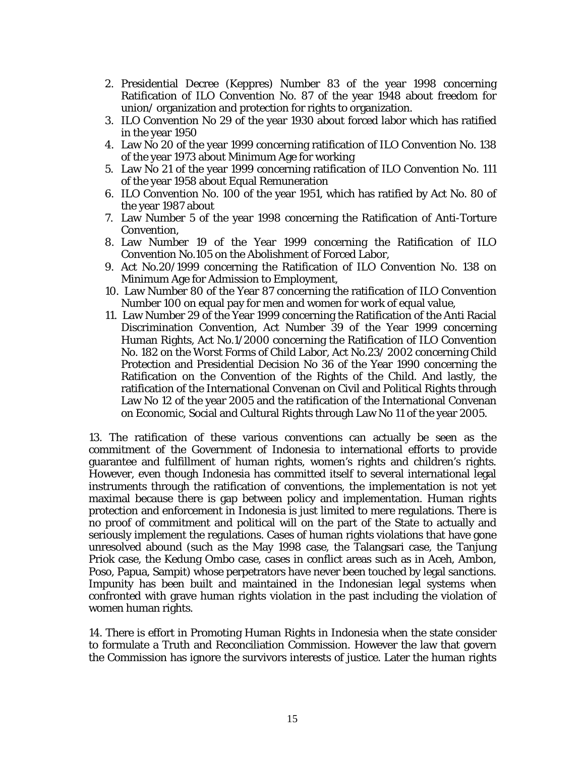2. Presidential Decree (Keppres) Number 83 of the year 1998 concerning Ratification of ILO Convention No. 87 of the year 1948 about freedom for union/ organization and protection for rights to organization.
3. ILO Convention No 29 of the year 1930 about forced labor which has ratified in the year 1950
4. Law No 20 of the year 1999 concerning ratification of ILO Convention No. 138 of the year 1973 about Minimum Age for working
5. Law No 21 of the year 1999 concerning ratification of ILO Convention No. 111 of the year 1958 about Equal Remuneration
6. ILO Convention No. 100 of the year 1951, which has ratified by Act No. 80 of the year 1987 about
7. Law Number 5 of the year 1998 concerning the Ratification of Anti-Torture Convention,
8. Law Number 19 of the Year 1999 concerning the Ratification of ILO Convention No.105 on the Abolishment of Forced Labor,
9. Act No.20/1999 concerning the Ratification of ILO Convention No. 138 on Minimum Age for Admission to Employment,
10. Law Number 80 of the Year 87 concerning the ratification of ILO Convention Number 100 on equal pay for men and women for work of equal value,
11. Law Number 29 of the Year 1999 concerning the Ratification of the Anti Racial Discrimination Convention, Act Number 39 of the Year 1999 concerning Human Rights, Act No.1/2000 concerning the Ratification of ILO Convention No. 182 on the Worst Forms of Child Labor, Act No.23/ 2002 concerning Child Protection and Presidential Decision No 36 of the Year 1990 concerning the Ratification on the Convention of the Rights of the Child. And lastly, the ratification of the International Convenan on Civil and Political Rights through Law No 12 of the year 2005 and the ratification of the International Convenan on Economic, Social and Cultural Rights through Law No 11 of the year 2005.

13. The ratification of these various conventions can actually be seen as the commitment of the Government of Indonesia to international efforts to provide guarantee and fulfillment of human rights, women's rights and children's rights. However, even though Indonesia has committed itself to several international legal instruments through the ratification of conventions, the implementation is not yet maximal because there is gap between policy and implementation. Human rights protection and enforcement in Indonesia is just limited to mere regulations. There is no proof of commitment and political will on the part of the State to actually and seriously implement the regulations. Cases of human rights violations that have gone unresolved abound (such as the May 1998 case, the Talangsari case, the Tanjung Priok case, the Kedung Ombo case, cases in conflict areas such as in Aceh, Ambon, Poso, Papua, Sampit) whose perpetrators have never been touched by legal sanctions. Impunity has been built and maintained in the Indonesian legal systems when confronted with grave human rights violation in the past including the violation of women human rights.

14. There is effort in Promoting Human Rights in Indonesia when the state consider to formulate a Truth and Reconciliation Commission. However the law that govern the Commission has ignore the survivors interests of justice. Later the human rights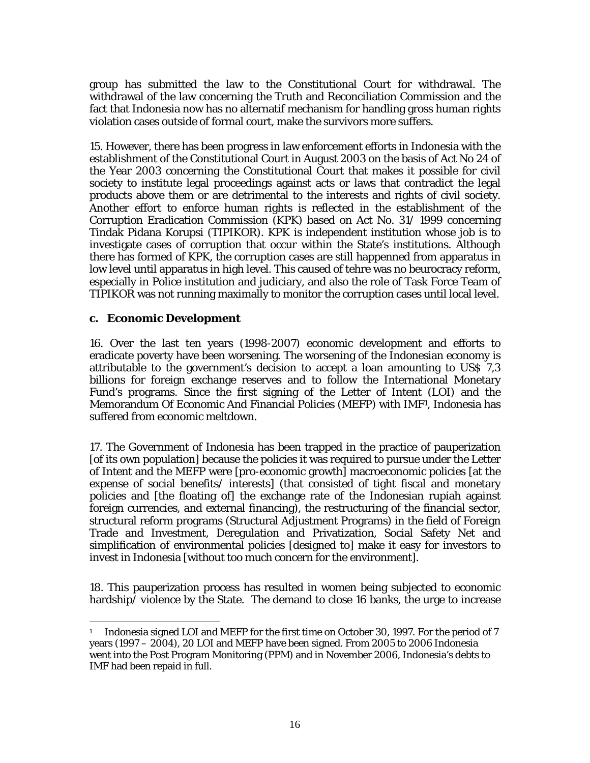group has submitted the law to the Constitutional Court for withdrawal. The withdrawal of the law concerning the Truth and Reconciliation Commission and the fact that Indonesia now has no alternatif mechanism for handling gross human rights violation cases outside of formal court, make the survivors more suffers.

15. However, there has been progress in law enforcement efforts in Indonesia with the establishment of the Constitutional Court in August 2003 on the basis of Act No 24 of the Year 2003 concerning the Constitutional Court that makes it possible for civil society to institute legal proceedings against acts or laws that contradict the legal products above them or are detrimental to the interests and rights of civil society. Another effort to enforce human rights is reflected in the establishment of the Corruption Eradication Commission (KPK) based on Act No. 31/ 1999 concerning Tindak Pidana Korupsi (TIPIKOR). KPK is independent institution whose job is to investigate cases of corruption that occur within the State's institutions. Although there has formed of KPK, the corruption cases are still happenned from apparatus in low level until apparatus in high level. This caused of tehre was no beurocracy reform, especially in Police institution and judiciary, and also the role of Task Force Team of TIPIKOR was not running maximally to monitor the corruption cases until local level.

### c. Economic Development

16. Over the last ten years (1998-2007) economic development and efforts to eradicate poverty have been worsening. The worsening of the Indonesian economy is attributable to the government's decision to accept a loan amounting to US$ 7,3 billions for foreign exchange reserves and to follow the International Monetary Fund's programs. Since the first signing of the Letter of Intent (LOI) and the Memorandum Of Economic And Financial Policies (MEFP) with IMF[1], Indonesia has suffered from economic meltdown.

17. The Government of Indonesia has been trapped in the practice of pauperization [of its own population] because the policies it was required to pursue under the Letter of Intent and the MEFP were [pro-economic growth] macroeconomic policies [at the expense of social benefits/ interests] (that consisted of tight fiscal and monetary policies and [the floating of] the exchange rate of the Indonesian rupiah against foreign currencies, and external financing), the restructuring of the financial sector, structural reform programs (Structural Adjustment Programs) in the field of Foreign Trade and Investment, Deregulation and Privatization, Social Safety Net and simplification of environmental policies [designed to] make it easy for investors to invest in Indonesia [without too much concern for the environment].

18. This pauperization process has resulted in women being subjected to economic hardship/ violence by the State. The demand to close 16 banks, the urge to increase

---

[1] Indonesia signed LOI and MEFP for the first time on October 30, 1997. For the period of 7 years (1997 – 2004), 20 LOI and MEFP have been signed. From 2005 to 2006 Indonesia went into the Post Program Monitoring (PPM) and in November 2006, Indonesia's debts to IMF had been repaid in full.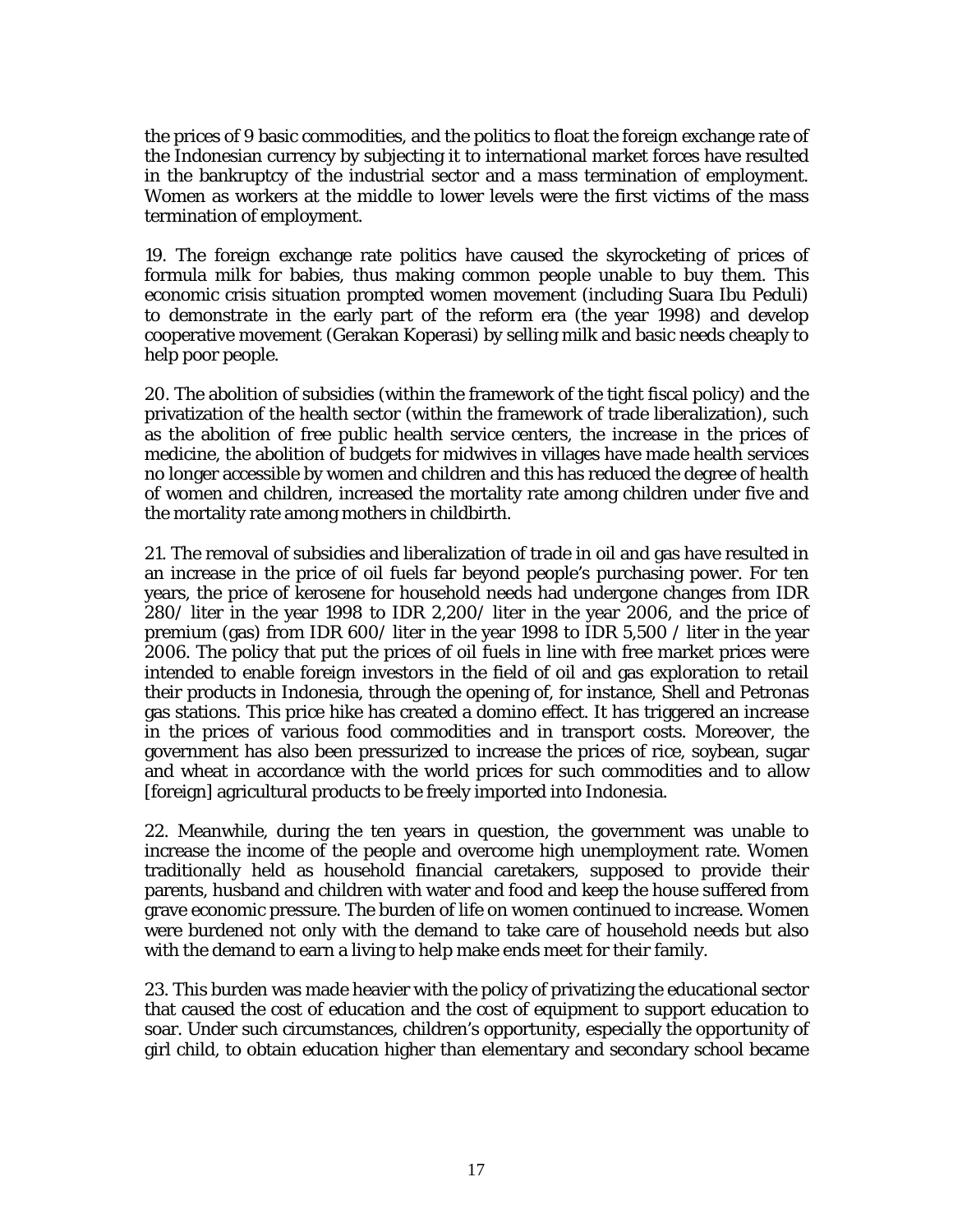the prices of 9 basic commodities, and the politics to float the foreign exchange rate of the Indonesian currency by subjecting it to international market forces have resulted in the bankruptcy of the industrial sector and a mass termination of employment. Women as workers at the middle to lower levels were the first victims of the mass termination of employment.

19. The foreign exchange rate politics have caused the skyrocketing of prices of formula milk for babies, thus making common people unable to buy them. This economic crisis situation prompted women movement (including Suara Ibu Peduli) to demonstrate in the early part of the reform era (the year 1998) and develop cooperative movement (Gerakan Koperasi) by selling milk and basic needs cheaply to help poor people.

20. The abolition of subsidies (within the framework of the tight fiscal policy) and the privatization of the health sector (within the framework of trade liberalization), such as the abolition of free public health service centers, the increase in the prices of medicine, the abolition of budgets for midwives in villages have made health services no longer accessible by women and children and this has reduced the degree of health of women and children, increased the mortality rate among children under five and the mortality rate among mothers in childbirth.

21. The removal of subsidies and liberalization of trade in oil and gas have resulted in an increase in the price of oil fuels far beyond people's purchasing power. For ten years, the price of kerosene for household needs had undergone changes from IDR 280/ liter in the year 1998 to IDR 2,200/ liter in the year 2006, and the price of premium (gas) from IDR 600/ liter in the year 1998 to IDR 5,500 / liter in the year 2006. The policy that put the prices of oil fuels in line with free market prices were intended to enable foreign investors in the field of oil and gas exploration to retail their products in Indonesia, through the opening of, for instance, Shell and Petronas gas stations. This price hike has created a domino effect. It has triggered an increase in the prices of various food commodities and in transport costs. Moreover, the government has also been pressurized to increase the prices of rice, soybean, sugar and wheat in accordance with the world prices for such commodities and to allow [foreign] agricultural products to be freely imported into Indonesia.

22. Meanwhile, during the ten years in question, the government was unable to increase the income of the people and overcome high unemployment rate. Women traditionally held as household financial caretakers, supposed to provide their parents, husband and children with water and food and keep the house suffered from grave economic pressure. The burden of life on women continued to increase. Women were burdened not only with the demand to take care of household needs but also with the demand to earn a living to help make ends meet for their family.

23. This burden was made heavier with the policy of privatizing the educational sector that caused the cost of education and the cost of equipment to support education to soar. Under such circumstances, children's opportunity, especially the opportunity of girl child, to obtain education higher than elementary and secondary school became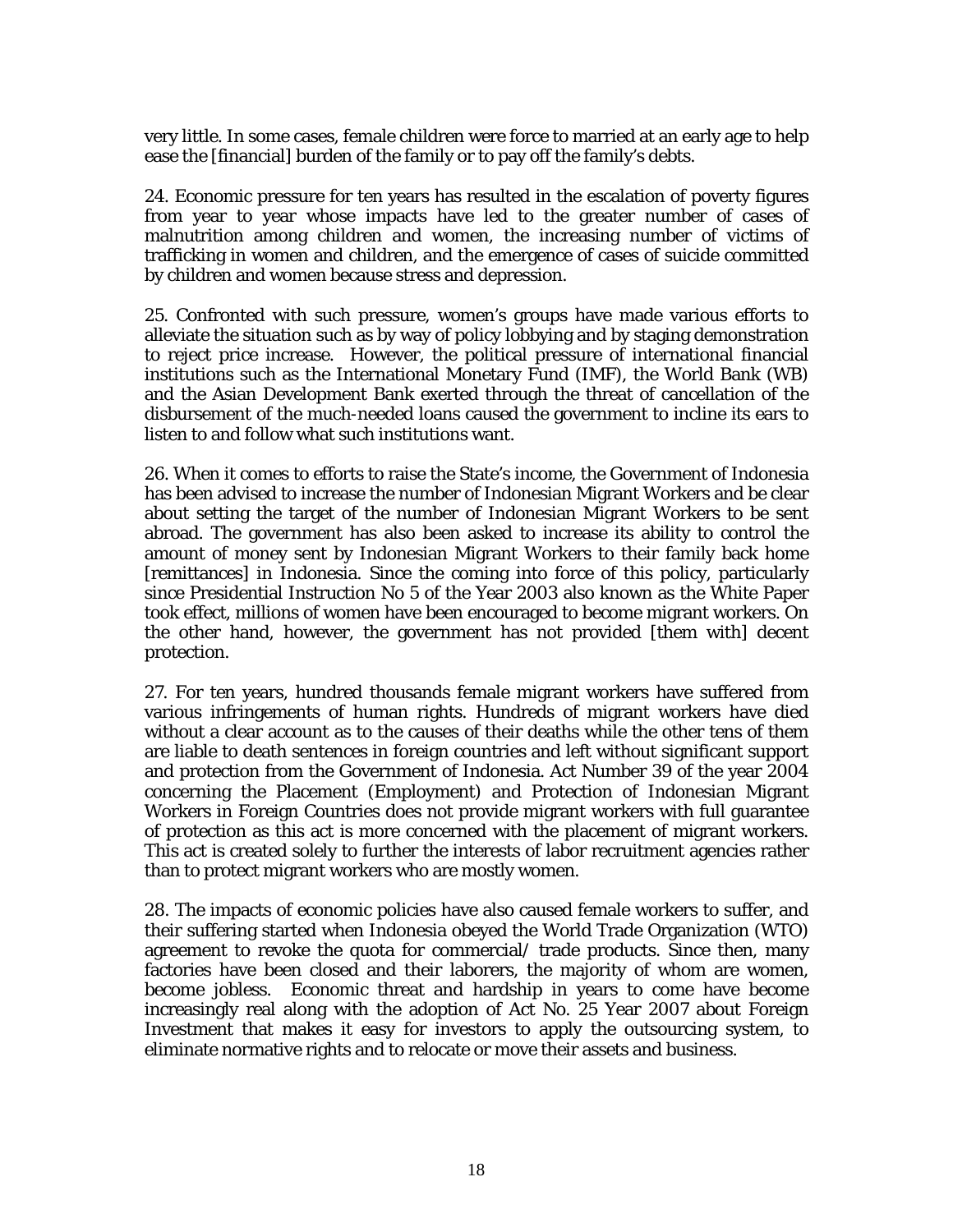very little. In some cases, female children were force to married at an early age to help ease the [financial] burden of the family or to pay off the family's debts.

24. Economic pressure for ten years has resulted in the escalation of poverty figures from year to year whose impacts have led to the greater number of cases of malnutrition among children and women, the increasing number of victims of trafficking in women and children, and the emergence of cases of suicide committed by children and women because stress and depression.

25. Confronted with such pressure, women's groups have made various efforts to alleviate the situation such as by way of policy lobbying and by staging demonstration to reject price increase. However, the political pressure of international financial institutions such as the International Monetary Fund (IMF), the World Bank (WB) and the Asian Development Bank exerted through the threat of cancellation of the disbursement of the much-needed loans caused the government to incline its ears to listen to and follow what such institutions want.

26. When it comes to efforts to raise the State's income, the Government of Indonesia has been advised to increase the number of Indonesian Migrant Workers and be clear about setting the target of the number of Indonesian Migrant Workers to be sent abroad. The government has also been asked to increase its ability to control the amount of money sent by Indonesian Migrant Workers to their family back home [remittances] in Indonesia. Since the coming into force of this policy, particularly since Presidential Instruction No 5 of the Year 2003 also known as the White Paper took effect, millions of women have been encouraged to become migrant workers. On the other hand, however, the government has not provided [them with] decent protection.

27. For ten years, hundred thousands female migrant workers have suffered from various infringements of human rights. Hundreds of migrant workers have died without a clear account as to the causes of their deaths while the other tens of them are liable to death sentences in foreign countries and left without significant support and protection from the Government of Indonesia. Act Number 39 of the year 2004 concerning the Placement (Employment) and Protection of Indonesian Migrant Workers in Foreign Countries does not provide migrant workers with full guarantee of protection as this act is more concerned with the placement of migrant workers. This act is created solely to further the interests of labor recruitment agencies rather than to protect migrant workers who are mostly women.

28. The impacts of economic policies have also caused female workers to suffer, and their suffering started when Indonesia obeyed the World Trade Organization (WTO) agreement to revoke the quota for commercial/ trade products. Since then, many factories have been closed and their laborers, the majority of whom are women, become jobless. Economic threat and hardship in years to come have become increasingly real along with the adoption of Act No. 25 Year 2007 about Foreign Investment that makes it easy for investors to apply the outsourcing system, to eliminate normative rights and to relocate or move their assets and business.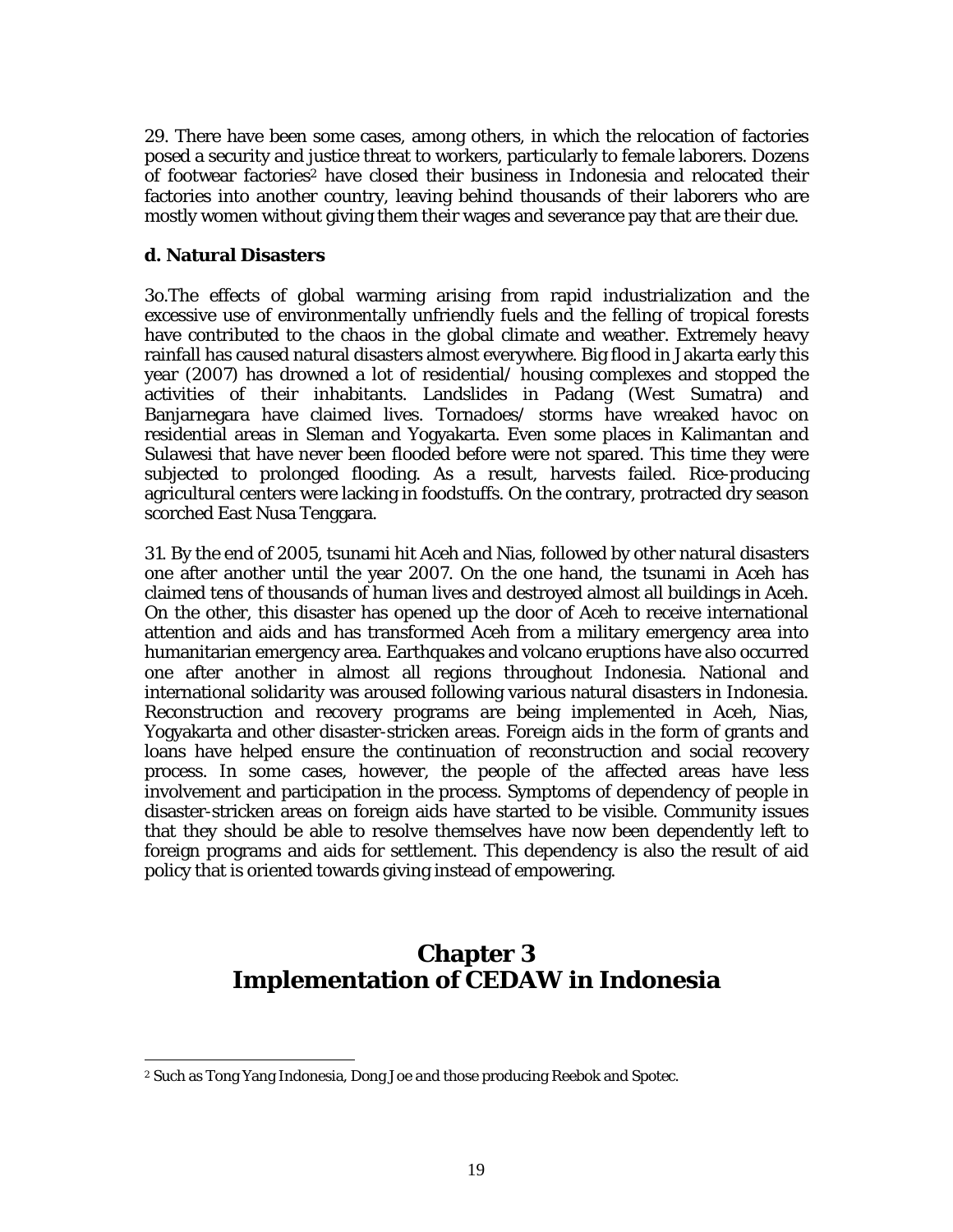29. There have been some cases, among others, in which the relocation of factories posed a security and justice threat to workers, particularly to female laborers. Dozens of footwear factories[2] have closed their business in Indonesia and relocated their factories into another country, leaving behind thousands of their laborers who are mostly women without giving them their wages and severance pay that are their due.

**d. Natural Disasters**

3o.The effects of global warming arising from rapid industrialization and the excessive use of environmentally unfriendly fuels and the felling of tropical forests have contributed to the chaos in the global climate and weather. Extremely heavy rainfall has caused natural disasters almost everywhere. Big flood in Jakarta early this year (2007) has drowned a lot of residential/ housing complexes and stopped the activities of their inhabitants. Landslides in Padang (West Sumatra) and Banjarnegara have claimed lives. Tornadoes/ storms have wreaked havoc on residential areas in Sleman and Yogyakarta. Even some places in Kalimantan and Sulawesi that have never been flooded before were not spared. This time they were subjected to prolonged flooding. As a result, harvests failed. Rice-producing agricultural centers were lacking in foodstuffs. On the contrary, protracted dry season scorched East Nusa Tenggara.

31. By the end of 2005, tsunami hit Aceh and Nias, followed by other natural disasters one after another until the year 2007. On the one hand, the tsunami in Aceh has claimed tens of thousands of human lives and destroyed almost all buildings in Aceh. On the other, this disaster has opened up the door of Aceh to receive international attention and aids and has transformed Aceh from a military emergency area into humanitarian emergency area. Earthquakes and volcano eruptions have also occurred one after another in almost all regions throughout Indonesia. National and international solidarity was aroused following various natural disasters in Indonesia. Reconstruction and recovery programs are being implemented in Aceh, Nias, Yogyakarta and other disaster-stricken areas. Foreign aids in the form of grants and loans have helped ensure the continuation of reconstruction and social recovery process. In some cases, however, the people of the affected areas have less involvement and participation in the process. Symptoms of dependency of people in disaster-stricken areas on foreign aids have started to be visible. Community issues that they should be able to resolve themselves have now been dependently left to foreign programs and aids for settlement. This dependency is also the result of aid policy that is oriented towards giving instead of empowering.

# Chapter 3
# Implementation of CEDAW in Indonesia

[2] Such as Tong Yang Indonesia, Dong Joe and those producing Reebok and Spotec.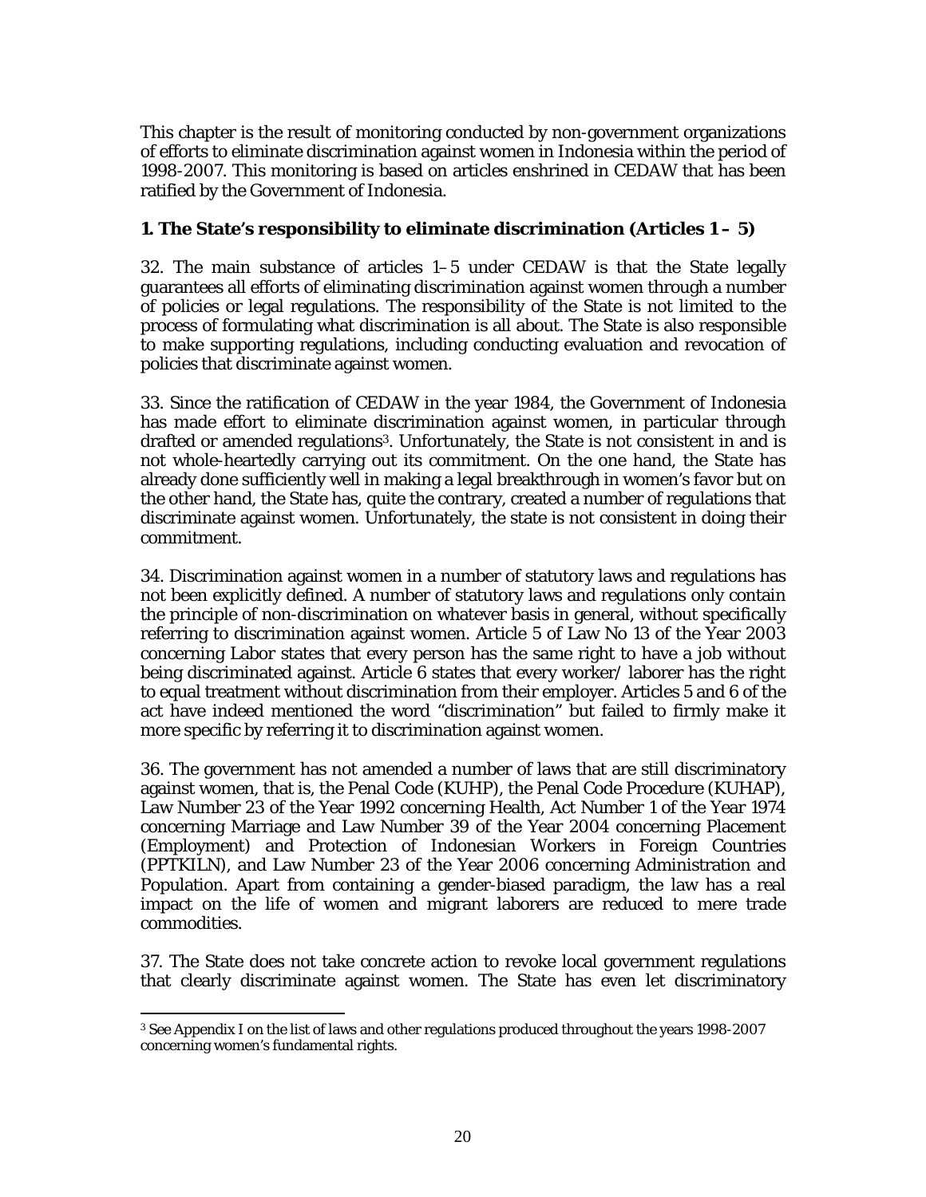This chapter is the result of monitoring conducted by non-government organizations of efforts to eliminate discrimination against women in Indonesia within the period of 1998-2007. This monitoring is based on articles enshrined in CEDAW that has been ratified by the Government of Indonesia.

## 1. The State's responsibility to eliminate discrimination (Articles 1 – 5)

32. The main substance of articles 1–5 under CEDAW is that the State legally guarantees all efforts of eliminating discrimination against women through a number of policies or legal regulations. The responsibility of the State is not limited to the process of formulating what discrimination is all about. The State is also responsible to make supporting regulations, including conducting evaluation and revocation of policies that discriminate against women.

33. Since the ratification of CEDAW in the year 1984, the Government of Indonesia has made effort to eliminate discrimination against women, in particular through drafted or amended regulations[3]. Unfortunately, the State is not consistent in and is not whole-heartedly carrying out its commitment. On the one hand, the State has already done sufficiently well in making a legal breakthrough in women's favor but on the other hand, the State has, quite the contrary, created a number of regulations that discriminate against women. Unfortunately, the state is not consistent in doing their commitment.

34. Discrimination against women in a number of statutory laws and regulations has not been explicitly defined. A number of statutory laws and regulations only contain the principle of non-discrimination on whatever basis in general, without specifically referring to discrimination against women. Article 5 of Law No 13 of the Year 2003 concerning Labor states that every person has the same right to have a job without being discriminated against. Article 6 states that every worker/ laborer has the right to equal treatment without discrimination from their employer. Articles 5 and 6 of the act have indeed mentioned the word "discrimination" but failed to firmly make it more specific by referring it to discrimination against women.

36. The government has not amended a number of laws that are still discriminatory against women, that is, the Penal Code (KUHP), the Penal Code Procedure (KUHAP), Law Number 23 of the Year 1992 concerning Health, Act Number 1 of the Year 1974 concerning Marriage and Law Number 39 of the Year 2004 concerning Placement (Employment) and Protection of Indonesian Workers in Foreign Countries (PPTKILN), and Law Number 23 of the Year 2006 concerning Administration and Population. Apart from containing a gender-biased paradigm, the law has a real impact on the life of women and migrant laborers are reduced to mere trade commodities.

37. The State does not take concrete action to revoke local government regulations that clearly discriminate against women. The State has even let discriminatory

---

[3] See Appendix I on the list of laws and other regulations produced throughout the years 1998-2007 concerning women's fundamental rights.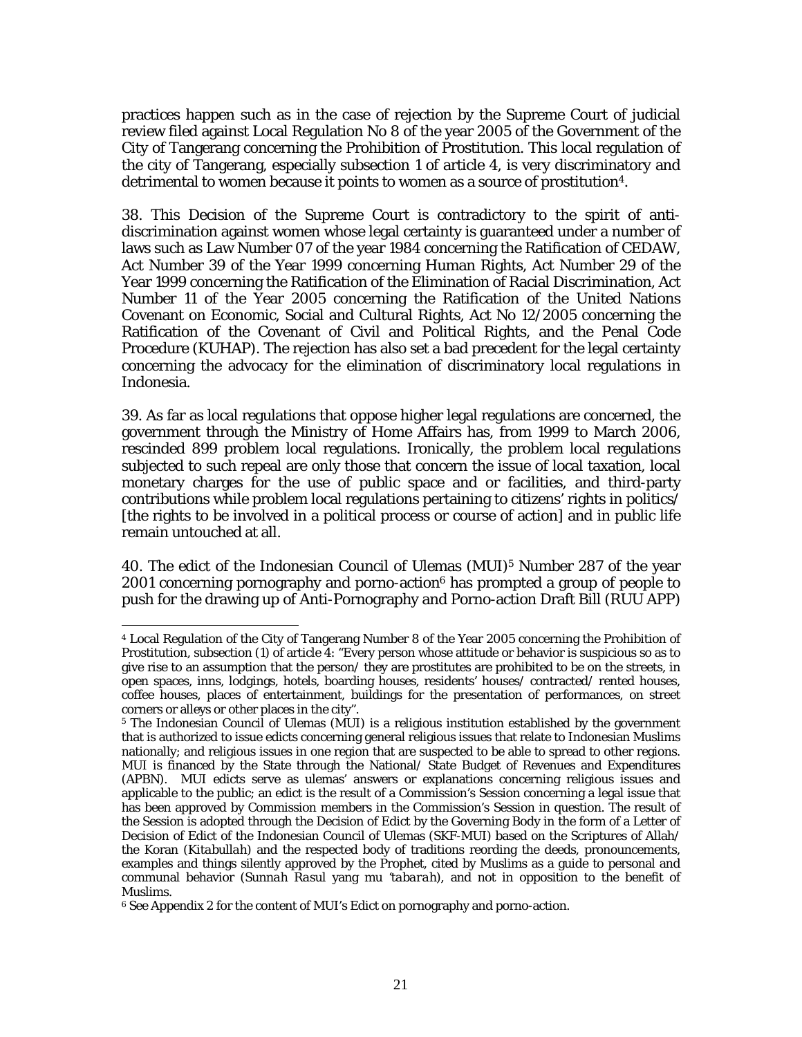practices happen such as in the case of rejection by the Supreme Court of judicial review filed against Local Regulation No 8 of the year 2005 of the Government of the City of Tangerang concerning the Prohibition of Prostitution. This local regulation of the city of Tangerang, especially subsection 1 of article 4, is very discriminatory and detrimental to women because it points to women as a source of prostitution[4].

38. This Decision of the Supreme Court is contradictory to the spirit of anti-discrimination against women whose legal certainty is guaranteed under a number of laws such as Law Number 07 of the year 1984 concerning the Ratification of CEDAW, Act Number 39 of the Year 1999 concerning Human Rights, Act Number 29 of the Year 1999 concerning the Ratification of the Elimination of Racial Discrimination, Act Number 11 of the Year 2005 concerning the Ratification of the United Nations Covenant on Economic, Social and Cultural Rights, Act No 12/2005 concerning the Ratification of the Covenant of Civil and Political Rights, and the Penal Code Procedure (KUHAP). The rejection has also set a bad precedent for the legal certainty concerning the advocacy for the elimination of discriminatory local regulations in Indonesia.

39. As far as local regulations that oppose higher legal regulations are concerned, the government through the Ministry of Home Affairs has, from 1999 to March 2006, rescinded 899 problem local regulations. Ironically, the problem local regulations subjected to such repeal are only those that concern the issue of local taxation, local monetary charges for the use of public space and or facilities, and third-party contributions while problem local regulations pertaining to citizens' rights in politics/ [the rights to be involved in a political process or course of action] and in public life remain untouched at all.

40. The edict of the Indonesian Council of Ulemas (MUI)[5] Number 287 of the year 2001 concerning pornography and porno-action[6] has prompted a group of people to push for the drawing up of Anti-Pornography and Porno-action Draft Bill (RUU APP)

---

[4] Local Regulation of the City of Tangerang Number 8 of the Year 2005 concerning the Prohibition of Prostitution, subsection (1) of article 4: "Every person whose attitude or behavior is suspicious so as to give rise to an assumption that the person/ they are prostitutes are prohibited to be on the streets, in open spaces, inns, lodgings, hotels, boarding houses, residents' houses/ contracted/ rented houses, coffee houses, places of entertainment, buildings for the presentation of performances, on street corners or alleys or other places in the city".

[5] The Indonesian Council of Ulemas (MUI) is a religious institution established by the government that is authorized to issue edicts concerning general religious issues that relate to Indonesian Muslims nationally; and religious issues in one region that are suspected to be able to spread to other regions. MUI is financed by the State through the National/ State Budget of Revenues and Expenditures (APBN). MUI edicts serve as ulemas' answers or explanations concerning religious issues and applicable to the public; an edict is the result of a Commission's Session concerning a legal issue that has been approved by Commission members in the Commission's Session in question. The result of the Session is adopted through the Decision of Edict by the Governing Body in the form of a Letter of Decision of Edict of the Indonesian Council of Ulemas (SKF-MUI) based on the Scriptures of Allah/ the Koran (*Kitabullah*) and the respected body of traditions reording the deeds, pronouncements, examples and things silently approved by the Prophet, cited by Muslims as a guide to personal and communal behavior (*Sunnah Rasul yang mu 'tabarah*), and not in opposition to the benefit of Muslims.

[6] See Appendix 2 for the content of MUI's Edict on pornography and porno-action.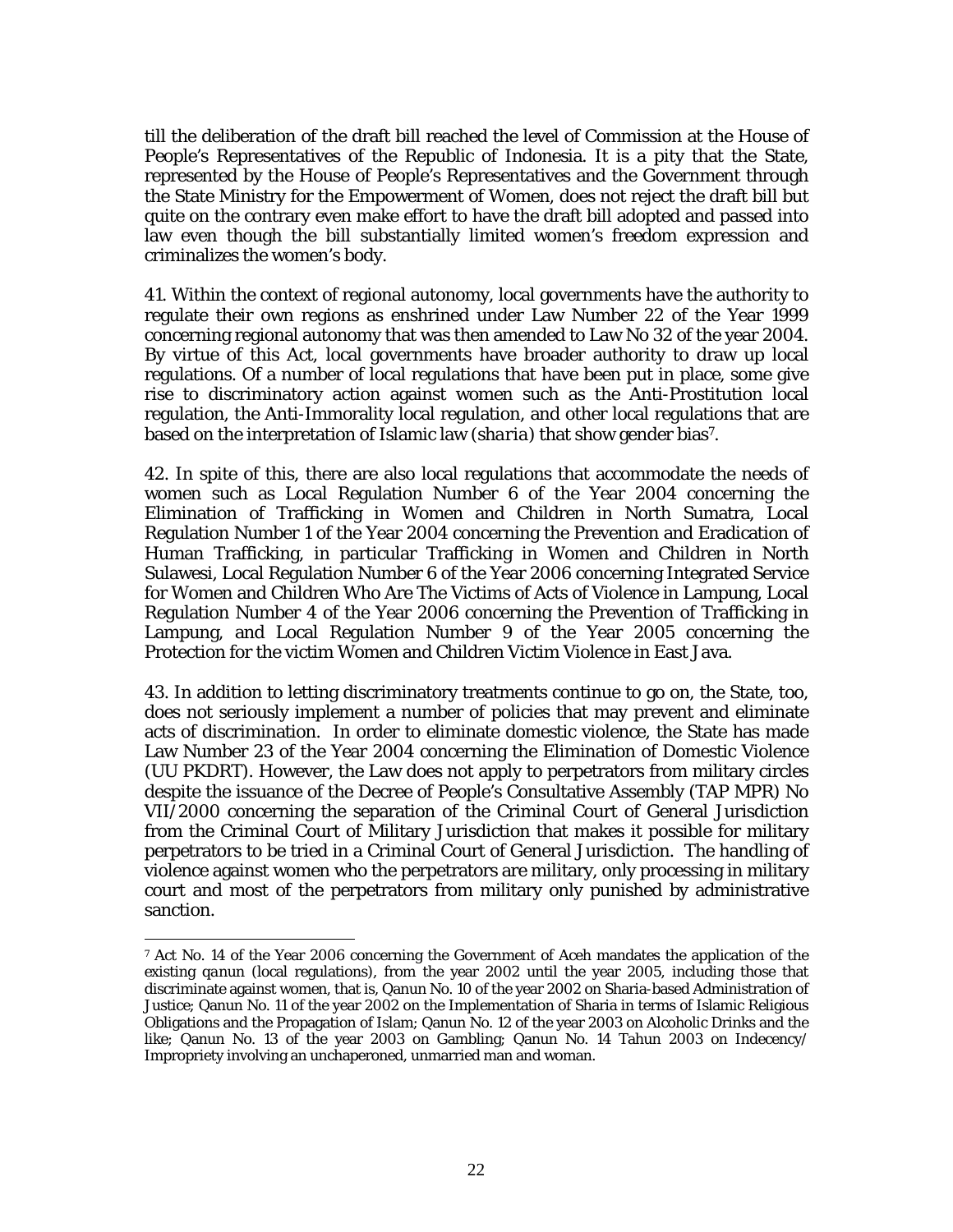till the deliberation of the draft bill reached the level of Commission at the House of People's Representatives of the Republic of Indonesia. It is a pity that the State, represented by the House of People's Representatives and the Government through the State Ministry for the Empowerment of Women, does not reject the draft bill but quite on the contrary even make effort to have the draft bill adopted and passed into law even though the bill substantially limited women's freedom expression and criminalizes the women's body.

41. Within the context of regional autonomy, local governments have the authority to regulate their own regions as enshrined under Law Number 22 of the Year 1999 concerning regional autonomy that was then amended to Law No 32 of the year 2004. By virtue of this Act, local governments have broader authority to draw up local regulations. Of a number of local regulations that have been put in place, some give rise to discriminatory action against women such as the Anti-Prostitution local regulation, the Anti-Immorality local regulation, and other local regulations that are based on the interpretation of Islamic law (*sharia*) that show gender bias[7].

42. In spite of this, there are also local regulations that accommodate the needs of women such as Local Regulation Number 6 of the Year 2004 concerning the Elimination of Trafficking in Women and Children in North Sumatra, Local Regulation Number 1 of the Year 2004 concerning the Prevention and Eradication of Human Trafficking, in particular Trafficking in Women and Children in North Sulawesi, Local Regulation Number 6 of the Year 2006 concerning Integrated Service for Women and Children Who Are The Victims of Acts of Violence in Lampung, Local Regulation Number 4 of the Year 2006 concerning the Prevention of Trafficking in Lampung, and Local Regulation Number 9 of the Year 2005 concerning the Protection for the victim Women and Children Victim Violence in East Java.

43. In addition to letting discriminatory treatments continue to go on, the State, too, does not seriously implement a number of policies that may prevent and eliminate acts of discrimination. In order to eliminate domestic violence, the State has made Law Number 23 of the Year 2004 concerning the Elimination of Domestic Violence (UU PKDRT). However, the Law does not apply to perpetrators from military circles despite the issuance of the Decree of People's Consultative Assembly (TAP MPR) No VII/2000 concerning the separation of the Criminal Court of General Jurisdiction from the Criminal Court of Military Jurisdiction that makes it possible for military perpetrators to be tried in a Criminal Court of General Jurisdiction. The handling of violence against women who the perpetrators are military, only processing in military court and most of the perpetrators from military only punished by administrative sanction.

---

[7] Act No. 14 of the Year 2006 concerning the Government of Aceh mandates the application of the existing *qanun* (local regulations), from the year 2002 until the year 2005, including those that discriminate against women, that is, Qanun No. 10 of the year 2002 on Sharia-based Administration of Justice; Qanun No. 11 of the year 2002 on the Implementation of Sharia in terms of Islamic Religious Obligations and the Propagation of Islam; Qanun No. 12 of the year 2003 on Alcoholic Drinks and the like; Qanun No. 13 of the year 2003 on Gambling; Qanun No. 14 Tahun 2003 on Indecency/ Impropriety involving an unchaperoned, unmarried man and woman.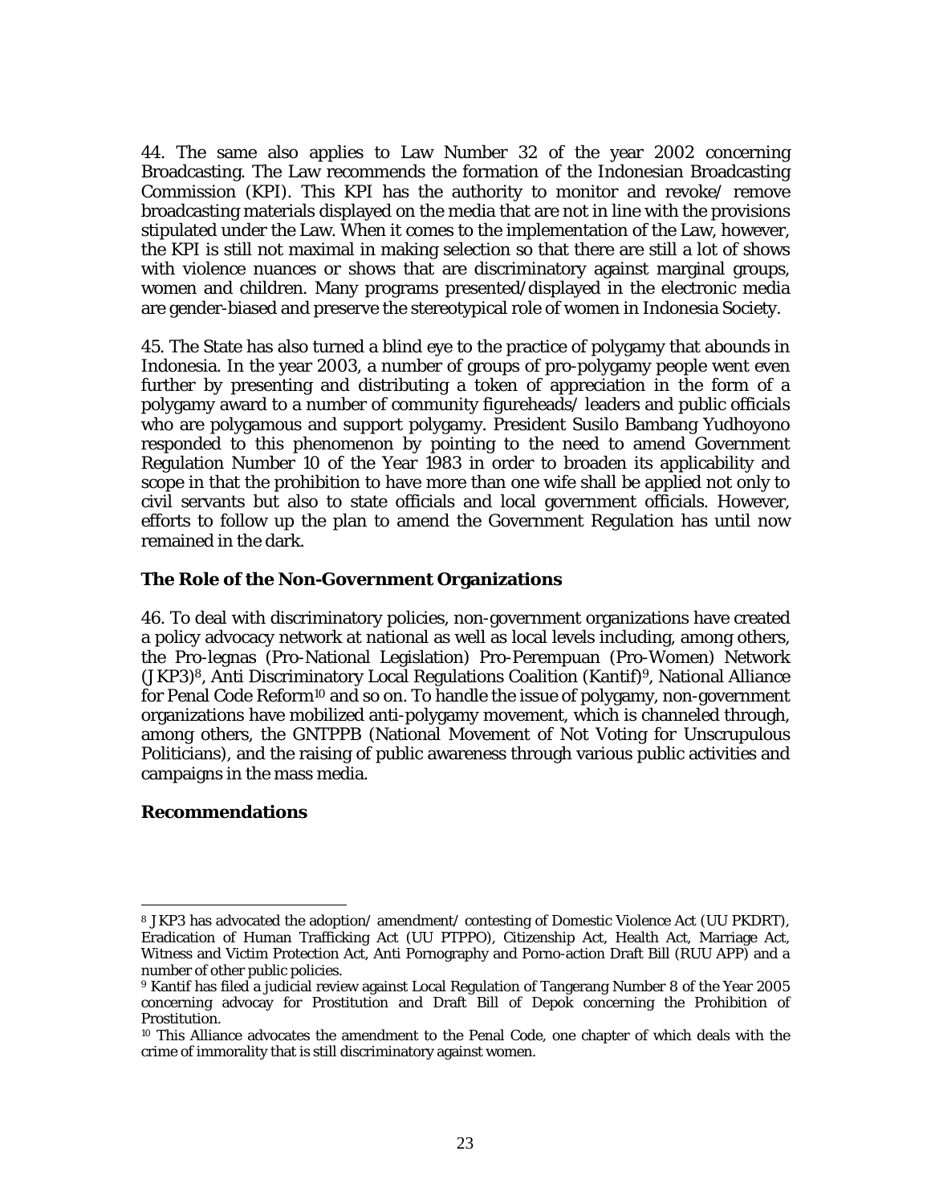44. The same also applies to Law Number 32 of the year 2002 concerning Broadcasting. The Law recommends the formation of the Indonesian Broadcasting Commission (KPI). This KPI has the authority to monitor and revoke/ remove broadcasting materials displayed on the media that are not in line with the provisions stipulated under the Law. When it comes to the implementation of the Law, however, the KPI is still not maximal in making selection so that there are still a lot of shows with violence nuances or shows that are discriminatory against marginal groups, women and children. Many programs presented/displayed in the electronic media are gender-biased and preserve the stereotypical role of women in Indonesia Society.

45. The State has also turned a blind eye to the practice of polygamy that abounds in Indonesia. In the year 2003, a number of groups of pro-polygamy people went even further by presenting and distributing a token of appreciation in the form of a polygamy award to a number of community figureheads/ leaders and public officials who are polygamous and support polygamy. President Susilo Bambang Yudhoyono responded to this phenomenon by pointing to the need to amend Government Regulation Number 10 of the Year 1983 in order to broaden its applicability and scope in that the prohibition to have more than one wife shall be applied not only to civil servants but also to state officials and local government officials. However, efforts to follow up the plan to amend the Government Regulation has until now remained in the dark.

### The Role of the Non-Government Organizations

46. To deal with discriminatory policies, non-government organizations have created a policy advocacy network at national as well as local levels including, among others, the Pro-legnas (Pro-National Legislation) Pro-Perempuan (Pro-Women) Network (JKP3)[8], Anti Discriminatory Local Regulations Coalition (Kantif)[9], National Alliance for Penal Code Reform[10] and so on. To handle the issue of polygamy, non-government organizations have mobilized anti-polygamy movement, which is channeled through, among others, the GNTPPB (National Movement of Not Voting for Unscrupulous Politicians), and the raising of public awareness through various public activities and campaigns in the mass media.

### Recommendations

---

[8] JKP3 has advocated the adoption/ amendment/ contesting of Domestic Violence Act (UU PKDRT), Eradication of Human Trafficking Act (UU PTPPO), Citizenship Act, Health Act, Marriage Act, Witness and Victim Protection Act, Anti Pornography and Porno-action Draft Bill (RUU APP) and a number of other public policies.

[9] Kantif has filed a judicial review against Local Regulation of Tangerang Number 8 of the Year 2005 concerning advocay for Prostitution and Draft Bill of Depok concerning the Prohibition of Prostitution.

[10] This Alliance advocates the amendment to the Penal Code, one chapter of which deals with the crime of immorality that is still discriminatory against women.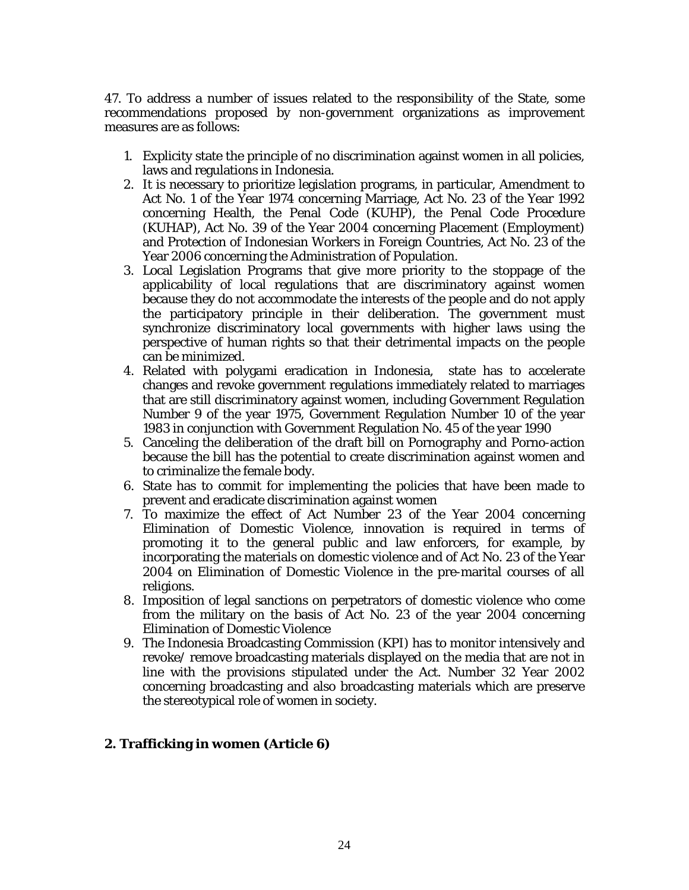47. To address a number of issues related to the responsibility of the State, some recommendations proposed by non-government organizations as improvement measures are as follows:

1. Explicity state the principle of no discrimination against women in all policies, laws and regulations in Indonesia.
2. It is necessary to prioritize legislation programs, in particular, Amendment to Act No. 1 of the Year 1974 concerning Marriage, Act No. 23 of the Year 1992 concerning Health, the Penal Code (KUHP), the Penal Code Procedure (KUHAP), Act No. 39 of the Year 2004 concerning Placement (Employment) and Protection of Indonesian Workers in Foreign Countries, Act No. 23 of the Year 2006 concerning the Administration of Population.
3. Local Legislation Programs that give more priority to the stoppage of the applicability of local regulations that are discriminatory against women because they do not accommodate the interests of the people and do not apply the participatory principle in their deliberation. The government must synchronize discriminatory local governments with higher laws using the perspective of human rights so that their detrimental impacts on the people can be minimized.
4. Related with polygami eradication in Indonesia, state has to accelerate changes and revoke government regulations immediately related to marriages that are still discriminatory against women, including Government Regulation Number 9 of the year 1975, Government Regulation Number 10 of the year 1983 in conjunction with Government Regulation No. 45 of the year 1990
5. Canceling the deliberation of the draft bill on Pornography and Porno-action because the bill has the potential to create discrimination against women and to criminalize the female body.
6. State has to commit for implementing the policies that have been made to prevent and eradicate discrimination against women
7. To maximize the effect of Act Number 23 of the Year 2004 concerning Elimination of Domestic Violence, innovation is required in terms of promoting it to the general public and law enforcers, for example, by incorporating the materials on domestic violence and of Act No. 23 of the Year 2004 on Elimination of Domestic Violence in the pre-marital courses of all religions.
8. Imposition of legal sanctions on perpetrators of domestic violence who come from the military on the basis of Act No. 23 of the year 2004 concerning Elimination of Domestic Violence
9. The Indonesia Broadcasting Commission (KPI) has to monitor intensively and revoke/ remove broadcasting materials displayed on the media that are not in line with the provisions stipulated under the Act. Number 32 Year 2002 concerning broadcasting and also broadcasting materials which are preserve the stereotypical role of women in society.

## 2. Trafficking in women (Article 6)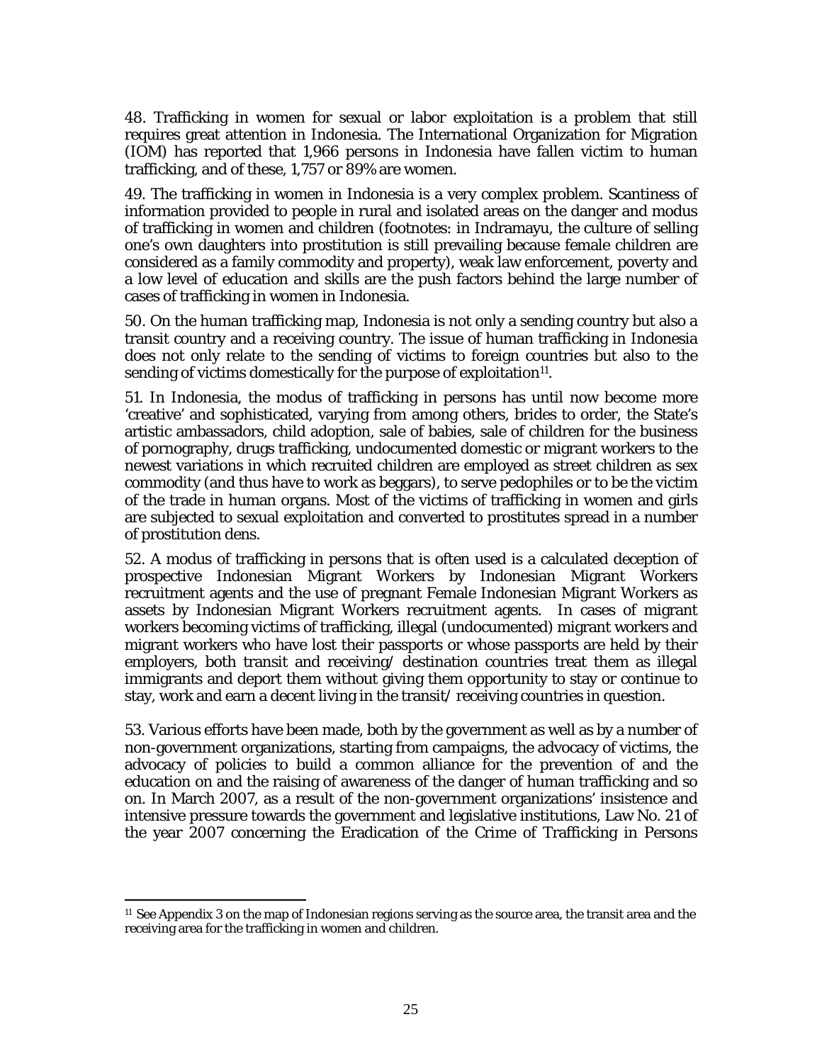48. Trafficking in women for sexual or labor exploitation is a problem that still requires great attention in Indonesia. The International Organization for Migration (IOM) has reported that 1,966 persons in Indonesia have fallen victim to human trafficking, and of these, 1,757 or 89% are women.

49. The trafficking in women in Indonesia is a very complex problem. Scantiness of information provided to people in rural and isolated areas on the danger and modus of trafficking in women and children (footnotes: in Indramayu, the culture of selling one's own daughters into prostitution is still prevailing because female children are considered as a family commodity and property), weak law enforcement, poverty and a low level of education and skills are the push factors behind the large number of cases of trafficking in women in Indonesia.

50. On the human trafficking map, Indonesia is not only a sending country but also a transit country and a receiving country. The issue of human trafficking in Indonesia does not only relate to the sending of victims to foreign countries but also to the sending of victims domestically for the purpose of exploitation[11].

51. In Indonesia, the modus of trafficking in persons has until now become more 'creative' and sophisticated, varying from among others, brides to order, the State's artistic ambassadors, child adoption, sale of babies, sale of children for the business of pornography, drugs trafficking, undocumented domestic or migrant workers to the newest variations in which recruited children are employed as street children as sex commodity (and thus have to work as beggars), to serve pedophiles or to be the victim of the trade in human organs. Most of the victims of trafficking in women and girls are subjected to sexual exploitation and converted to prostitutes spread in a number of prostitution dens.

52. A modus of trafficking in persons that is often used is a calculated deception of prospective Indonesian Migrant Workers by Indonesian Migrant Workers recruitment agents and the use of pregnant Female Indonesian Migrant Workers as assets by Indonesian Migrant Workers recruitment agents. In cases of migrant workers becoming victims of trafficking, illegal (undocumented) migrant workers and migrant workers who have lost their passports or whose passports are held by their employers, both transit and receiving/ destination countries treat them as illegal immigrants and deport them without giving them opportunity to stay or continue to stay, work and earn a decent living in the transit/ receiving countries in question.

53. Various efforts have been made, both by the government as well as by a number of non-government organizations, starting from campaigns, the advocacy of victims, the advocacy of policies to build a common alliance for the prevention of and the education on and the raising of awareness of the danger of human trafficking and so on. In March 2007, as a result of the non-government organizations' insistence and intensive pressure towards the government and legislative institutions, Law No. 21 of the year 2007 concerning the Eradication of the Crime of Trafficking in Persons

[11] See Appendix 3 on the map of Indonesian regions serving as the source area, the transit area and the receiving area for the trafficking in women and children.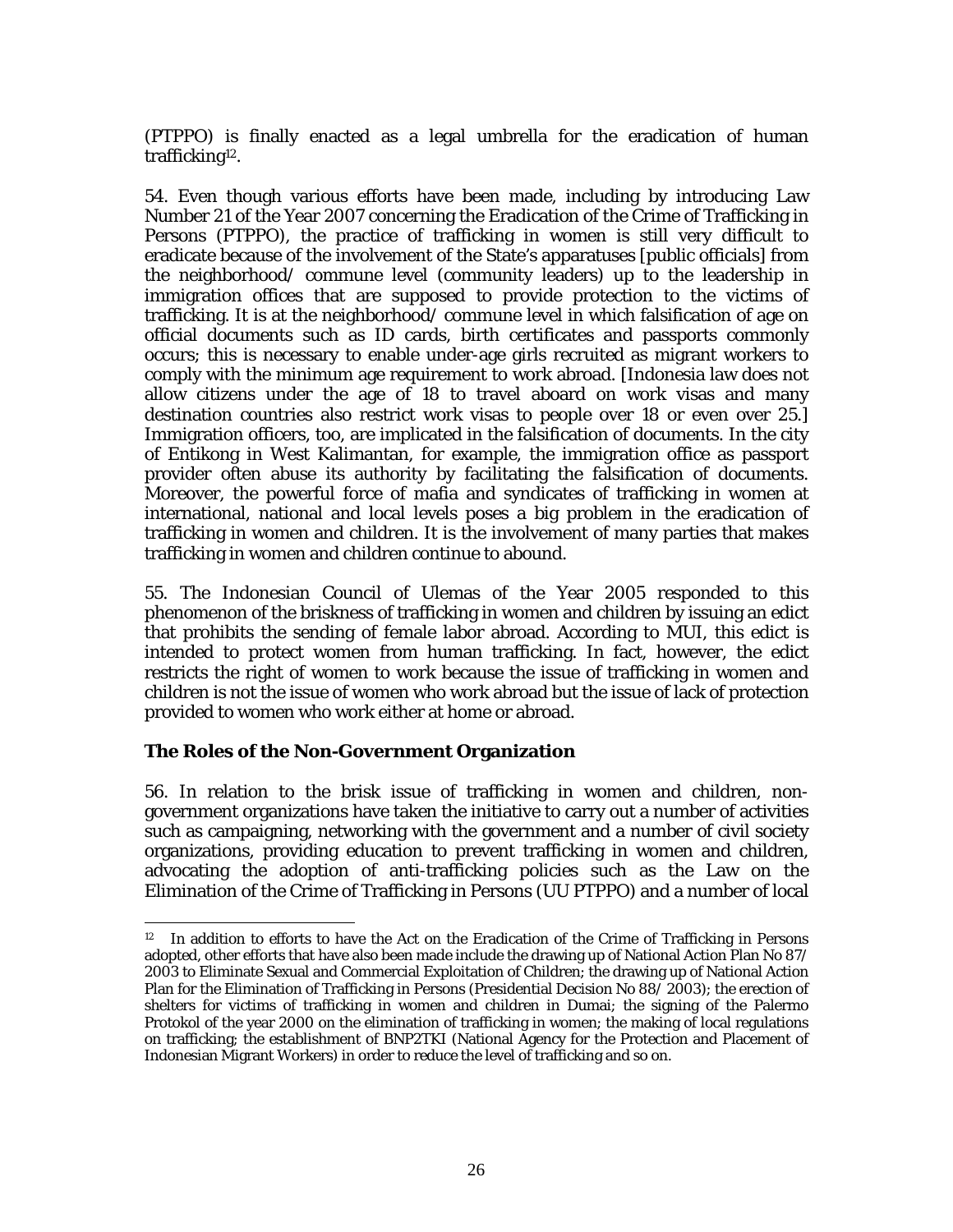(PTPPO) is finally enacted as a legal umbrella for the eradication of human trafficking[12].

54. Even though various efforts have been made, including by introducing Law Number 21 of the Year 2007 concerning the Eradication of the Crime of Trafficking in Persons (PTPPO), the practice of trafficking in women is still very difficult to eradicate because of the involvement of the State's apparatuses [public officials] from the neighborhood/ commune level (community leaders) up to the leadership in immigration offices that are supposed to provide protection to the victims of trafficking. It is at the neighborhood/ commune level in which falsification of age on official documents such as ID cards, birth certificates and passports commonly occurs; this is necessary to enable under-age girls recruited as migrant workers to comply with the minimum age requirement to work abroad. [Indonesia law does not allow citizens under the age of 18 to travel aboard on work visas and many destination countries also restrict work visas to people over 18 or even over 25.] Immigration officers, too, are implicated in the falsification of documents. In the city of Entikong in West Kalimantan, for example, the immigration office as passport provider often abuse its authority by facilitating the falsification of documents. Moreover, the powerful force of mafia and syndicates of trafficking in women at international, national and local levels poses a big problem in the eradication of trafficking in women and children. It is the involvement of many parties that makes trafficking in women and children continue to abound.

55. The Indonesian Council of Ulemas of the Year 2005 responded to this phenomenon of the briskness of trafficking in women and children by issuing an edict that prohibits the sending of female labor abroad. According to MUI, this edict is intended to protect women from human trafficking. In fact, however, the edict restricts the right of women to work because the issue of trafficking in women and children is not the issue of women who work abroad but the issue of lack of protection provided to women who work either at home or abroad.

### The Roles of the Non-Government Organization

56. In relation to the brisk issue of trafficking in women and children, non-government organizations have taken the initiative to carry out a number of activities such as campaigning, networking with the government and a number of civil society organizations, providing education to prevent trafficking in women and children, advocating the adoption of anti-trafficking policies such as the Law on the Elimination of the Crime of Trafficking in Persons (UU PTPPO) and a number of local

---

[12] In addition to efforts to have the Act on the Eradication of the Crime of Trafficking in Persons adopted, other efforts that have also been made include the drawing up of National Action Plan No 87/ 2003 to Eliminate Sexual and Commercial Exploitation of Children; the drawing up of National Action Plan for the Elimination of Trafficking in Persons (Presidential Decision No 88/ 2003); the erection of shelters for victims of trafficking in women and children in Dumai; the signing of the Palermo Protokol of the year 2000 on the elimination of trafficking in women; the making of local regulations on trafficking; the establishment of BNP2TKI (National Agency for the Protection and Placement of Indonesian Migrant Workers) in order to reduce the level of trafficking and so on.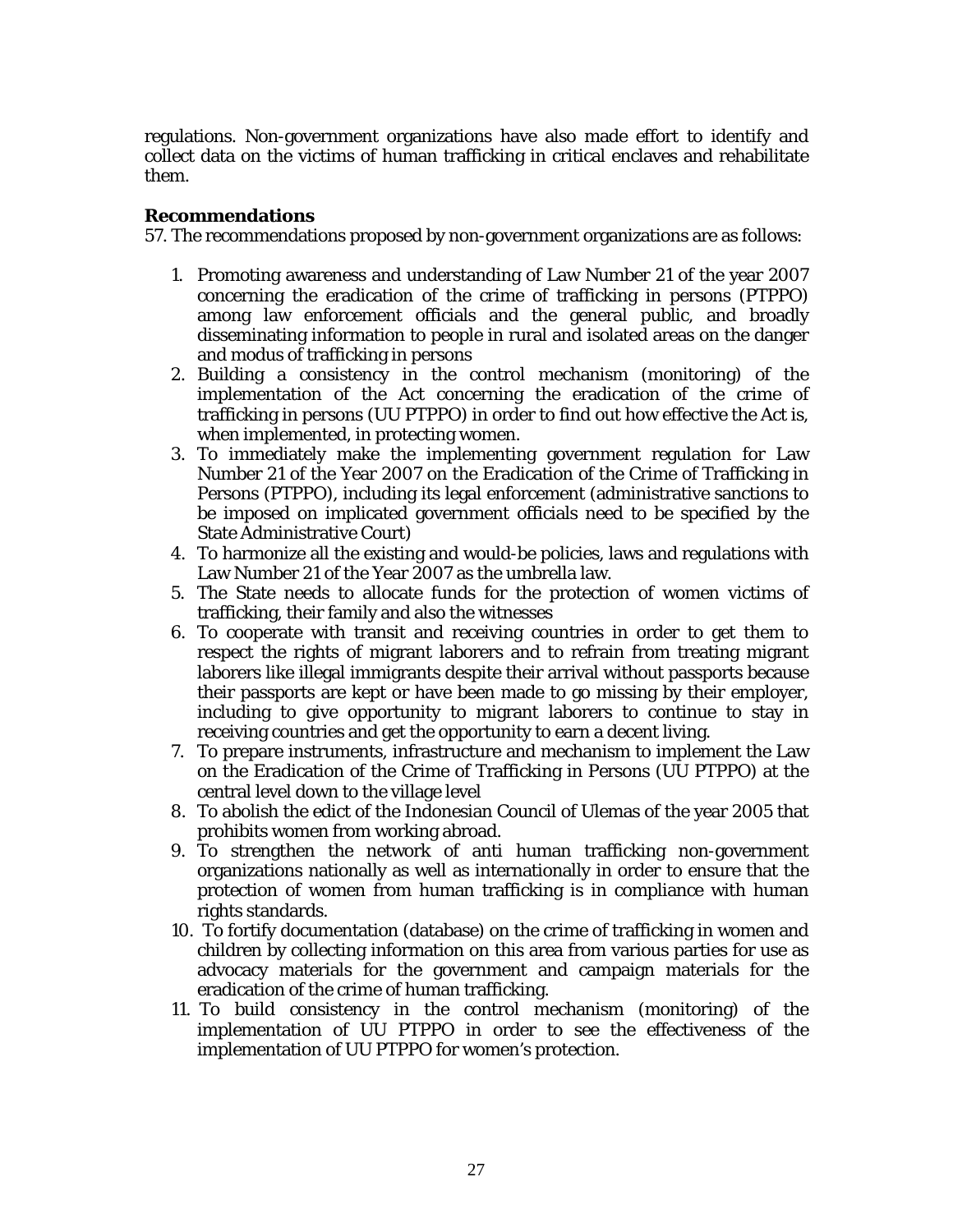regulations. Non-government organizations have also made effort to identify and collect data on the victims of human trafficking in critical enclaves and rehabilitate them.

**Recommendations**

57. The recommendations proposed by non-government organizations are as follows:

1. Promoting awareness and understanding of Law Number 21 of the year 2007 concerning the eradication of the crime of trafficking in persons (PTPPO) among law enforcement officials and the general public, and broadly disseminating information to people in rural and isolated areas on the danger and modus of trafficking in persons
2. Building a consistency in the control mechanism (monitoring) of the implementation of the Act concerning the eradication of the crime of trafficking in persons (UU PTPPO) in order to find out how effective the Act is, when implemented, in protecting women.
3. To immediately make the implementing government regulation for Law Number 21 of the Year 2007 on the Eradication of the Crime of Trafficking in Persons (PTPPO), including its legal enforcement (administrative sanctions to be imposed on implicated government officials need to be specified by the State Administrative Court)
4. To harmonize all the existing and would-be policies, laws and regulations with Law Number 21 of the Year 2007 as the umbrella law.
5. The State needs to allocate funds for the protection of women victims of trafficking, their family and also the witnesses
6. To cooperate with transit and receiving countries in order to get them to respect the rights of migrant laborers and to refrain from treating migrant laborers like illegal immigrants despite their arrival without passports because their passports are kept or have been made to go missing by their employer, including to give opportunity to migrant laborers to continue to stay in receiving countries and get the opportunity to earn a decent living.
7. To prepare instruments, infrastructure and mechanism to implement the Law on the Eradication of the Crime of Trafficking in Persons (UU PTPPO) at the central level down to the village level
8. To abolish the edict of the Indonesian Council of Ulemas of the year 2005 that prohibits women from working abroad.
9. To strengthen the network of anti human trafficking non-government organizations nationally as well as internationally in order to ensure that the protection of women from human trafficking is in compliance with human rights standards.
10. To fortify documentation (database) on the crime of trafficking in women and children by collecting information on this area from various parties for use as advocacy materials for the government and campaign materials for the eradication of the crime of human trafficking.
11. To build consistency in the control mechanism (monitoring) of the implementation of UU PTPPO in order to see the effectiveness of the implementation of UU PTPPO for women's protection.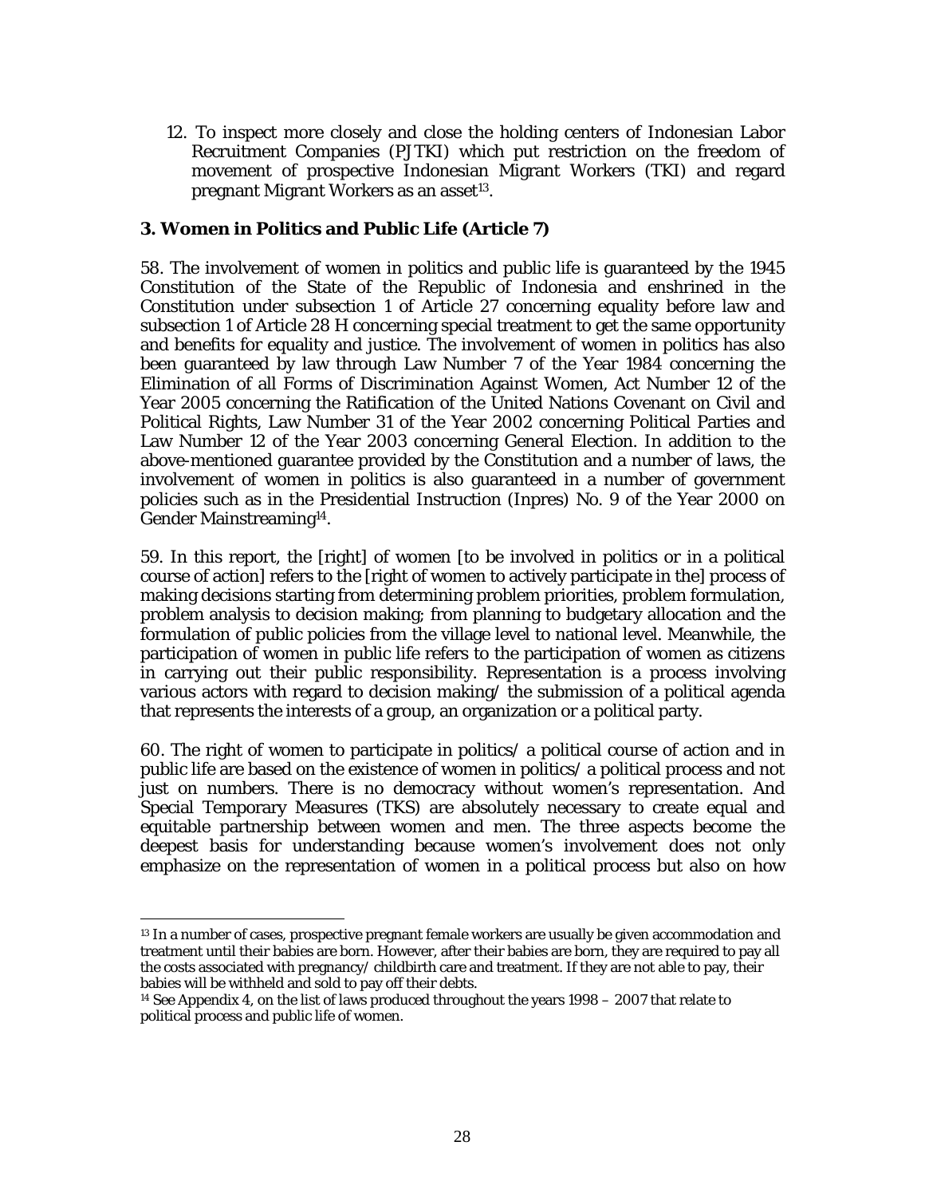12. To inspect more closely and close the holding centers of Indonesian Labor Recruitment Companies (PJTKI) which put restriction on the freedom of movement of prospective Indonesian Migrant Workers (TKI) and regard pregnant Migrant Workers as an asset[13].

### 3. Women in Politics and Public Life (Article 7)

58. The involvement of women in politics and public life is guaranteed by the 1945 Constitution of the State of the Republic of Indonesia and enshrined in the Constitution under subsection 1 of Article 27 concerning equality before law and subsection 1 of Article 28 H concerning special treatment to get the same opportunity and benefits for equality and justice. The involvement of women in politics has also been guaranteed by law through Law Number 7 of the Year 1984 concerning the Elimination of all Forms of Discrimination Against Women, Act Number 12 of the Year 2005 concerning the Ratification of the United Nations Covenant on Civil and Political Rights, Law Number 31 of the Year 2002 concerning Political Parties and Law Number 12 of the Year 2003 concerning General Election. In addition to the above-mentioned guarantee provided by the Constitution and a number of laws, the involvement of women in politics is also guaranteed in a number of government policies such as in the Presidential Instruction (Inpres) No. 9 of the Year 2000 on Gender Mainstreaming[14].

59. In this report, the [right] of women [to be involved in politics or in a political course of action] refers to the [right of women to actively participate in the] process of making decisions starting from determining problem priorities, problem formulation, problem analysis to decision making; from planning to budgetary allocation and the formulation of public policies from the village level to national level. Meanwhile, the participation of women in public life refers to the participation of women as citizens in carrying out their public responsibility. Representation is a process involving various actors with regard to decision making/ the submission of a political agenda that represents the interests of a group, an organization or a political party.

60. The right of women to participate in politics/ a political course of action and in public life are based on the existence of women in politics/ a political process and not just on numbers. There is no democracy without women's representation. And Special Temporary Measures (TKS) are absolutely necessary to create equal and equitable partnership between women and men. The three aspects become the deepest basis for understanding because women's involvement does not only emphasize on the representation of women in a political process but also on how

---

[13] In a number of cases, prospective pregnant female workers are usually be given accommodation and treatment until their babies are born. However, after their babies are born, they are required to pay all the costs associated with pregnancy/ childbirth care and treatment. If they are not able to pay, their babies will be withheld and sold to pay off their debts.

[14] See Appendix 4, on the list of laws produced throughout the years 1998 – 2007 that relate to political process and public life of women.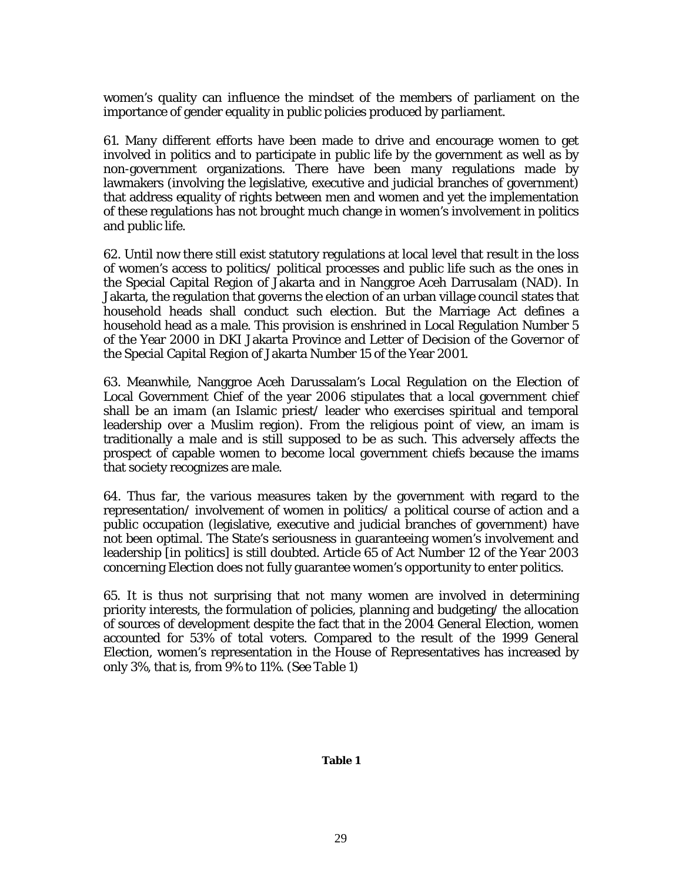women's quality can influence the mindset of the members of parliament on the importance of gender equality in public policies produced by parliament.

61. Many different efforts have been made to drive and encourage women to get involved in politics and to participate in public life by the government as well as by non-government organizations. There have been many regulations made by lawmakers (involving the legislative, executive and judicial branches of government) that address equality of rights between men and women and yet the implementation of these regulations has not brought much change in women's involvement in politics and public life.

62. Until now there still exist statutory regulations at local level that result in the loss of women's access to politics/ political processes and public life such as the ones in the Special Capital Region of Jakarta and in Nanggroe Aceh Darrusalam (NAD). In Jakarta, the regulation that governs the election of an urban village council states that household heads shall conduct such election. But the Marriage Act defines a household head as a male. This provision is enshrined in Local Regulation Number 5 of the Year 2000 in DKI Jakarta Province and Letter of Decision of the Governor of the Special Capital Region of Jakarta Number 15 of the Year 2001.

63. Meanwhile, Nanggroe Aceh Darussalam's Local Regulation on the Election of Local Government Chief of the year 2006 stipulates that a local government chief shall be an *imam* (an Islamic priest/ leader who exercises spiritual and temporal leadership over a Muslim region). From the religious point of view, an imam is traditionally a male and is still supposed to be as such. This adversely affects the prospect of capable women to become local government chiefs because the imams that society recognizes are male.

64. Thus far, the various measures taken by the government with regard to the representation/ involvement of women in politics/ a political course of action and a public occupation (legislative, executive and judicial branches of government) have not been optimal. The State's seriousness in guaranteeing women's involvement and leadership [in politics] is still doubted. Article 65 of Act Number 12 of the Year 2003 concerning Election does not fully guarantee women's opportunity to enter politics.

65. It is thus not surprising that not many women are involved in determining priority interests, the formulation of policies, planning and budgeting/ the allocation of sources of development despite the fact that in the 2004 General Election, women accounted for 53% of total voters. Compared to the result of the 1999 General Election, women's representation in the House of Representatives has increased by only 3%, that is, from 9% to 11%. (*See Table 1*)

**Table 1**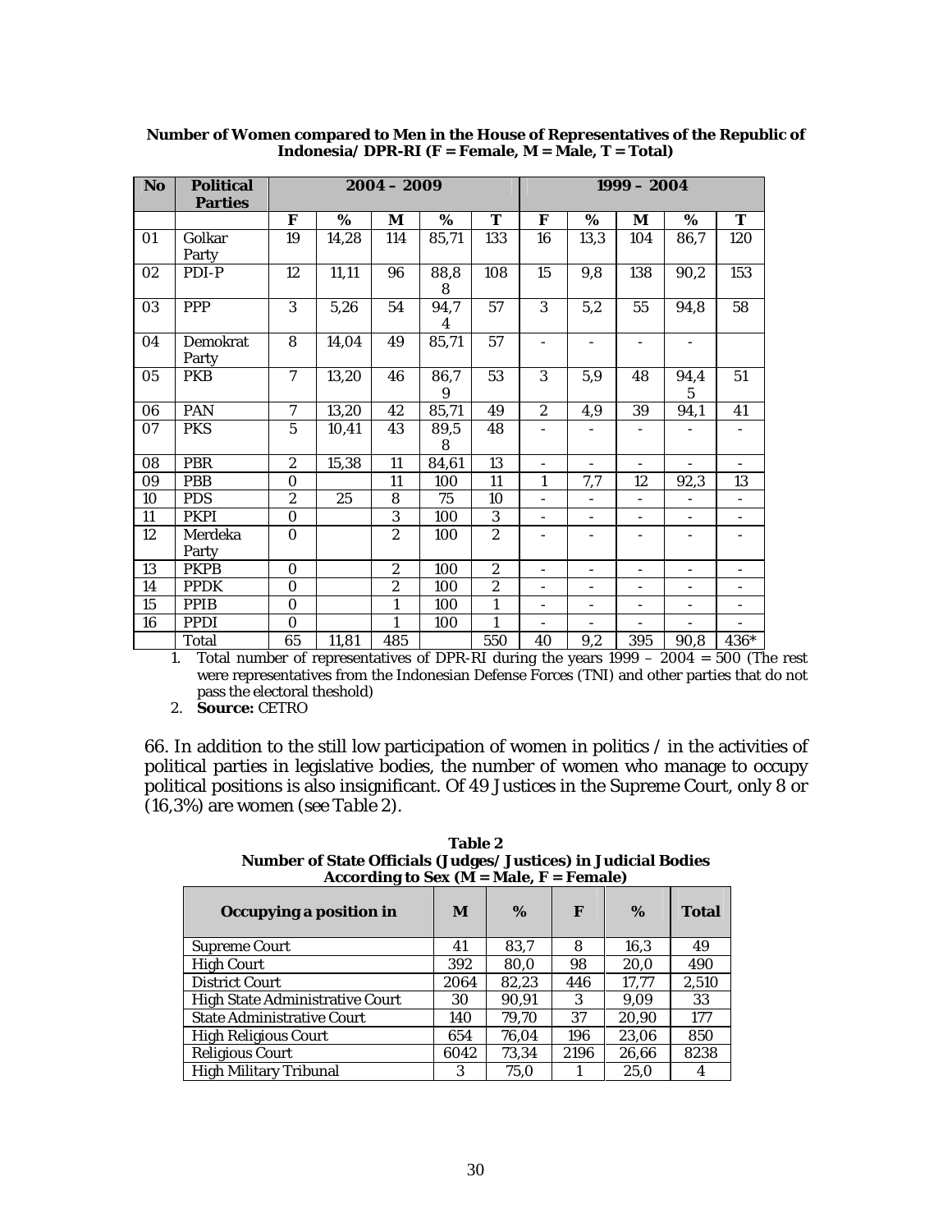**Number of Women compared to Men in the House of Representatives of the Republic of Indonesia/ DPR-RI (F = Female, M = Male, T = Total)**

| No | Political Parties | 2004 – 2009 | | | | | 1999 – 2004 | | | | |
|---|---|---|---|---|---|---|---|---|---|---|---|
| | | F | % | M | % | T | F | % | M | % | T |
| 01 | Golkar Party | 19 | 14,28 | 114 | 85,71 | 133 | 16 | 13,3 | 104 | 86,7 | 120 |
| 02 | PDI-P | 12 | 11,11 | 96 | 88,88 | 108 | 15 | 9,8 | 138 | 90,2 | 153 |
| 03 | PPP | 3 | 5,26 | 54 | 94,74 | 57 | 3 | 5,2 | 55 | 94,8 | 58 |
| 04 | Demokrat Party | 8 | 14,04 | 49 | 85,71 | 57 | - | - | - | - | |
| 05 | PKB | 7 | 13,20 | 46 | 86,79 | 53 | 3 | 5,9 | 48 | 94,45 | 51 |
| 06 | PAN | 7 | 13,20 | 42 | 85,71 | 49 | 2 | 4,9 | 39 | 94,1 | 41 |
| 07 | PKS | 5 | 10,41 | 43 | 89,58 | 48 | - | - | - | - | - |
| 08 | PBR | 2 | 15,38 | 11 | 84,61 | 13 | - | - | - | - | - |
| 09 | PBB | 0 | | 11 | 100 | 11 | 1 | 7,7 | 12 | 92,3 | 13 |
| 10 | PDS | 2 | 25 | 8 | 75 | 10 | - | - | - | - | - |
| 11 | PKPI | 0 | | 3 | 100 | 3 | - | - | - | - | - |
| 12 | Merdeka Party | 0 | | 2 | 100 | 2 | - | - | - | - | - |
| 13 | PKPB | 0 | | 2 | 100 | 2 | - | - | - | - | - |
| 14 | PPDK | 0 | | 2 | 100 | 2 | - | - | - | - | - |
| 15 | PPIB | 0 | | 1 | 100 | 1 | - | - | - | - | - |
| 16 | PPDI | 0 | | 1 | 100 | 1 | - | - | - | - | - |
| | Total | 65 | 11,81 | 485 | | 550 | 40 | 9,2 | 395 | 90,8 | 436* |

1. Total number of representatives of DPR-RI during the years 1999 – 2004 = 500 (The rest were representatives from the Indonesian Defense Forces (TNI) and other parties that do not pass the electoral theshold)
2. **Source:** CETRO

66. In addition to the still low participation of women in politics / in the activities of political parties in legislative bodies, the number of women who manage to occupy political positions is also insignificant. Of 49 Justices in the Supreme Court, only 8 or (16,3%) are women (see *Table 2*).

**Table 2**
**Number of State Officials (Judges/Justices) in Judicial Bodies According to Sex (M = Male, F = Female)**

| Occupying a position in | M | % | F | % | Total |
|---|---|---|---|---|---|
| Supreme Court | 41 | 83,7 | 8 | 16,3 | 49 |
| High Court | 392 | 80,0 | 98 | 20,0 | 490 |
| District Court | 2064 | 82,23 | 446 | 17,77 | 2,510 |
| High State Administrative Court | 30 | 90,91 | 3 | 9,09 | 33 |
| State Administrative Court | 140 | 79,70 | 37 | 20,90 | 177 |
| High Religious Court | 654 | 76,04 | 196 | 23,06 | 850 |
| Religious Court | 6042 | 73,34 | 2196 | 26,66 | 8238 |
| High Military Tribunal | 3 | 75,0 | 1 | 25,0 | 4 |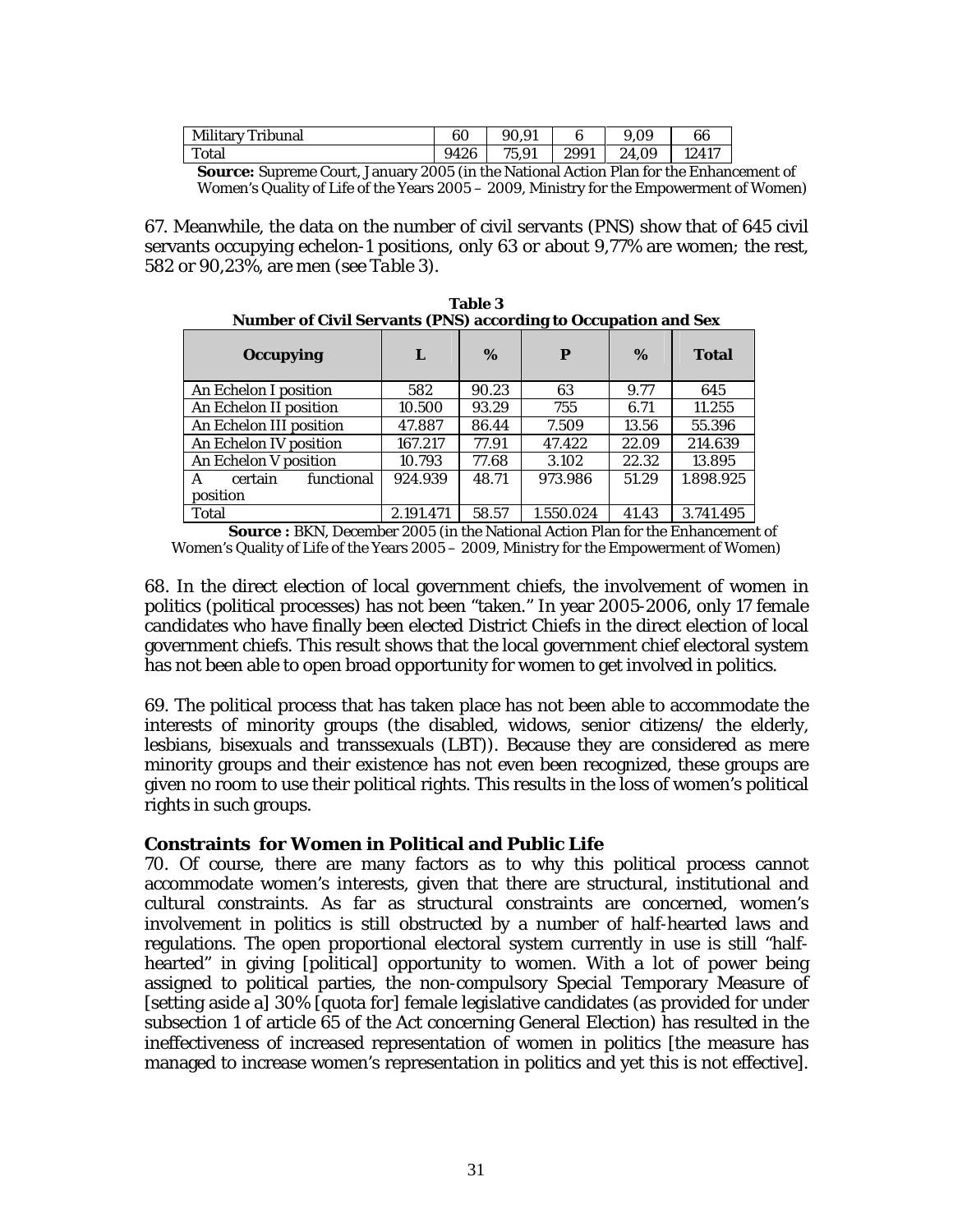| Military Tribunal | 60 | 90,91 | 6 | 9,09 | 66 |
|---|---|---|---|---|---|
| Total | 9426 | 75,91 | 2991 | 24,09 | 12417 |

**Source:** Supreme Court, January 2005 (in the National Action Plan for the Enhancement of Women's Quality of Life of the Years 2005 – 2009, Ministry for the Empowerment of Women)

67. Meanwhile, the data on the number of civil servants (PNS) show that of 645 civil servants occupying echelon-1 positions, only 63 or about 9,77% are women; the rest, 582 or 90,23%, are men (see *Table 3*).

**Table 3**
**Number of Civil Servants (PNS) according to Occupation and Sex**

| Occupying | L | % | P | % | Total |
|---|---|---|---|---|---|
| An Echelon I position | 582 | 90.23 | 63 | 9.77 | 645 |
| An Echelon II position | 10.500 | 93.29 | 755 | 6.71 | 11.255 |
| An Echelon III position | 47.887 | 86.44 | 7.509 | 13.56 | 55.396 |
| An Echelon IV position | 167.217 | 77.91 | 47.422 | 22.09 | 214.639 |
| An Echelon V position | 10.793 | 77.68 | 3.102 | 22.32 | 13.895 |
| A certain functional position | 924.939 | 48.71 | 973.986 | 51.29 | 1.898.925 |
| Total | 2.191.471 | 58.57 | 1.550.024 | 41.43 | 3.741.495 |

**Source :** BKN, December 2005 (in the National Action Plan for the Enhancement of Women's Quality of Life of the Years 2005 – 2009, Ministry for the Empowerment of Women)

68. In the direct election of local government chiefs, the involvement of women in politics (political processes) has not been "taken." In year 2005-2006, only 17 female candidates who have finally been elected District Chiefs in the direct election of local government chiefs. This result shows that the local government chief electoral system has not been able to open broad opportunity for women to get involved in politics.

69. The political process that has taken place has not been able to accommodate the interests of minority groups (the disabled, widows, senior citizens/ the elderly, lesbians, bisexuals and transsexuals (LBT)). Because they are considered as mere minority groups and their existence has not even been recognized, these groups are given no room to use their political rights. This results in the loss of women's political rights in such groups.

### Constraints for Women in Political and Public Life

70. Of course, there are many factors as to why this political process cannot accommodate women's interests, given that there are structural, institutional and cultural constraints. As far as structural constraints are concerned, women's involvement in politics is still obstructed by a number of half-hearted laws and regulations. The open proportional electoral system currently in use is still "half-hearted" in giving [political] opportunity to women. With a lot of power being assigned to political parties, the non-compulsory Special Temporary Measure of [setting aside a] 30% [quota for] female legislative candidates (as provided for under subsection 1 of article 65 of the Act concerning General Election) has resulted in the ineffectiveness of increased representation of women in politics [the measure has managed to increase women's representation in politics and yet this is not effective].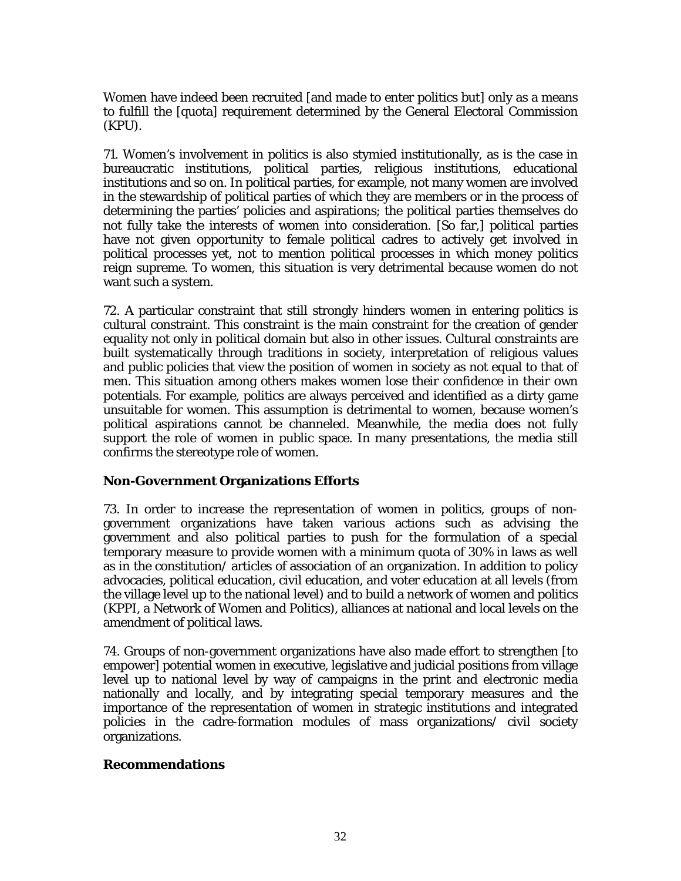Women have indeed been recruited [and made to enter politics but] only as a means to fulfill the [quota] requirement determined by the General Electoral Commission (KPU).

71. Women's involvement in politics is also stymied institutionally, as is the case in bureaucratic institutions, political parties, religious institutions, educational institutions and so on. In political parties, for example, not many women are involved in the stewardship of political parties of which they are members or in the process of determining the parties' policies and aspirations; the political parties themselves do not fully take the interests of women into consideration. [So far,] political parties have not given opportunity to female political cadres to actively get involved in political processes yet, not to mention political processes in which money politics reign supreme. To women, this situation is very detrimental because women do not want such a system.

72. A particular constraint that still strongly hinders women in entering politics is cultural constraint. This constraint is the main constraint for the creation of gender equality not only in political domain but also in other issues. Cultural constraints are built systematically through traditions in society, interpretation of religious values and public policies that view the position of women in society as not equal to that of men. This situation among others makes women lose their confidence in their own potentials. For example, politics are always perceived and identified as a dirty game unsuitable for women. This assumption is detrimental to women, because women's political aspirations cannot be channeled. Meanwhile, the media does not fully support the role of women in public space. In many presentations, the media still confirms the stereotype role of women.

### Non-Government Organizations Efforts

73. In order to increase the representation of women in politics, groups of non-government organizations have taken various actions such as advising the government and also political parties to push for the formulation of a special temporary measure to provide women with a minimum quota of 30% in laws as well as in the constitution/ articles of association of an organization. In addition to policy advocacies, political education, civil education, and voter education at all levels (from the village level up to the national level) and to build a network of women and politics (KPPI, a Network of Women and Politics), alliances at national and local levels on the amendment of political laws.

74. Groups of non-government organizations have also made effort to strengthen [to empower] potential women in executive, legislative and judicial positions from village level up to national level by way of campaigns in the print and electronic media nationally and locally, and by integrating special temporary measures and the importance of the representation of women in strategic institutions and integrated policies in the cadre-formation modules of mass organizations/ civil society organizations.

### Recommendations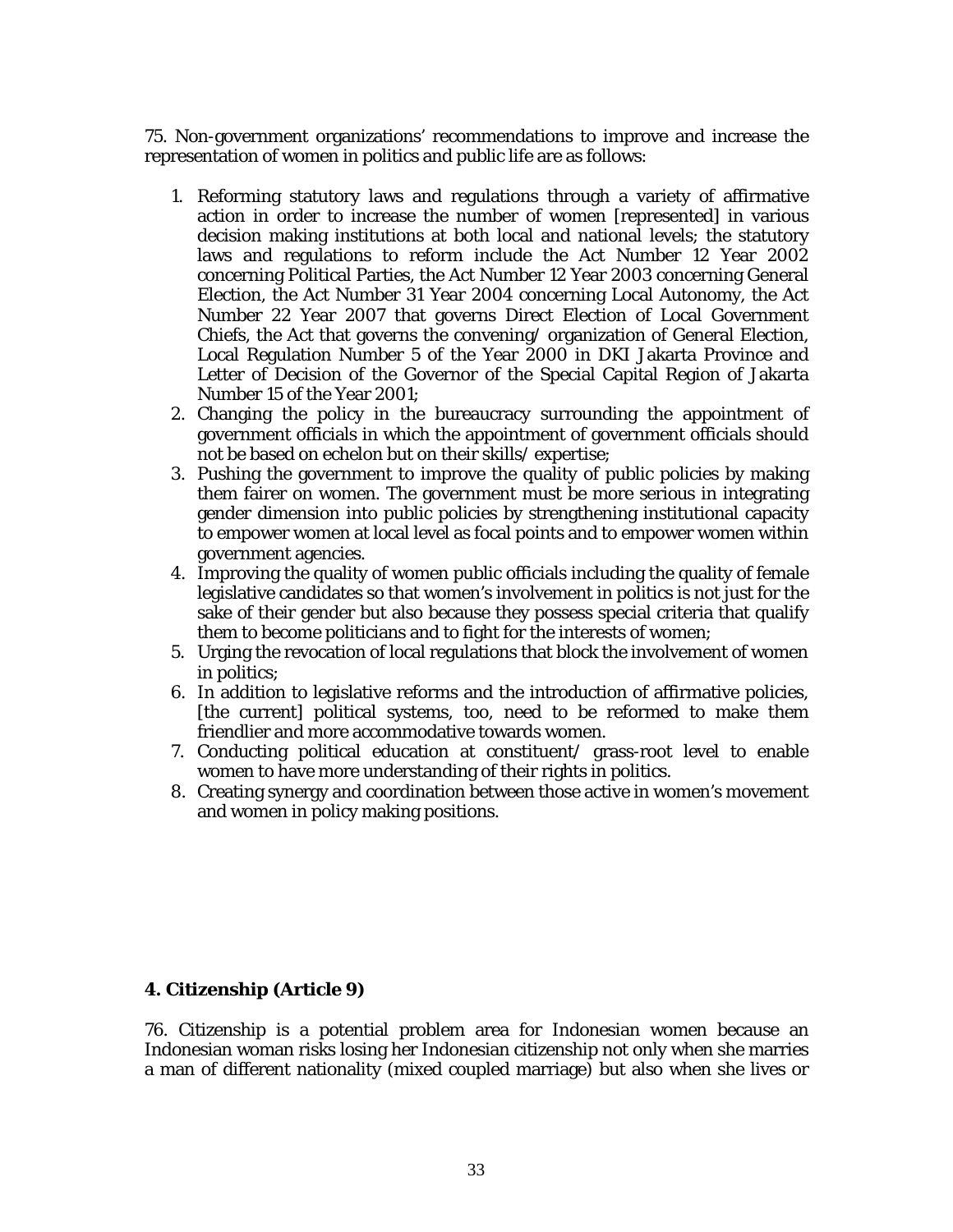75. Non-government organizations' recommendations to improve and increase the representation of women in politics and public life are as follows:

1. Reforming statutory laws and regulations through a variety of affirmative action in order to increase the number of women [represented] in various decision making institutions at both local and national levels; the statutory laws and regulations to reform include the Act Number 12 Year 2002 concerning Political Parties, the Act Number 12 Year 2003 concerning General Election, the Act Number 31 Year 2004 concerning Local Autonomy, the Act Number 22 Year 2007 that governs Direct Election of Local Government Chiefs, the Act that governs the convening/ organization of General Election, Local Regulation Number 5 of the Year 2000 in DKI Jakarta Province and Letter of Decision of the Governor of the Special Capital Region of Jakarta Number 15 of the Year 2001;
2. Changing the policy in the bureaucracy surrounding the appointment of government officials in which the appointment of government officials should not be based on echelon but on their skills/ expertise;
3. Pushing the government to improve the quality of public policies by making them fairer on women. The government must be more serious in integrating gender dimension into public policies by strengthening institutional capacity to empower women at local level as focal points and to empower women within government agencies.
4. Improving the quality of women public officials including the quality of female legislative candidates so that women's involvement in politics is not just for the sake of their gender but also because they possess special criteria that qualify them to become politicians and to fight for the interests of women;
5. Urging the revocation of local regulations that block the involvement of women in politics;
6. In addition to legislative reforms and the introduction of affirmative policies, [the current] political systems, too, need to be reformed to make them friendlier and more accommodative towards women.
7. Conducting political education at constituent/ grass-root level to enable women to have more understanding of their rights in politics.
8. Creating synergy and coordination between those active in women's movement and women in policy making positions.

## 4. Citizenship (Article 9)

76. Citizenship is a potential problem area for Indonesian women because an Indonesian woman risks losing her Indonesian citizenship not only when she marries a man of different nationality (mixed coupled marriage) but also when she lives or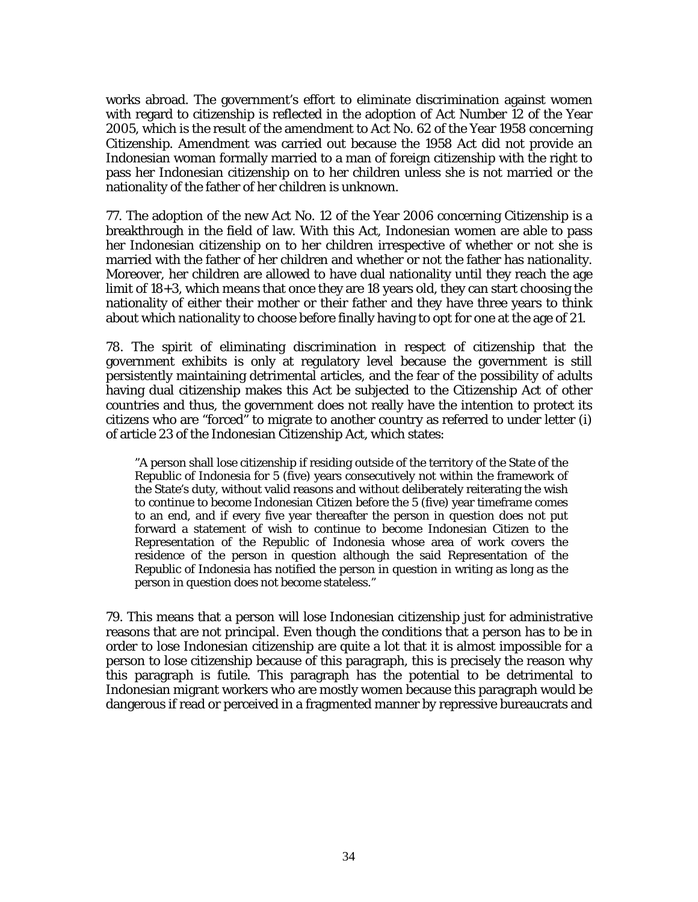works abroad. The government's effort to eliminate discrimination against women with regard to citizenship is reflected in the adoption of Act Number 12 of the Year 2005, which is the result of the amendment to Act No. 62 of the Year 1958 concerning Citizenship. Amendment was carried out because the 1958 Act did not provide an Indonesian woman formally married to a man of foreign citizenship with the right to pass her Indonesian citizenship on to her children unless she is not married or the nationality of the father of her children is unknown.

77. The adoption of the new Act No. 12 of the Year 2006 concerning Citizenship is a breakthrough in the field of law. With this Act, Indonesian women are able to pass her Indonesian citizenship on to her children irrespective of whether or not she is married with the father of her children and whether or not the father has nationality. Moreover, her children are allowed to have dual nationality until they reach the age limit of 18+3, which means that once they are 18 years old, they can start choosing the nationality of either their mother or their father and they have three years to think about which nationality to choose before finally having to opt for one at the age of 21.

78. The spirit of eliminating discrimination in respect of citizenship that the government exhibits is only at regulatory level because the government is still persistently maintaining detrimental articles, and the fear of the possibility of adults having dual citizenship makes this Act be subjected to the Citizenship Act of other countries and thus, the government does not really have the intention to protect its citizens who are "forced" to migrate to another country as referred to under letter (i) of article 23 of the Indonesian Citizenship Act, which states:

> "A person shall lose citizenship if residing outside of the territory of the State of the Republic of Indonesia for 5 (five) years consecutively not within the framework of the State's duty, without valid reasons and without deliberately reiterating the wish to continue to become Indonesian Citizen before the 5 (five) year timeframe comes to an end, and if every five year thereafter the person in question does not put forward a statement of wish to continue to become Indonesian Citizen to the Representation of the Republic of Indonesia whose area of work covers the residence of the person in question although the said Representation of the Republic of Indonesia has notified the person in question in writing as long as the person in question does not become stateless."

79. This means that a person will lose Indonesian citizenship just for administrative reasons that are not principal. Even though the conditions that a person has to be in order to lose Indonesian citizenship are quite a lot that it is almost impossible for a person to lose citizenship because of this paragraph, this is precisely the reason why this paragraph is futile. This paragraph has the potential to be detrimental to Indonesian migrant workers who are mostly women because this paragraph would be dangerous if read or perceived in a fragmented manner by repressive bureaucrats and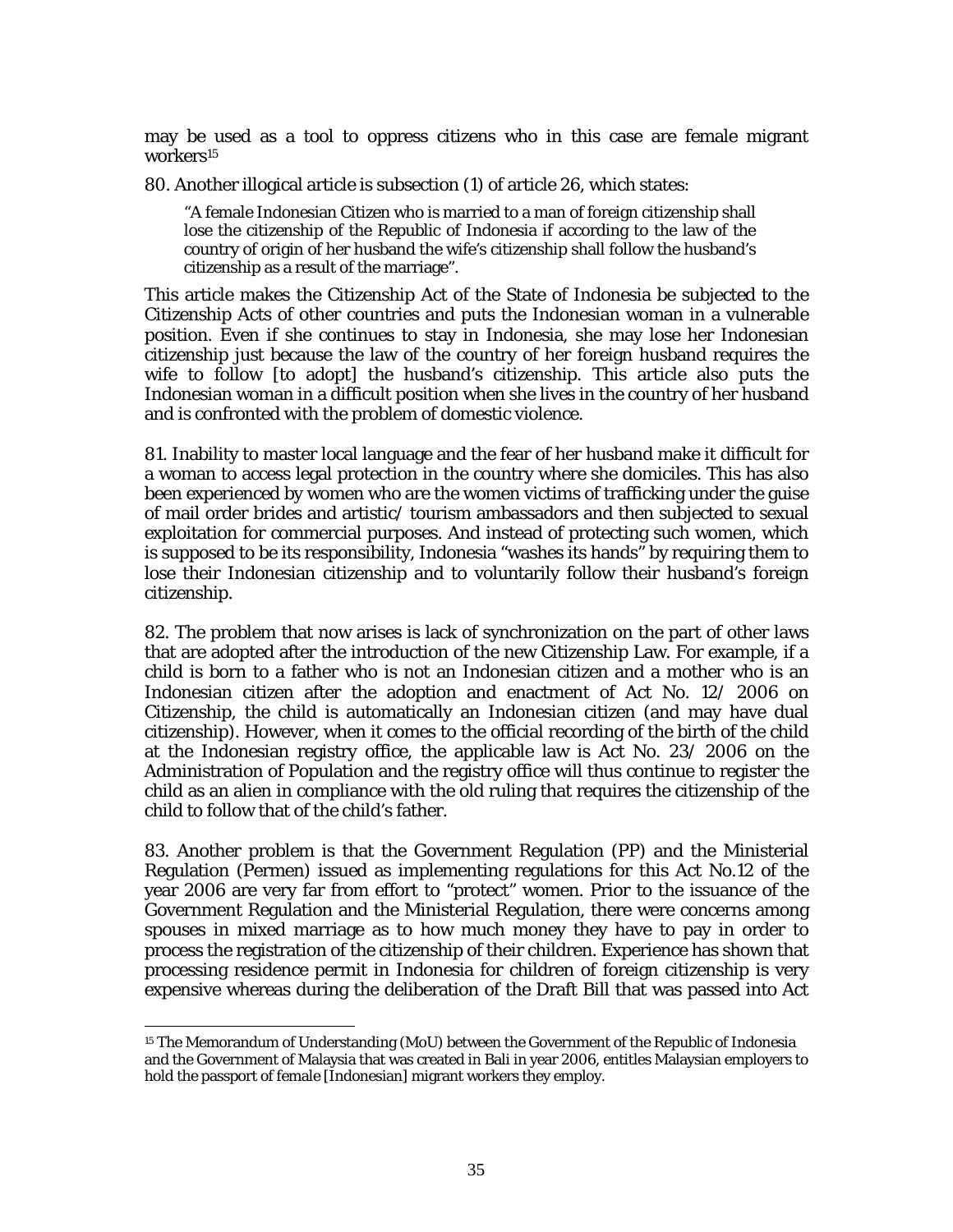may be used as a tool to oppress citizens who in this case are female migrant workers[15]

80. Another illogical article is subsection (1) of article 26, which states:

> "A female Indonesian Citizen who is married to a man of foreign citizenship shall lose the citizenship of the Republic of Indonesia if according to the law of the country of origin of her husband the wife's citizenship shall follow the husband's citizenship as a result of the marriage".

This article makes the Citizenship Act of the State of Indonesia be subjected to the Citizenship Acts of other countries and puts the Indonesian woman in a vulnerable position. Even if she continues to stay in Indonesia, she may lose her Indonesian citizenship just because the law of the country of her foreign husband requires the wife to follow [to adopt] the husband's citizenship. This article also puts the Indonesian woman in a difficult position when she lives in the country of her husband and is confronted with the problem of domestic violence.

81. Inability to master local language and the fear of her husband make it difficult for a woman to access legal protection in the country where she domiciles. This has also been experienced by women who are the women victims of trafficking under the guise of mail order brides and artistic/ tourism ambassadors and then subjected to sexual exploitation for commercial purposes. And instead of protecting such women, which is supposed to be its responsibility, Indonesia "washes its hands" by requiring them to lose their Indonesian citizenship and to voluntarily follow their husband's foreign citizenship.

82. The problem that now arises is lack of synchronization on the part of other laws that are adopted after the introduction of the new Citizenship Law. For example, if a child is born to a father who is not an Indonesian citizen and a mother who is an Indonesian citizen after the adoption and enactment of Act No. 12/ 2006 on Citizenship, the child is automatically an Indonesian citizen (and may have dual citizenship). However, when it comes to the official recording of the birth of the child at the Indonesian registry office, the applicable law is Act No. 23/ 2006 on the Administration of Population and the registry office will thus continue to register the child as an alien in compliance with the old ruling that requires the citizenship of the child to follow that of the child's father.

83. Another problem is that the Government Regulation (PP) and the Ministerial Regulation (Permen) issued as implementing regulations for this Act No.12 of the year 2006 are very far from effort to "protect" women. Prior to the issuance of the Government Regulation and the Ministerial Regulation, there were concerns among spouses in mixed marriage as to how much money they have to pay in order to process the registration of the citizenship of their children. Experience has shown that processing residence permit in Indonesia for children of foreign citizenship is very expensive whereas during the deliberation of the Draft Bill that was passed into Act

[15] The Memorandum of Understanding (MoU) between the Government of the Republic of Indonesia and the Government of Malaysia that was created in Bali in year 2006, entitles Malaysian employers to hold the passport of female [Indonesian] migrant workers they employ.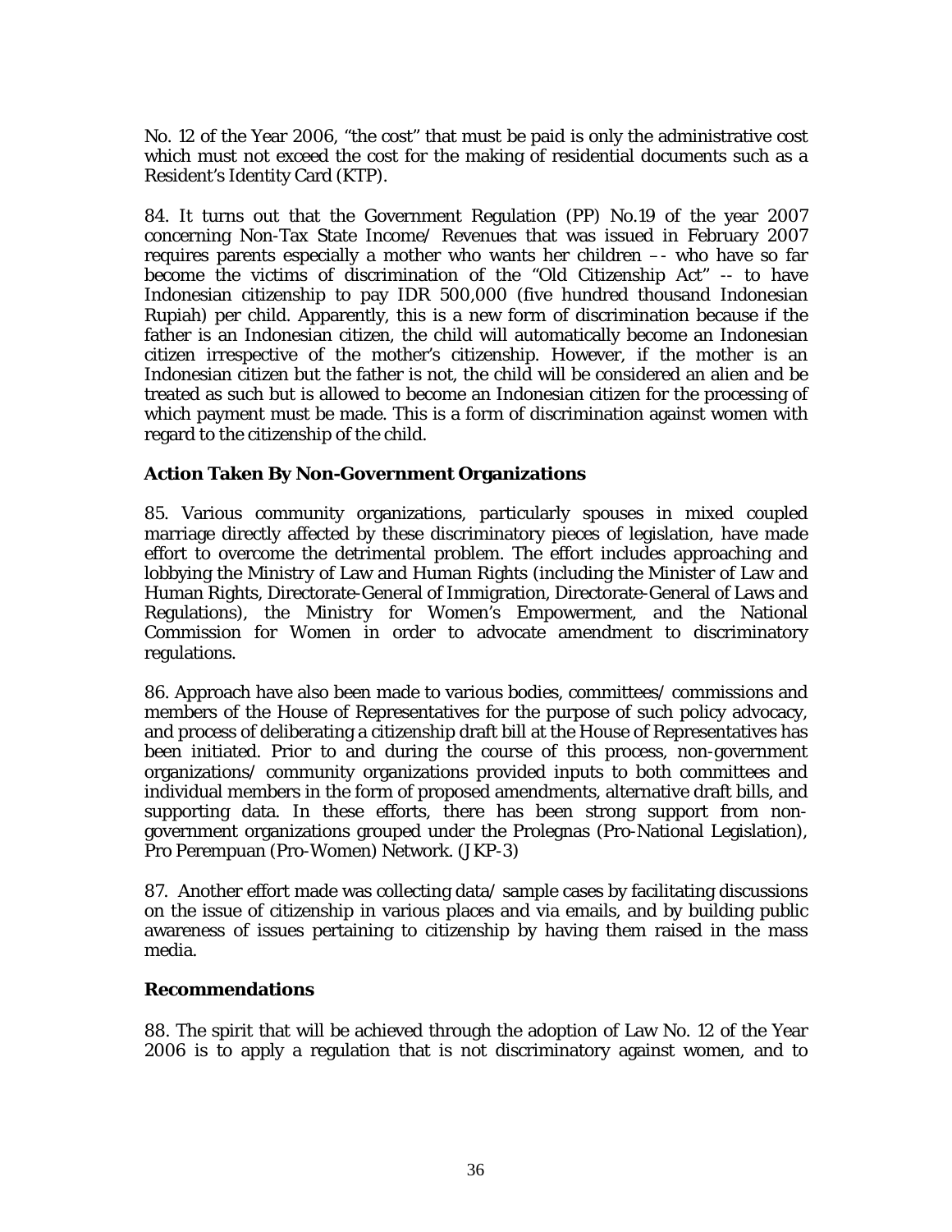No. 12 of the Year 2006, "the cost" that must be paid is only the administrative cost which must not exceed the cost for the making of residential documents such as a Resident's Identity Card (KTP).

84. It turns out that the Government Regulation (PP) No.19 of the year 2007 concerning Non-Tax State Income/ Revenues that was issued in February 2007 requires parents especially a mother who wants her children –- who have so far become the victims of discrimination of the "Old Citizenship Act" -- to have Indonesian citizenship to pay IDR 500,000 (five hundred thousand Indonesian Rupiah) per child. Apparently, this is a new form of discrimination because if the father is an Indonesian citizen, the child will automatically become an Indonesian citizen irrespective of the mother's citizenship. However, if the mother is an Indonesian citizen but the father is not, the child will be considered an alien and be treated as such but is allowed to become an Indonesian citizen for the processing of which payment must be made. This is a form of discrimination against women with regard to the citizenship of the child.

### Action Taken By Non-Government Organizations

85. Various community organizations, particularly spouses in mixed coupled marriage directly affected by these discriminatory pieces of legislation, have made effort to overcome the detrimental problem. The effort includes approaching and lobbying the Ministry of Law and Human Rights (including the Minister of Law and Human Rights, Directorate-General of Immigration, Directorate-General of Laws and Regulations), the Ministry for Women's Empowerment, and the National Commission for Women in order to advocate amendment to discriminatory regulations.

86. Approach have also been made to various bodies, committees/ commissions and members of the House of Representatives for the purpose of such policy advocacy, and process of deliberating a citizenship draft bill at the House of Representatives has been initiated. Prior to and during the course of this process, non-government organizations/ community organizations provided inputs to both committees and individual members in the form of proposed amendments, alternative draft bills, and supporting data. In these efforts, there has been strong support from non-government organizations grouped under the Prolegnas (Pro-National Legislation), Pro Perempuan (Pro-Women) Network. (JKP-3)

87. Another effort made was collecting data/ sample cases by facilitating discussions on the issue of citizenship in various places and via emails, and by building public awareness of issues pertaining to citizenship by having them raised in the mass media.

### Recommendations

88. The spirit that will be achieved through the adoption of Law No. 12 of the Year 2006 is to apply a regulation that is not discriminatory against women, and to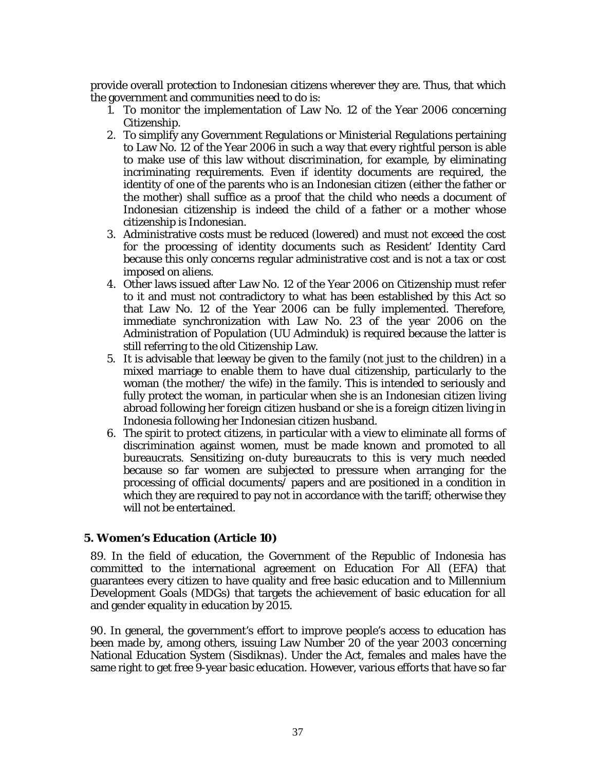provide overall protection to Indonesian citizens wherever they are. Thus, that which the government and communities need to do is:

1. To monitor the implementation of Law No. 12 of the Year 2006 concerning Citizenship.
2. To simplify any Government Regulations or Ministerial Regulations pertaining to Law No. 12 of the Year 2006 in such a way that every rightful person is able to make use of this law without discrimination, for example, by eliminating incriminating requirements. Even if identity documents are required, the identity of one of the parents who is an Indonesian citizen (either the father or the mother) shall suffice as a proof that the child who needs a document of Indonesian citizenship is indeed the child of a father or a mother whose citizenship is Indonesian.
3. Administrative costs must be reduced (lowered) and must not exceed the cost for the processing of identity documents such as Resident' Identity Card because this only concerns regular administrative cost and is not a tax or cost imposed on aliens.
4. Other laws issued after Law No. 12 of the Year 2006 on Citizenship must refer to it and must not contradictory to what has been established by this Act so that Law No. 12 of the Year 2006 can be fully implemented. Therefore, immediate synchronization with Law No. 23 of the year 2006 on the Administration of Population (UU Adminduk) is required because the latter is still referring to the old Citizenship Law.
5. It is advisable that leeway be given to the family (not just to the children) in a mixed marriage to enable them to have dual citizenship, particularly to the woman (the mother/ the wife) in the family. This is intended to seriously and fully protect the woman, in particular when she is an Indonesian citizen living abroad following her foreign citizen husband or she is a foreign citizen living in Indonesia following her Indonesian citizen husband.
6. The spirit to protect citizens, in particular with a view to eliminate all forms of discrimination against women, must be made known and promoted to all bureaucrats. Sensitizing on-duty bureaucrats to this is very much needed because so far women are subjected to pressure when arranging for the processing of official documents/ papers and are positioned in a condition in which they are required to pay not in accordance with the tariff; otherwise they will not be entertained.

## 5. Women's Education (Article 10)

89. In the field of education, the Government of the Republic of Indonesia has committed to the international agreement on Education For All (EFA) that guarantees every citizen to have quality and free basic education and to Millennium Development Goals (MDGs) that targets the achievement of basic education for all and gender equality in education by 2015.

90. In general, the government's effort to improve people's access to education has been made by, among others, issuing Law Number 20 of the year 2003 concerning National Education System (*Sisdiknas*). Under the Act, females and males have the same right to get free 9-year basic education. However, various efforts that have so far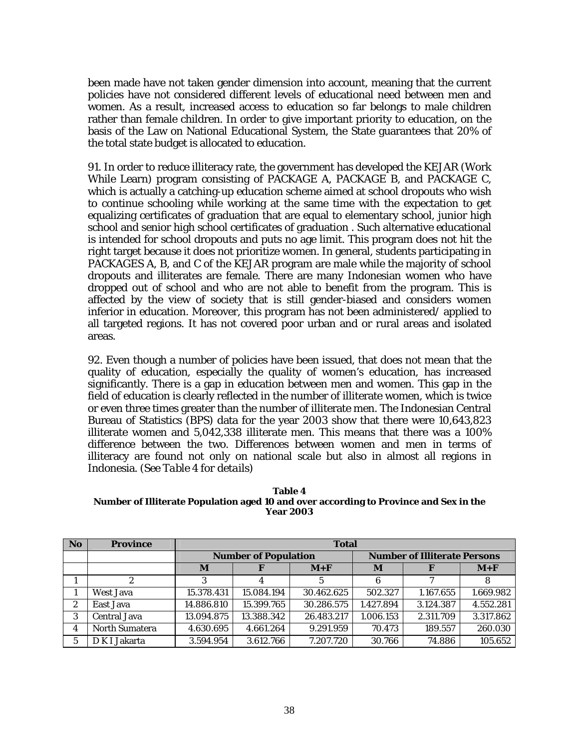been made have not taken gender dimension into account, meaning that the current policies have not considered different levels of educational need between men and women. As a result, increased access to education so far belongs to male children rather than female children. In order to give important priority to education, on the basis of the Law on National Educational System, the State guarantees that 20% of the total state budget is allocated to education.

91. In order to reduce illiteracy rate, the government has developed the KEJAR (Work While Learn) program consisting of PACKAGE A, PACKAGE B, and PACKAGE C, which is actually a catching-up education scheme aimed at school dropouts who wish to continue schooling while working at the same time with the expectation to get equalizing certificates of graduation that are equal to elementary school, junior high school and senior high school certificates of graduation . Such alternative educational is intended for school dropouts and puts no age limit. This program does not hit the right target because it does not prioritize women. In general, students participating in PACKAGES A, B, and C of the KEJAR program are male while the majority of school dropouts and illiterates are female. There are many Indonesian women who have dropped out of school and who are not able to benefit from the program. This is affected by the view of society that is still gender-biased and considers women inferior in education. Moreover, this program has not been administered/ applied to all targeted regions. It has not covered poor urban and or rural areas and isolated areas.

92. Even though a number of policies have been issued, that does not mean that the quality of education, especially the quality of women's education, has increased significantly. There is a gap in education between men and women. This gap in the field of education is clearly reflected in the number of illiterate women, which is twice or even three times greater than the number of illiterate men. The Indonesian Central Bureau of Statistics (BPS) data for the year 2003 show that there were 10,643,823 illiterate women and 5,042,338 illiterate men. This means that there was a 100% difference between the two. Differences between women and men in terms of illiteracy are found not only on national scale but also in almost all regions in Indonesia. (*See Table 4 for details*)

**Table 4**
**Number of Illiterate Population aged 10 and over according to Province and Sex in the Year 2003**

| No | Province | Total | | | | | |
|---|---|---|---|---|---|---|---|
| | | Number of Population | | | Number of Illiterate Persons | | |
| | | M | F | M+F | M | F | M+F |
| 1 | 2 | 3 | 4 | 5 | 6 | 7 | 8 |
| 1 | West Java | 15.378.431 | 15.084.194 | 30.462.625 | 502.327 | 1.167.655 | 1.669.982 |
| 2 | East Java | 14.886.810 | 15.399.765 | 30.286.575 | 1.427.894 | 3.124.387 | 4.552.281 |
| 3 | Central Java | 13.094.875 | 13.388.342 | 26.483.217 | 1.006.153 | 2.311.709 | 3.317.862 |
| 4 | North Sumatera | 4.630.695 | 4.661.264 | 9.291.959 | 70.473 | 189.557 | 260.030 |
| 5 | D K I Jakarta | 3.594.954 | 3.612.766 | 7.207.720 | 30.766 | 74.886 | 105.652 |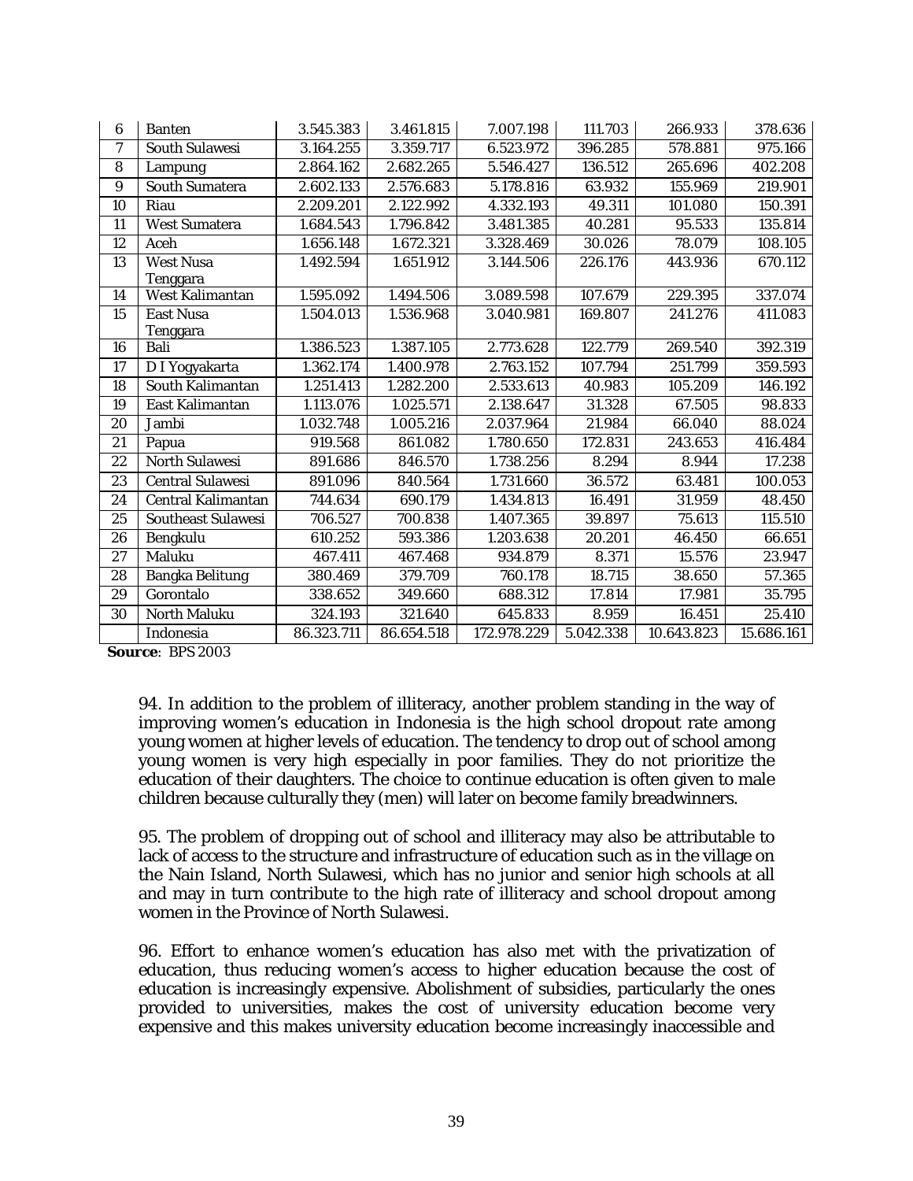| 6 | Banten | 3.545.383 | 3.461.815 | 7.007.198 | 111.703 | 266.933 | 378.636 |
|---|---|---|---|---|---|---|---|
| 7 | South Sulawesi | 3.164.255 | 3.359.717 | 6.523.972 | 396.285 | 578.881 | 975.166 |
| 8 | Lampung | 2.864.162 | 2.682.265 | 5.546.427 | 136.512 | 265.696 | 402.208 |
| 9 | South Sumatera | 2.602.133 | 2.576.683 | 5.178.816 | 63.932 | 155.969 | 219.901 |
| 10 | Riau | 2.209.201 | 2.122.992 | 4.332.193 | 49.311 | 101.080 | 150.391 |
| 11 | West Sumatera | 1.684.543 | 1.796.842 | 3.481.385 | 40.281 | 95.533 | 135.814 |
| 12 | Aceh | 1.656.148 | 1.672.321 | 3.328.469 | 30.026 | 78.079 | 108.105 |
| 13 | West Nusa Tenggara | 1.492.594 | 1.651.912 | 3.144.506 | 226.176 | 443.936 | 670.112 |
| 14 | West Kalimantan | 1.595.092 | 1.494.506 | 3.089.598 | 107.679 | 229.395 | 337.074 |
| 15 | East Nusa Tenggara | 1.504.013 | 1.536.968 | 3.040.981 | 169.807 | 241.276 | 411.083 |
| 16 | Bali | 1.386.523 | 1.387.105 | 2.773.628 | 122.779 | 269.540 | 392.319 |
| 17 | D I Yogyakarta | 1.362.174 | 1.400.978 | 2.763.152 | 107.794 | 251.799 | 359.593 |
| 18 | South Kalimantan | 1.251.413 | 1.282.200 | 2.533.613 | 40.983 | 105.209 | 146.192 |
| 19 | East Kalimantan | 1.113.076 | 1.025.571 | 2.138.647 | 31.328 | 67.505 | 98.833 |
| 20 | Jambi | 1.032.748 | 1.005.216 | 2.037.964 | 21.984 | 66.040 | 88.024 |
| 21 | Papua | 919.568 | 861.082 | 1.780.650 | 172.831 | 243.653 | 416.484 |
| 22 | North Sulawesi | 891.686 | 846.570 | 1.738.256 | 8.294 | 8.944 | 17.238 |
| 23 | Central Sulawesi | 891.096 | 840.564 | 1.731.660 | 36.572 | 63.481 | 100.053 |
| 24 | Central Kalimantan | 744.634 | 690.179 | 1.434.813 | 16.491 | 31.959 | 48.450 |
| 25 | Southeast Sulawesi | 706.527 | 700.838 | 1.407.365 | 39.897 | 75.613 | 115.510 |
| 26 | Bengkulu | 610.252 | 593.386 | 1.203.638 | 20.201 | 46.450 | 66.651 |
| 27 | Maluku | 467.411 | 467.468 | 934.879 | 8.371 | 15.576 | 23.947 |
| 28 | Bangka Belitung | 380.469 | 379.709 | 760.178 | 18.715 | 38.650 | 57.365 |
| 29 | Gorontalo | 338.652 | 349.660 | 688.312 | 17.814 | 17.981 | 35.795 |
| 30 | North Maluku | 324.193 | 321.640 | 645.833 | 8.959 | 16.451 | 25.410 |
| | Indonesia | 86.323.711 | 86.654.518 | 172.978.229 | 5.042.338 | 10.643.823 | 15.686.161 |

**Source**: BPS 2003

94. In addition to the problem of illiteracy, another problem standing in the way of improving women's education in Indonesia is the high school dropout rate among young women at higher levels of education. The tendency to drop out of school among young women is very high especially in poor families. They do not prioritize the education of their daughters. The choice to continue education is often given to male children because culturally they (men) will later on become family breadwinners.

95. The problem of dropping out of school and illiteracy may also be attributable to lack of access to the structure and infrastructure of education such as in the village on the Nain Island, North Sulawesi, which has no junior and senior high schools at all and may in turn contribute to the high rate of illiteracy and school dropout among women in the Province of North Sulawesi.

96. Effort to enhance women's education has also met with the privatization of education, thus reducing women's access to higher education because the cost of education is increasingly expensive. Abolishment of subsidies, particularly the ones provided to universities, makes the cost of university education become very expensive and this makes university education become increasingly inaccessible and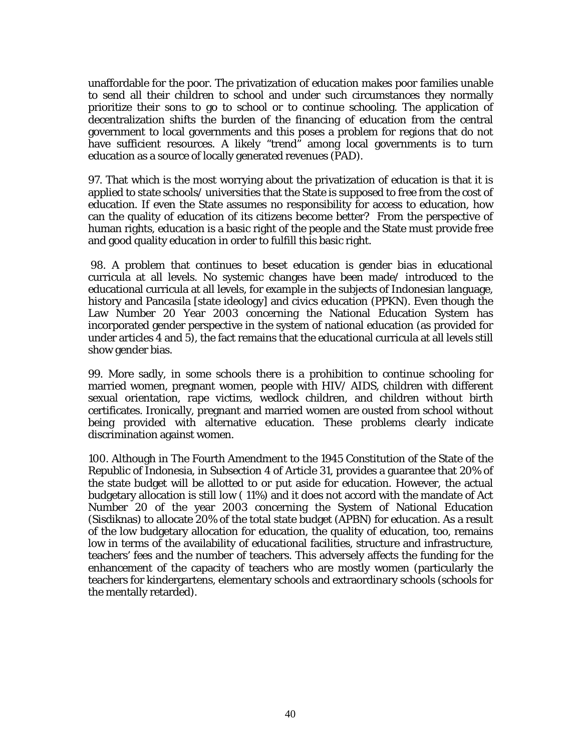unaffordable for the poor. The privatization of education makes poor families unable to send all their children to school and under such circumstances they normally prioritize their sons to go to school or to continue schooling. The application of decentralization shifts the burden of the financing of education from the central government to local governments and this poses a problem for regions that do not have sufficient resources. A likely "trend" among local governments is to turn education as a source of locally generated revenues (PAD).

97. That which is the most worrying about the privatization of education is that it is applied to state schools/ universities that the State is supposed to free from the cost of education. If even the State assumes no responsibility for access to education, how can the quality of education of its citizens become better? From the perspective of human rights, education is a basic right of the people and the State must provide free and good quality education in order to fulfill this basic right.

98. A problem that continues to beset education is gender bias in educational curricula at all levels. No systemic changes have been made/ introduced to the educational curricula at all levels, for example in the subjects of Indonesian language, history and Pancasila [state ideology] and civics education (PPKN). Even though the Law Number 20 Year 2003 concerning the National Education System has incorporated gender perspective in the system of national education (as provided for under articles 4 and 5), the fact remains that the educational curricula at all levels still show gender bias.

99. More sadly, in some schools there is a prohibition to continue schooling for married women, pregnant women, people with HIV/ AIDS, children with different sexual orientation, rape victims, wedlock children, and children without birth certificates. Ironically, pregnant and married women are ousted from school without being provided with alternative education. These problems clearly indicate discrimination against women.

100. Although in The Fourth Amendment to the 1945 Constitution of the State of the Republic of Indonesia, in Subsection 4 of Article 31, provides a guarantee that 20% of the state budget will be allotted to or put aside for education. However, the actual budgetary allocation is still low ( 11%) and it does not accord with the mandate of Act Number 20 of the year 2003 concerning the System of National Education (Sisdiknas) to allocate 20% of the total state budget (APBN) for education. As a result of the low budgetary allocation for education, the quality of education, too, remains low in terms of the availability of educational facilities, structure and infrastructure, teachers' fees and the number of teachers. This adversely affects the funding for the enhancement of the capacity of teachers who are mostly women (particularly the teachers for kindergartens, elementary schools and extraordinary schools (schools for the mentally retarded).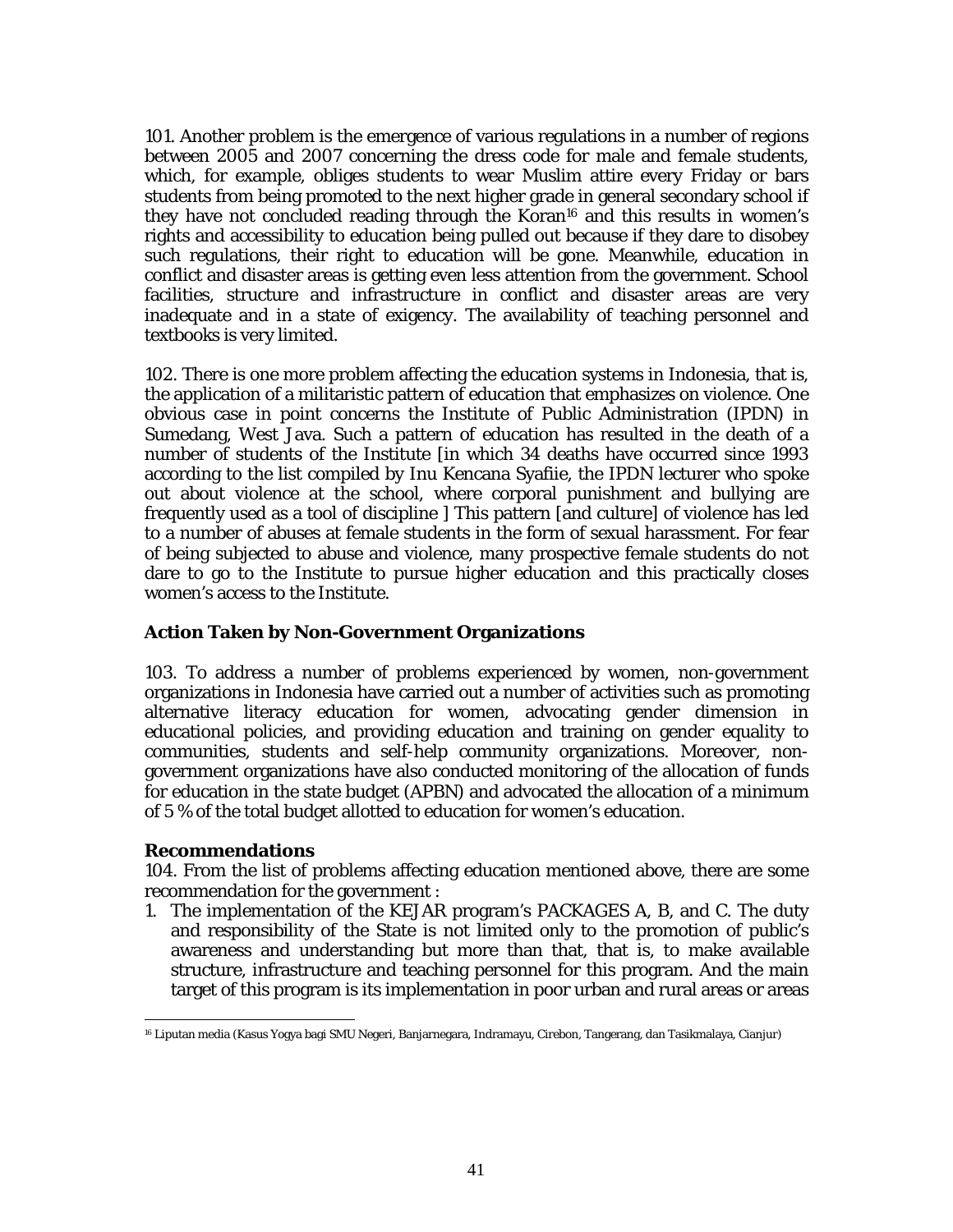101. Another problem is the emergence of various regulations in a number of regions between 2005 and 2007 concerning the dress code for male and female students, which, for example, obliges students to wear Muslim attire every Friday or bars students from being promoted to the next higher grade in general secondary school if they have not concluded reading through the Koran[16] and this results in women's rights and accessibility to education being pulled out because if they dare to disobey such regulations, their right to education will be gone. Meanwhile, education in conflict and disaster areas is getting even less attention from the government. School facilities, structure and infrastructure in conflict and disaster areas are very inadequate and in a state of exigency. The availability of teaching personnel and textbooks is very limited.

102. There is one more problem affecting the education systems in Indonesia, that is, the application of a militaristic pattern of education that emphasizes on violence. One obvious case in point concerns the Institute of Public Administration (IPDN) in Sumedang, West Java. Such a pattern of education has resulted in the death of a number of students of the Institute [in which 34 deaths have occurred since 1993 according to the list compiled by Inu Kencana Syafiie, the IPDN lecturer who spoke out about violence at the school, where corporal punishment and bullying are frequently used as a tool of discipline ] This pattern [and culture] of violence has led to a number of abuses at female students in the form of sexual harassment. For fear of being subjected to abuse and violence, many prospective female students do not dare to go to the Institute to pursue higher education and this practically closes women's access to the Institute.

## Action Taken by Non-Government Organizations

103. To address a number of problems experienced by women, non-government organizations in Indonesia have carried out a number of activities such as promoting alternative literacy education for women, advocating gender dimension in educational policies, and providing education and training on gender equality to communities, students and self-help community organizations. Moreover, non-government organizations have also conducted monitoring of the allocation of funds for education in the state budget (APBN) and advocated the allocation of a minimum of 5 % of the total budget allotted to education for women's education.

## Recommendations

104. From the list of problems affecting education mentioned above, there are some recommendation for the government :

1. The implementation of the KEJAR program's PACKAGES A, B, and C. The duty and responsibility of the State is not limited only to the promotion of public's awareness and understanding but more than that, that is, to make available structure, infrastructure and teaching personnel for this program. And the main target of this program is its implementation in poor urban and rural areas or areas

---

[16] Liputan media (Kasus Yogya bagi SMU Negeri, Banjarnegara, Indramayu, Cirebon, Tangerang, dan Tasikmalaya, Cianjur)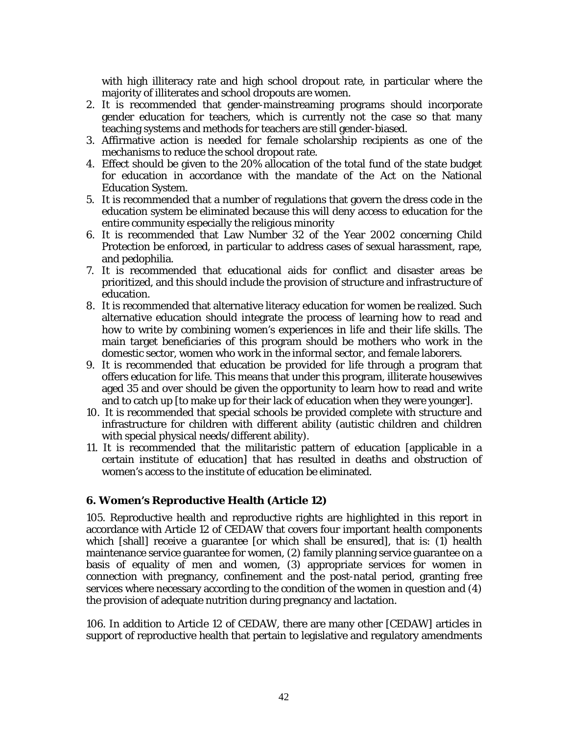with high illiteracy rate and high school dropout rate, in particular where the majority of illiterates and school dropouts are women.

2. It is recommended that gender-mainstreaming programs should incorporate gender education for teachers, which is currently not the case so that many teaching systems and methods for teachers are still gender-biased.
3. Affirmative action is needed for female scholarship recipients as one of the mechanisms to reduce the school dropout rate.
4. Effect should be given to the 20% allocation of the total fund of the state budget for education in accordance with the mandate of the Act on the National Education System.
5. It is recommended that a number of regulations that govern the dress code in the education system be eliminated because this will deny access to education for the entire community especially the religious minority
6. It is recommended that Law Number 32 of the Year 2002 concerning Child Protection be enforced, in particular to address cases of sexual harassment, rape, and pedophilia.
7. It is recommended that educational aids for conflict and disaster areas be prioritized, and this should include the provision of structure and infrastructure of education.
8. It is recommended that alternative literacy education for women be realized. Such alternative education should integrate the process of learning how to read and how to write by combining women's experiences in life and their life skills. The main target beneficiaries of this program should be mothers who work in the domestic sector, women who work in the informal sector, and female laborers.
9. It is recommended that education be provided for life through a program that offers education for life. This means that under this program, illiterate housewives aged 35 and over should be given the opportunity to learn how to read and write and to catch up [to make up for their lack of education when they were younger].
10. It is recommended that special schools be provided complete with structure and infrastructure for children with different ability (autistic children and children with special physical needs/different ability).
11. It is recommended that the militaristic pattern of education [applicable in a certain institute of education] that has resulted in deaths and obstruction of women's access to the institute of education be eliminated.

### 6. Women's Reproductive Health (Article 12)

105. Reproductive health and reproductive rights are highlighted in this report in accordance with Article 12 of CEDAW that covers four important health components which [shall] receive a guarantee [or which shall be ensured], that is: (1) health maintenance service guarantee for women, (2) family planning service guarantee on a basis of equality of men and women, (3) appropriate services for women in connection with pregnancy, confinement and the post-natal period, granting free services where necessary according to the condition of the women in question and (4) the provision of adequate nutrition during pregnancy and lactation.

106. In addition to Article 12 of CEDAW, there are many other [CEDAW] articles in support of reproductive health that pertain to legislative and regulatory amendments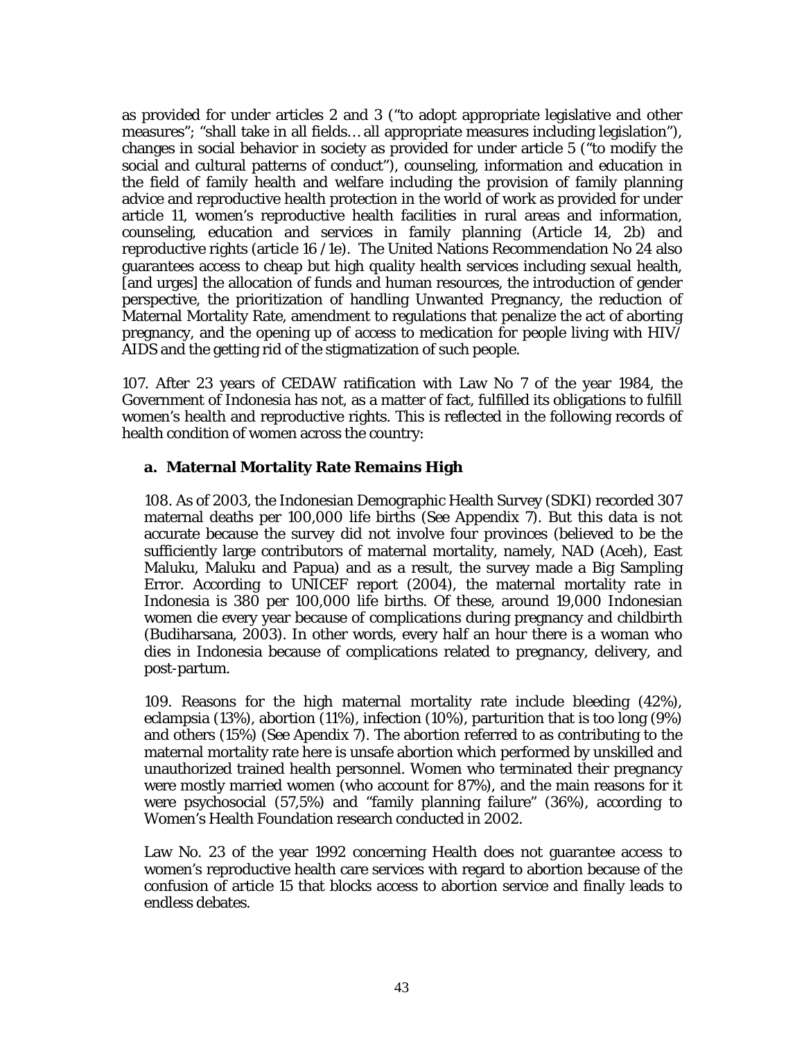as provided for under articles 2 and 3 ("to adopt appropriate legislative and other measures"; "shall take in all fields… all appropriate measures including legislation"), changes in social behavior in society as provided for under article 5 ("to modify the social and cultural patterns of conduct"), counseling, information and education in the field of family health and welfare including the provision of family planning advice and reproductive health protection in the world of work as provided for under article 11, women's reproductive health facilities in rural areas and information, counseling, education and services in family planning (Article 14, 2b) and reproductive rights (article 16 /1e). The United Nations Recommendation No 24 also guarantees access to cheap but high quality health services including sexual health, [and urges] the allocation of funds and human resources, the introduction of gender perspective, the prioritization of handling Unwanted Pregnancy, the reduction of Maternal Mortality Rate, amendment to regulations that penalize the act of aborting pregnancy, and the opening up of access to medication for people living with HIV/AIDS and the getting rid of the stigmatization of such people.

107. After 23 years of CEDAW ratification with Law No 7 of the year 1984, the Government of Indonesia has not, as a matter of fact, fulfilled its obligations to fulfill women's health and reproductive rights. This is reflected in the following records of health condition of women across the country:

**a. Maternal Mortality Rate Remains High**

108. As of 2003, the Indonesian Demographic Health Survey (SDKI) recorded 307 maternal deaths per 100,000 life births (See Appendix 7). But this data is not accurate because the survey did not involve four provinces (believed to be the sufficiently large contributors of maternal mortality, namely, NAD (Aceh), East Maluku, Maluku and Papua) and as a result, the survey made a Big Sampling Error. According to UNICEF report (2004), the maternal mortality rate in Indonesia is 380 per 100,000 life births. Of these, around 19,000 Indonesian women die every year because of complications during pregnancy and childbirth (Budiharsana, 2003). In other words, every half an hour there is a woman who dies in Indonesia because of complications related to pregnancy, delivery, and post-partum.

109. Reasons for the high maternal mortality rate include bleeding (42%), eclampsia (13%), abortion (11%), infection (10%), parturition that is too long (9%) and others (15%) (See Apendix 7). The abortion referred to as contributing to the maternal mortality rate here is unsafe abortion which performed by unskilled and unauthorized trained health personnel. Women who terminated their pregnancy were mostly married women (who account for 87%), and the main reasons for it were psychosocial (57,5%) and "family planning failure" (36%), according to Women's Health Foundation research conducted in 2002.

Law No. 23 of the year 1992 concerning Health does not guarantee access to women's reproductive health care services with regard to abortion because of the confusion of article 15 that blocks access to abortion service and finally leads to endless debates.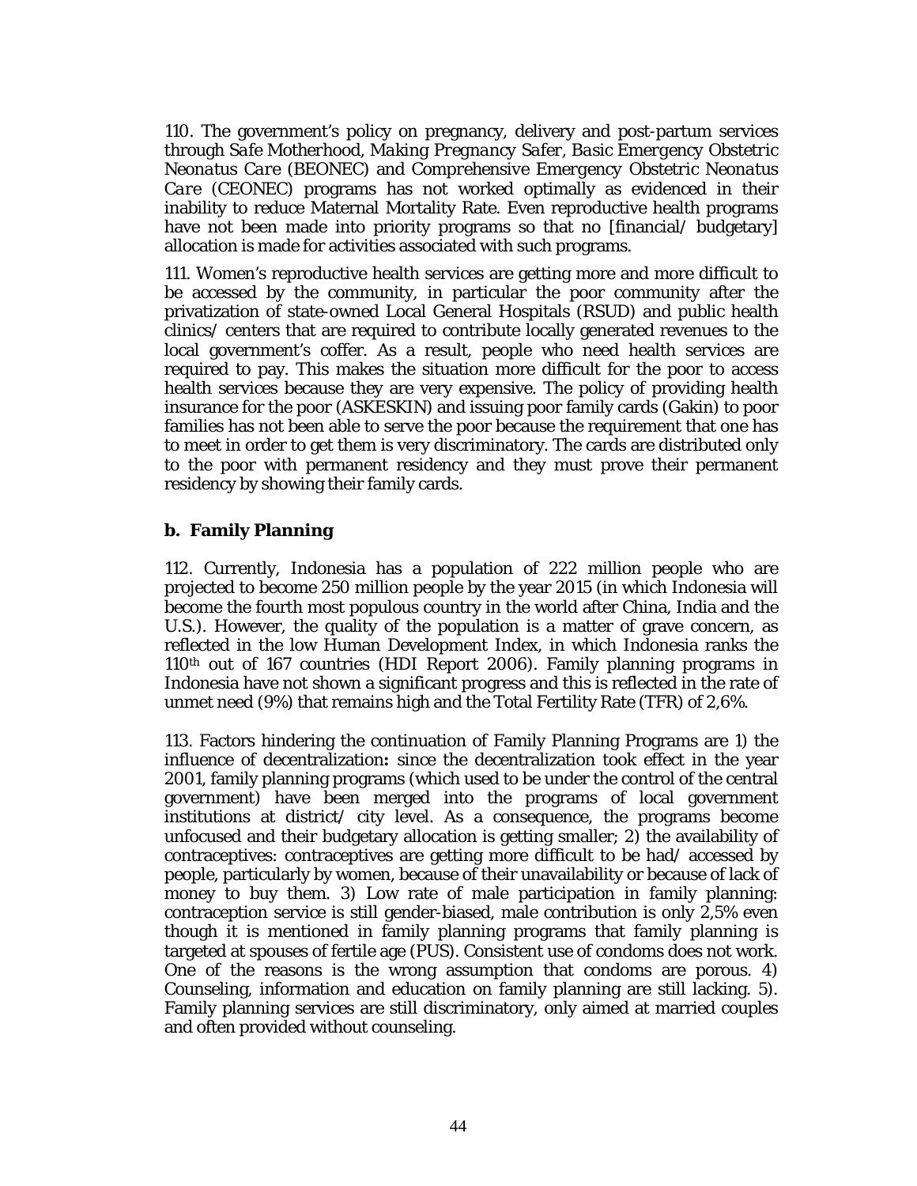110. The government's policy on pregnancy, delivery and post-partum services through *Safe Motherhood*, *Making Pregnancy Safer*, *Basic Emergency Obstetric Neonatus Care* (BEONEC) and *Comprehensive Emergency Obstetric Neonatus Care* (CEONEC) programs has not worked optimally as evidenced in their inability to reduce Maternal Mortality Rate. Even reproductive health programs have not been made into priority programs so that no [financial/ budgetary] allocation is made for activities associated with such programs.

111. Women's reproductive health services are getting more and more difficult to be accessed by the community, in particular the poor community after the privatization of state-owned Local General Hospitals (RSUD) and public health clinics/ centers that are required to contribute locally generated revenues to the local government's coffer. As a result, people who need health services are required to pay. This makes the situation more difficult for the poor to access health services because they are very expensive. The policy of providing health insurance for the poor (ASKESKIN) and issuing poor family cards (Gakin) to poor families has not been able to serve the poor because the requirement that one has to meet in order to get them is very discriminatory. The cards are distributed only to the poor with permanent residency and they must prove their permanent residency by showing their family cards.

### b. Family Planning

112. Currently, Indonesia has a population of 222 million people who are projected to become 250 million people by the year 2015 (in which Indonesia will become the fourth most populous country in the world after China, India and the U.S.). However, the quality of the population is a matter of grave concern, as reflected in the low Human Development Index, in which Indonesia ranks the 110th out of 167 countries (HDI Report 2006). Family planning programs in Indonesia have not shown a significant progress and this is reflected in the rate of unmet need (9%) that remains high and the Total Fertility Rate (TFR) of 2,6%.

113. Factors hindering the continuation of Family Planning Programs are 1) the influence of decentralization**:** since the decentralization took effect in the year 2001, family planning programs (which used to be under the control of the central government) have been merged into the programs of local government institutions at district/ city level. As a consequence, the programs become unfocused and their budgetary allocation is getting smaller; 2) the availability of contraceptives: contraceptives are getting more difficult to be had/ accessed by people, particularly by women, because of their unavailability or because of lack of money to buy them. 3) Low rate of male participation in family planning: contraception service is still gender-biased, male contribution is only 2,5% even though it is mentioned in family planning programs that family planning is targeted at spouses of fertile age (PUS). Consistent use of condoms does not work. One of the reasons is the wrong assumption that condoms are porous. 4) Counseling, information and education on family planning are still lacking. 5). Family planning services are still discriminatory, only aimed at married couples and often provided without counseling.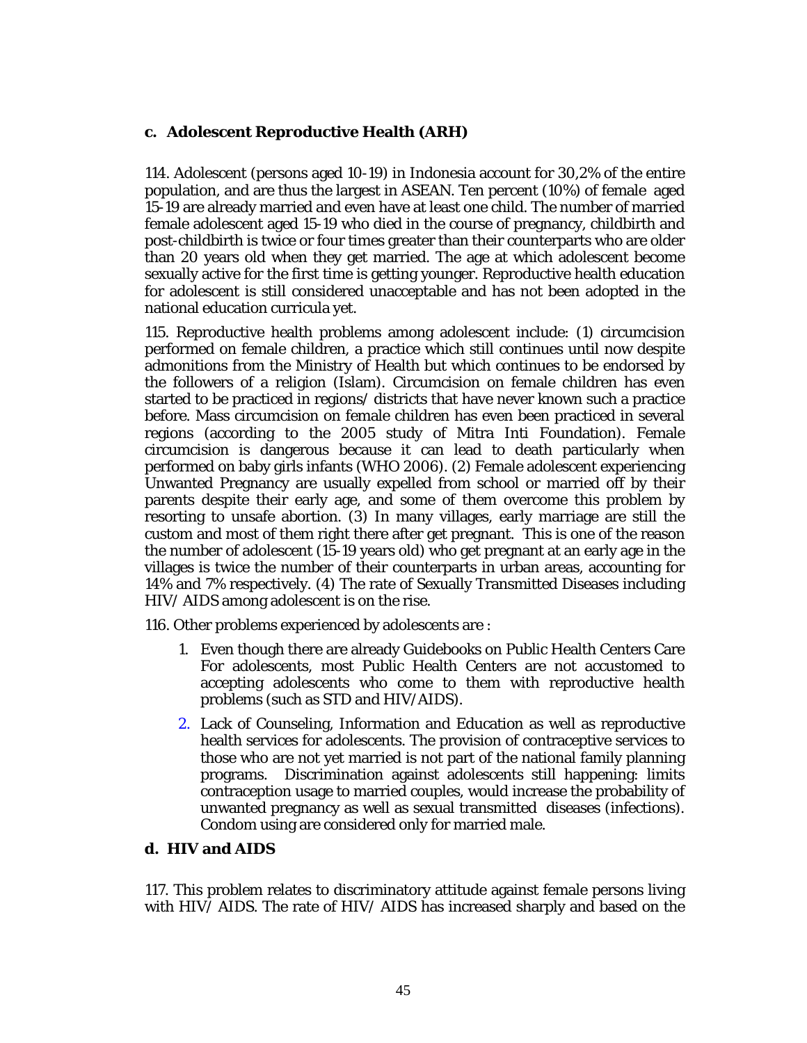### c. Adolescent Reproductive Health (ARH)

114. Adolescent (persons aged 10-19) in Indonesia account for 30,2% of the entire population, and are thus the largest in ASEAN. Ten percent (10%) of female aged 15-19 are already married and even have at least one child. The number of married female adolescent aged 15-19 who died in the course of pregnancy, childbirth and post-childbirth is twice or four times greater than their counterparts who are older than 20 years old when they get married. The age at which adolescent become sexually active for the first time is getting younger. Reproductive health education for adolescent is still considered unacceptable and has not been adopted in the national education curricula yet.

115. Reproductive health problems among adolescent include: (1) circumcision performed on female children, a practice which still continues until now despite admonitions from the Ministry of Health but which continues to be endorsed by the followers of a religion (Islam). Circumcision on female children has even started to be practiced in regions/ districts that have never known such a practice before. Mass circumcision on female children has even been practiced in several regions (according to the 2005 study of Mitra Inti Foundation). Female circumcision is dangerous because it can lead to death particularly when performed on baby girls infants (WHO 2006). (2) Female adolescent experiencing Unwanted Pregnancy are usually expelled from school or married off by their parents despite their early age, and some of them overcome this problem by resorting to unsafe abortion. (3) In many villages, early marriage are still the custom and most of them right there after get pregnant. This is one of the reason the number of adolescent (15-19 years old) who get pregnant at an early age in the villages is twice the number of their counterparts in urban areas, accounting for 14% and 7% respectively. (4) The rate of Sexually Transmitted Diseases including HIV/ AIDS among adolescent is on the rise.

116. Other problems experienced by adolescents are :

1. Even though there are already Guidebooks on Public Health Centers Care For adolescents, most Public Health Centers are not accustomed to accepting adolescents who come to them with reproductive health problems (such as STD and HIV/AIDS).
2. Lack of Counseling, Information and Education as well as reproductive health services for adolescents. The provision of contraceptive services to those who are not yet married is not part of the national family planning programs. Discrimination against adolescents still happening: limits contraception usage to married couples, would increase the probability of unwanted pregnancy as well as sexual transmitted diseases (infections). Condom using are considered only for married male.

### d. HIV and AIDS

117. This problem relates to discriminatory attitude against female persons living with HIV/ AIDS. The rate of HIV/ AIDS has increased sharply and based on the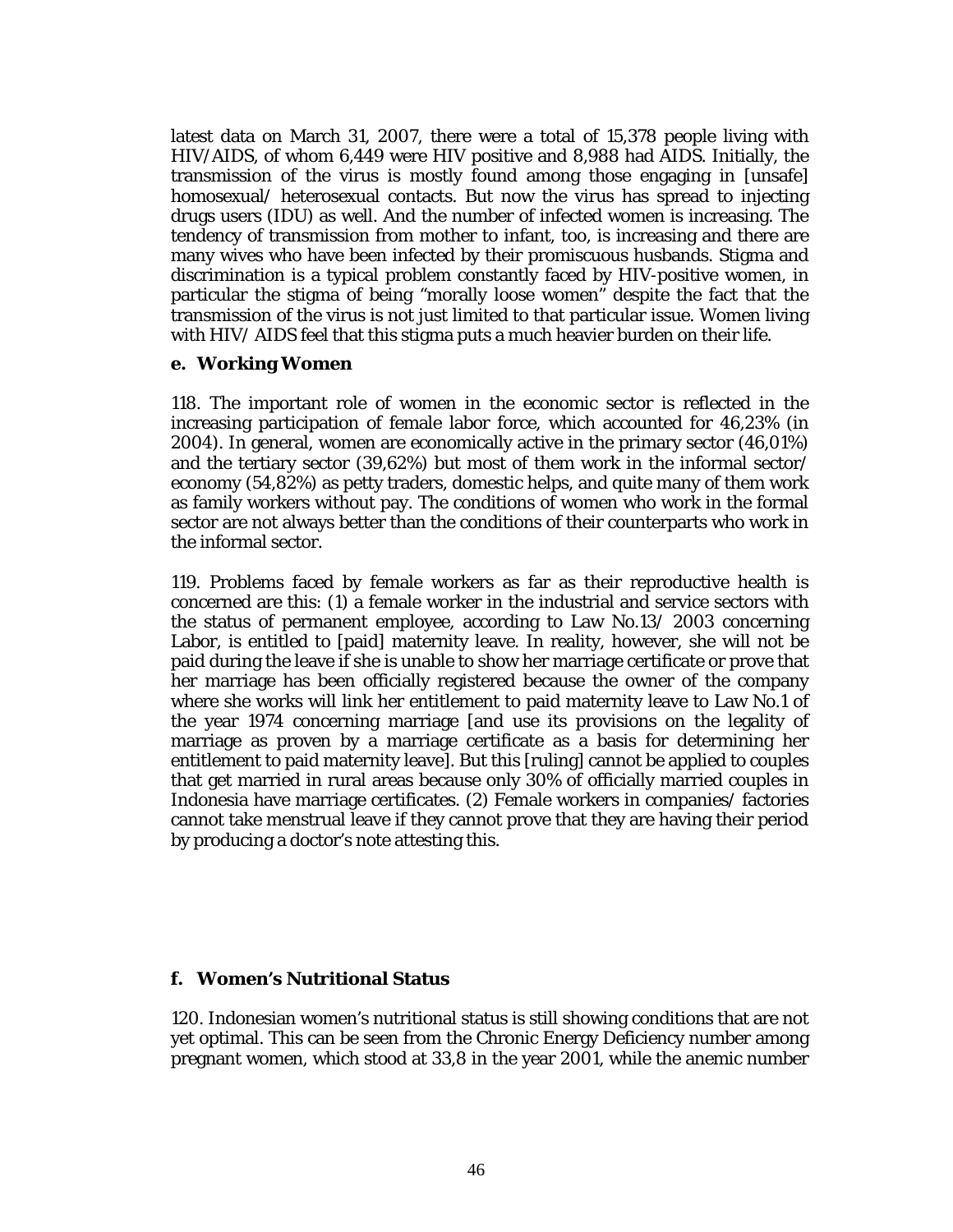latest data on March 31, 2007, there were a total of 15,378 people living with HIV/AIDS, of whom 6,449 were HIV positive and 8,988 had AIDS. Initially, the transmission of the virus is mostly found among those engaging in [unsafe] homosexual/ heterosexual contacts. But now the virus has spread to injecting drugs users (IDU) as well. And the number of infected women is increasing. The tendency of transmission from mother to infant, too, is increasing and there are many wives who have been infected by their promiscuous husbands. Stigma and discrimination is a typical problem constantly faced by HIV-positive women, in particular the stigma of being "morally loose women" despite the fact that the transmission of the virus is not just limited to that particular issue. Women living with HIV/ AIDS feel that this stigma puts a much heavier burden on their life.

### e. Working Women

118. The important role of women in the economic sector is reflected in the increasing participation of female labor force, which accounted for 46,23% (in 2004). In general, women are economically active in the primary sector (46,01%) and the tertiary sector (39,62%) but most of them work in the informal sector/ economy (54,82%) as petty traders, domestic helps, and quite many of them work as family workers without pay. The conditions of women who work in the formal sector are not always better than the conditions of their counterparts who work in the informal sector.

119. Problems faced by female workers as far as their reproductive health is concerned are this: (1) a female worker in the industrial and service sectors with the status of permanent employee, according to Law No.13/ 2003 concerning Labor, is entitled to [paid] maternity leave. In reality, however, she will not be paid during the leave if she is unable to show her marriage certificate or prove that her marriage has been officially registered because the owner of the company where she works will link her entitlement to paid maternity leave to Law No.1 of the year 1974 concerning marriage [and use its provisions on the legality of marriage as proven by a marriage certificate as a basis for determining her entitlement to paid maternity leave]. But this [ruling] cannot be applied to couples that get married in rural areas because only 30% of officially married couples in Indonesia have marriage certificates. (2) Female workers in companies/ factories cannot take menstrual leave if they cannot prove that they are having their period by producing a doctor's note attesting this.

### f. Women's Nutritional Status

120. Indonesian women's nutritional status is still showing conditions that are not yet optimal. This can be seen from the Chronic Energy Deficiency number among pregnant women, which stood at 33,8 in the year 2001, while the anemic number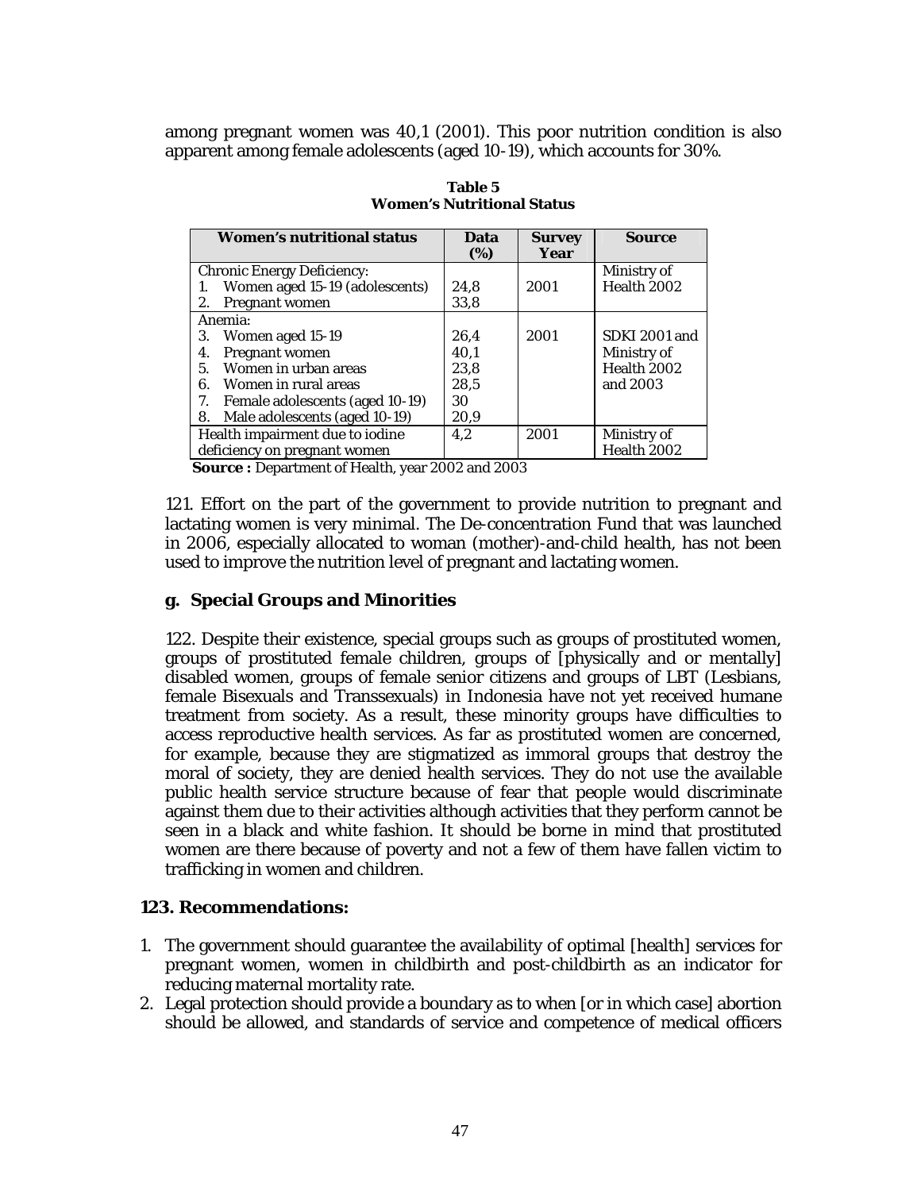among pregnant women was 40,1 (2001). This poor nutrition condition is also apparent among female adolescents (aged 10-19), which accounts for 30%.

**Table 5**
**Women's Nutritional Status**

| Women's nutritional status | Data (%) | Survey Year | Source |
|---|---|---|---|
| Chronic Energy Deficiency:<br>1. Women aged 15-19 (adolescents)<br>2. Pregnant women | <br>24,8<br>33,8 | <br>2001 | Ministry of Health 2002 |
| Anemia:<br>3. Women aged 15-19<br>4. Pregnant women<br>5. Women in urban areas<br>6. Women in rural areas<br>7. Female adolescents (aged 10-19)<br>8. Male adolescents (aged 10-19) | <br>26,4<br>40,1<br>23,8<br>28,5<br>30<br>20,9 | <br>2001 | <br>SDKI 2001 and Ministry of Health 2002 and 2003 |
| Health impairment due to iodine deficiency on pregnant women | 4,2 | 2001 | Ministry of Health 2002 |

**Source :** Department of Health, year 2002 and 2003

121. Effort on the part of the government to provide nutrition to pregnant and lactating women is very minimal. The De-concentration Fund that was launched in 2006, especially allocated to woman (mother)-and-child health, has not been used to improve the nutrition level of pregnant and lactating women.

### g. Special Groups and Minorities

122. Despite their existence, special groups such as groups of prostituted women, groups of prostituted female children, groups of [physically and or mentally] disabled women, groups of female senior citizens and groups of LBT (Lesbians, female Bisexuals and Transsexuals) in Indonesia have not yet received humane treatment from society. As a result, these minority groups have difficulties to access reproductive health services. As far as prostituted women are concerned, for example, because they are stigmatized as immoral groups that destroy the moral of society, they are denied health services. They do not use the available public health service structure because of fear that people would discriminate against them due to their activities although activities that they perform cannot be seen in a black and white fashion. It should be borne in mind that prostituted women are there because of poverty and not a few of them have fallen victim to trafficking in women and children.

### 123. Recommendations:

1. The government should guarantee the availability of optimal [health] services for pregnant women, women in childbirth and post-childbirth as an indicator for reducing maternal mortality rate.
2. Legal protection should provide a boundary as to when [or in which case] abortion should be allowed, and standards of service and competence of medical officers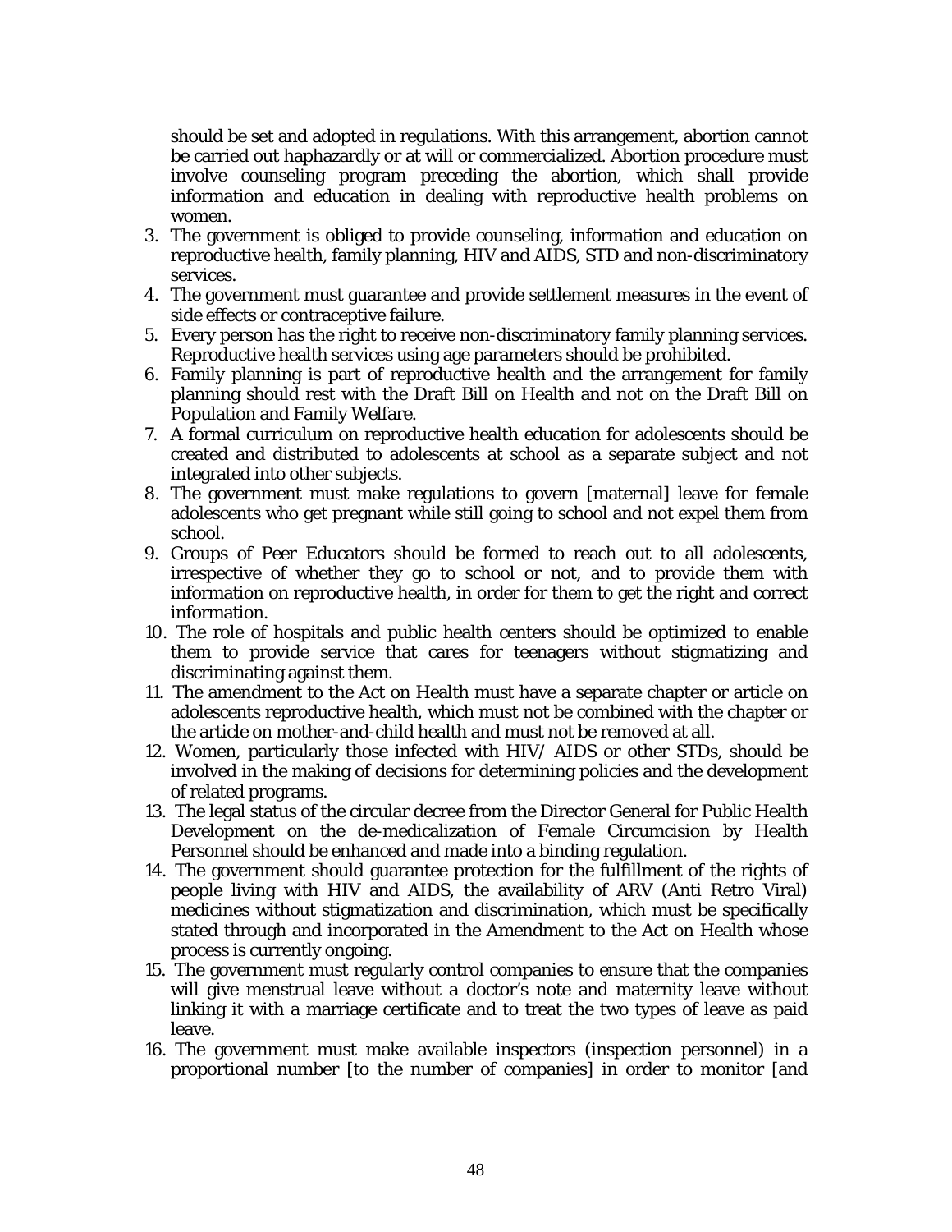should be set and adopted in regulations. With this arrangement, abortion cannot be carried out haphazardly or at will or commercialized. Abortion procedure must involve counseling program preceding the abortion, which shall provide information and education in dealing with reproductive health problems on women.

3. The government is obliged to provide counseling, information and education on reproductive health, family planning, HIV and AIDS, STD and non-discriminatory services.
4. The government must guarantee and provide settlement measures in the event of side effects or contraceptive failure.
5. Every person has the right to receive non-discriminatory family planning services. Reproductive health services using age parameters should be prohibited.
6. Family planning is part of reproductive health and the arrangement for family planning should rest with the Draft Bill on Health and not on the Draft Bill on Population and Family Welfare.
7. A formal curriculum on reproductive health education for adolescents should be created and distributed to adolescents at school as a separate subject and not integrated into other subjects.
8. The government must make regulations to govern [maternal] leave for female adolescents who get pregnant while still going to school and not expel them from school.
9. Groups of Peer Educators should be formed to reach out to all adolescents, irrespective of whether they go to school or not, and to provide them with information on reproductive health, in order for them to get the right and correct information.
10. The role of hospitals and public health centers should be optimized to enable them to provide service that cares for teenagers without stigmatizing and discriminating against them.
11. The amendment to the Act on Health must have a separate chapter or article on adolescents reproductive health, which must not be combined with the chapter or the article on mother-and-child health and must not be removed at all.
12. Women, particularly those infected with HIV/ AIDS or other STDs, should be involved in the making of decisions for determining policies and the development of related programs.
13. The legal status of the circular decree from the Director General for Public Health Development on the de-medicalization of Female Circumcision by Health Personnel should be enhanced and made into a binding regulation.
14. The government should guarantee protection for the fulfillment of the rights of people living with HIV and AIDS, the availability of ARV (Anti Retro Viral) medicines without stigmatization and discrimination, which must be specifically stated through and incorporated in the Amendment to the Act on Health whose process is currently ongoing.
15. The government must regularly control companies to ensure that the companies will give menstrual leave without a doctor's note and maternity leave without linking it with a marriage certificate and to treat the two types of leave as paid leave.
16. The government must make available inspectors (inspection personnel) in a proportional number [to the number of companies] in order to monitor [and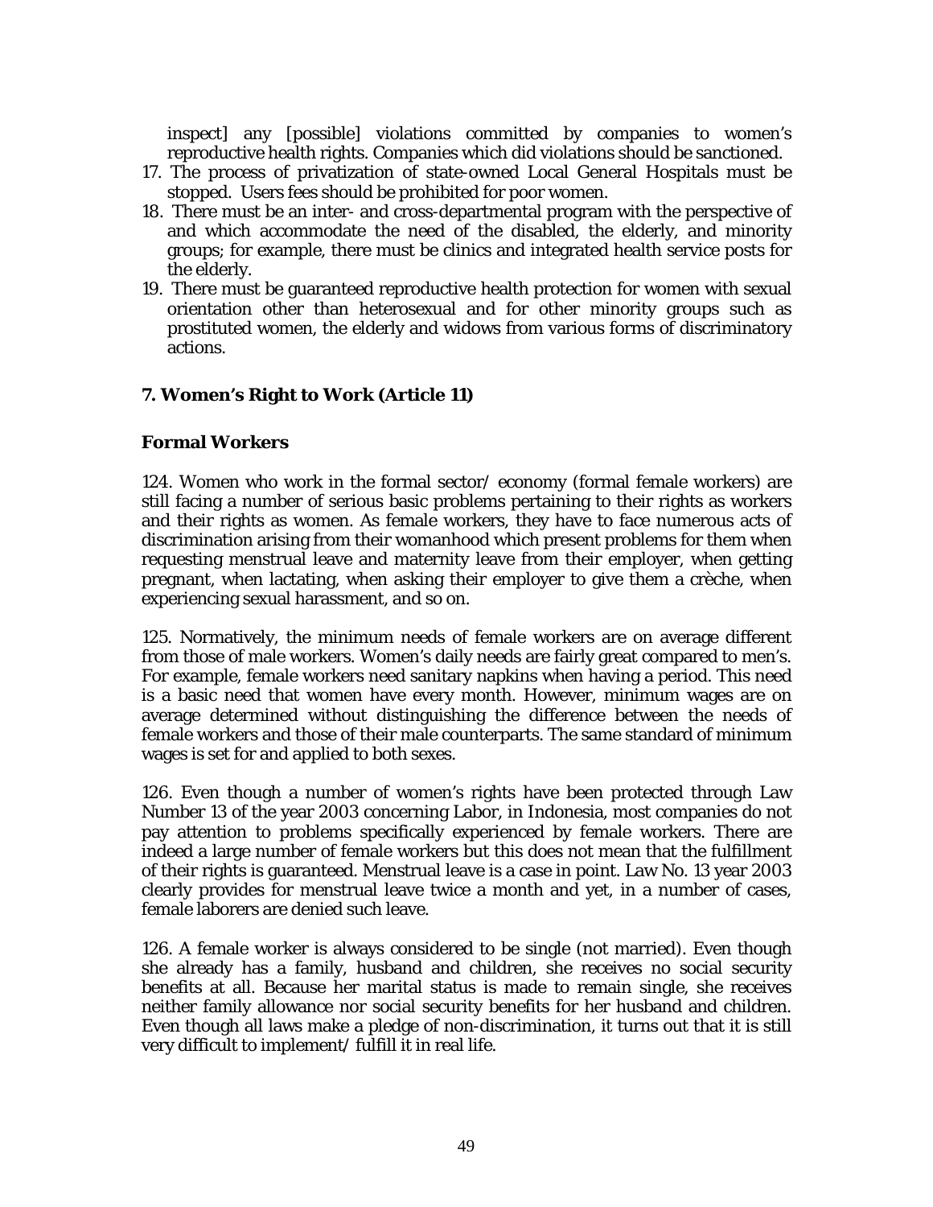inspect] any [possible] violations committed by companies to women's reproductive health rights. Companies which did violations should be sanctioned.

17. The process of privatization of state-owned Local General Hospitals must be stopped. Users fees should be prohibited for poor women.
18. There must be an inter- and cross-departmental program with the perspective of and which accommodate the need of the disabled, the elderly, and minority groups; for example, there must be clinics and integrated health service posts for the elderly.
19. There must be guaranteed reproductive health protection for women with sexual orientation other than heterosexual and for other minority groups such as prostituted women, the elderly and widows from various forms of discriminatory actions.

## 7. Women's Right to Work (Article 11)

### Formal Workers

124. Women who work in the formal sector/ economy (formal female workers) are still facing a number of serious basic problems pertaining to their rights as workers and their rights as women. As female workers, they have to face numerous acts of discrimination arising from their womanhood which present problems for them when requesting menstrual leave and maternity leave from their employer, when getting pregnant, when lactating, when asking their employer to give them a crèche, when experiencing sexual harassment, and so on.

125. Normatively, the minimum needs of female workers are on average different from those of male workers. Women's daily needs are fairly great compared to men's. For example, female workers need sanitary napkins when having a period. This need is a basic need that women have every month. However, minimum wages are on average determined without distinguishing the difference between the needs of female workers and those of their male counterparts. The same standard of minimum wages is set for and applied to both sexes.

126. Even though a number of women's rights have been protected through Law Number 13 of the year 2003 concerning Labor, in Indonesia, most companies do not pay attention to problems specifically experienced by female workers. There are indeed a large number of female workers but this does not mean that the fulfillment of their rights is guaranteed. Menstrual leave is a case in point. Law No. 13 year 2003 clearly provides for menstrual leave twice a month and yet, in a number of cases, female laborers are denied such leave.

126. A female worker is always considered to be single (not married). Even though she already has a family, husband and children, she receives no social security benefits at all. Because her marital status is made to remain single, she receives neither family allowance nor social security benefits for her husband and children. Even though all laws make a pledge of non-discrimination, it turns out that it is still very difficult to implement/ fulfill it in real life.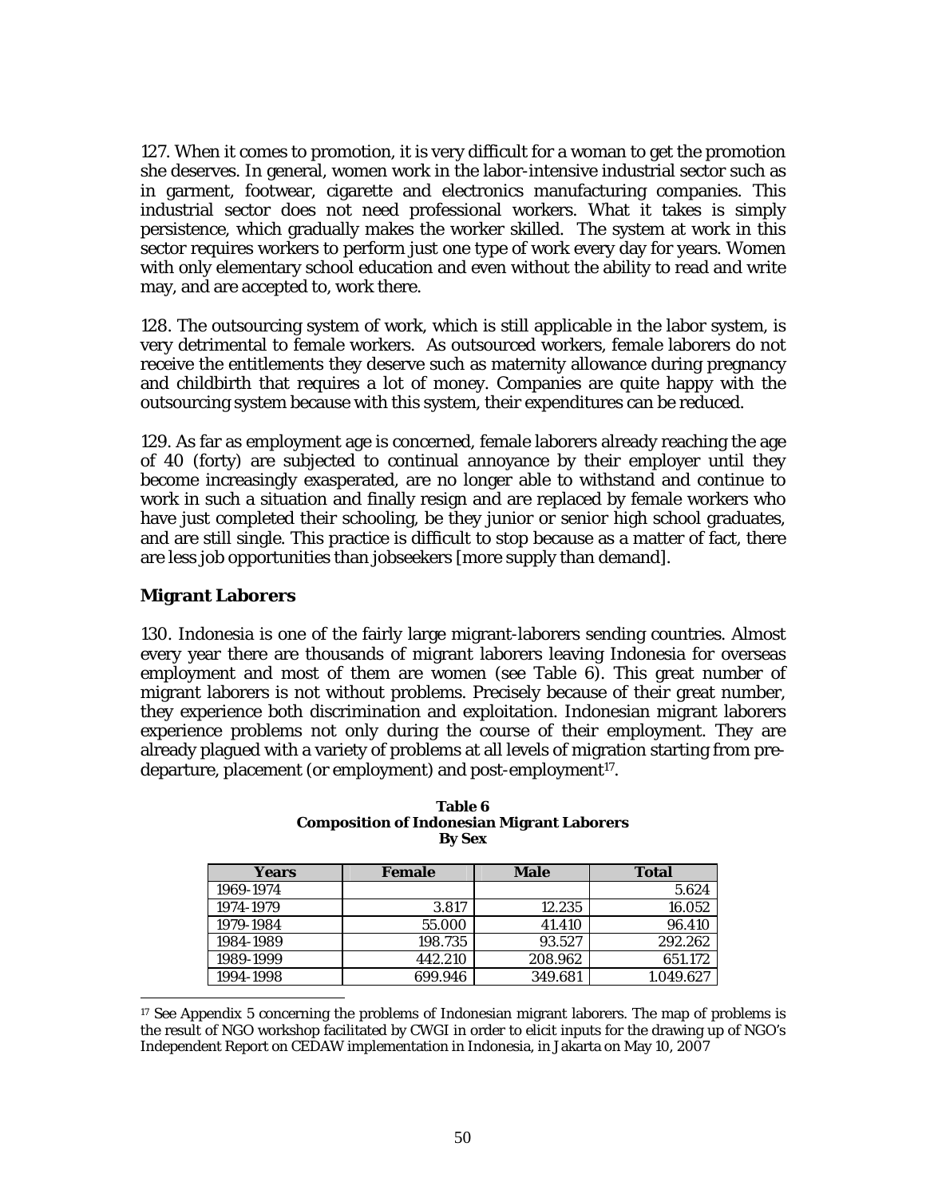127. When it comes to promotion, it is very difficult for a woman to get the promotion she deserves. In general, women work in the labor-intensive industrial sector such as in garment, footwear, cigarette and electronics manufacturing companies. This industrial sector does not need professional workers. What it takes is simply persistence, which gradually makes the worker skilled. The system at work in this sector requires workers to perform just one type of work every day for years. Women with only elementary school education and even without the ability to read and write may, and are accepted to, work there.

128. The outsourcing system of work, which is still applicable in the labor system, is very detrimental to female workers. As outsourced workers, female laborers do not receive the entitlements they deserve such as maternity allowance during pregnancy and childbirth that requires a lot of money. Companies are quite happy with the outsourcing system because with this system, their expenditures can be reduced.

129. As far as employment age is concerned, female laborers already reaching the age of 40 (forty) are subjected to continual annoyance by their employer until they become increasingly exasperated, are no longer able to withstand and continue to work in such a situation and finally resign and are replaced by female workers who have just completed their schooling, be they junior or senior high school graduates, and are still single. This practice is difficult to stop because as a matter of fact, there are less job opportunities than jobseekers [more supply than demand].

### Migrant Laborers

130. Indonesia is one of the fairly large migrant-laborers sending countries. Almost every year there are thousands of migrant laborers leaving Indonesia for overseas employment and most of them are women (see Table 6). This great number of migrant laborers is not without problems. Precisely because of their great number, they experience both discrimination and exploitation. Indonesian migrant laborers experience problems not only during the course of their employment. They are already plagued with a variety of problems at all levels of migration starting from pre-departure, placement (or employment) and post-employment[17].

**Table 6**
**Composition of Indonesian Migrant Laborers**
**By Sex**

| Years | Female | Male | Total |
|---|---|---|---|
| 1969-1974 | | | 5.624 |
| 1974-1979 | 3.817 | 12.235 | 16.052 |
| 1979-1984 | 55.000 | 41.410 | 96.410 |
| 1984-1989 | 198.735 | 93.527 | 292.262 |
| 1989-1999 | 442.210 | 208.962 | 651.172 |
| 1994-1998 | 699.946 | 349.681 | 1.049.627 |

[17] See Appendix 5 concerning the problems of Indonesian migrant laborers. The map of problems is the result of NGO workshop facilitated by CWGI in order to elicit inputs for the drawing up of NGO's Independent Report on CEDAW implementation in Indonesia, in Jakarta on May 10, 2007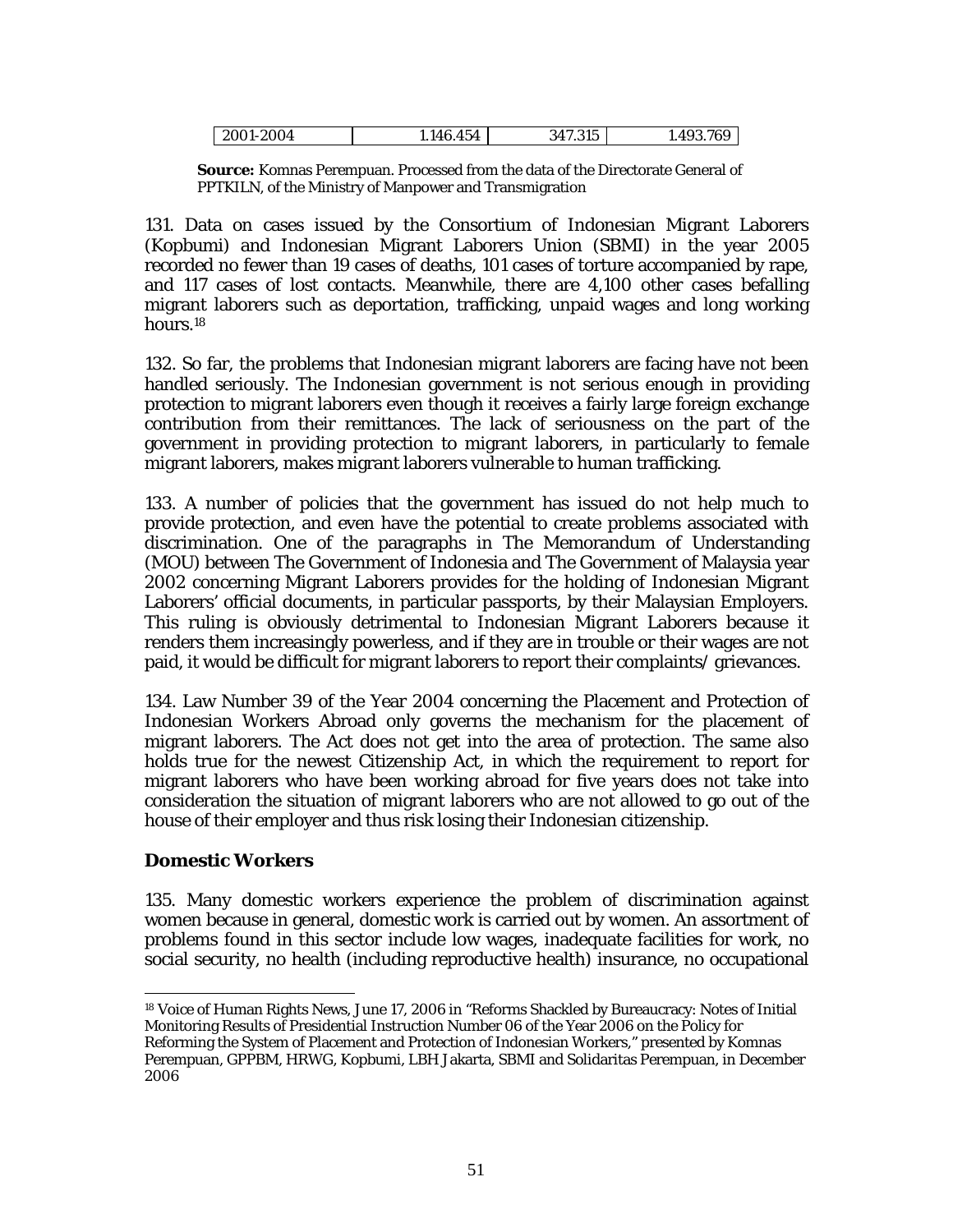| 2001-2004 | 1.146.454 | 347.315 | 1.493.769 |
|---|---|---|---|

**Source:** Komnas Perempuan. Processed from the data of the Directorate General of PPTKILN, of the Ministry of Manpower and Transmigration

131. Data on cases issued by the Consortium of Indonesian Migrant Laborers (Kopbumi) and Indonesian Migrant Laborers Union (SBMI) in the year 2005 recorded no fewer than 19 cases of deaths, 101 cases of torture accompanied by rape, and 117 cases of lost contacts. Meanwhile, there are 4,100 other cases befalling migrant laborers such as deportation, trafficking, unpaid wages and long working hours.[18]

132. So far, the problems that Indonesian migrant laborers are facing have not been handled seriously. The Indonesian government is not serious enough in providing protection to migrant laborers even though it receives a fairly large foreign exchange contribution from their remittances. The lack of seriousness on the part of the government in providing protection to migrant laborers, in particularly to female migrant laborers, makes migrant laborers vulnerable to human trafficking.

133. A number of policies that the government has issued do not help much to provide protection, and even have the potential to create problems associated with discrimination. One of the paragraphs in The Memorandum of Understanding (MOU) between The Government of Indonesia and The Government of Malaysia year 2002 concerning Migrant Laborers provides for the holding of Indonesian Migrant Laborers' official documents, in particular passports, by their Malaysian Employers. This ruling is obviously detrimental to Indonesian Migrant Laborers because it renders them increasingly powerless, and if they are in trouble or their wages are not paid, it would be difficult for migrant laborers to report their complaints/ grievances.

134. Law Number 39 of the Year 2004 concerning the Placement and Protection of Indonesian Workers Abroad only governs the mechanism for the placement of migrant laborers. The Act does not get into the area of protection. The same also holds true for the newest Citizenship Act, in which the requirement to report for migrant laborers who have been working abroad for five years does not take into consideration the situation of migrant laborers who are not allowed to go out of the house of their employer and thus risk losing their Indonesian citizenship.

### Domestic Workers

135. Many domestic workers experience the problem of discrimination against women because in general, domestic work is carried out by women. An assortment of problems found in this sector include low wages, inadequate facilities for work, no social security, no health (including reproductive health) insurance, no occupational

[18] Voice of Human Rights News, June 17, 2006 in "Reforms Shackled by Bureaucracy: Notes of Initial Monitoring Results of Presidential Instruction Number 06 of the Year 2006 on the Policy for Reforming the System of Placement and Protection of Indonesian Workers," presented by Komnas Perempuan, GPPBM, HRWG, Kopbumi, LBH Jakarta, SBMI and Solidaritas Perempuan, in December 2006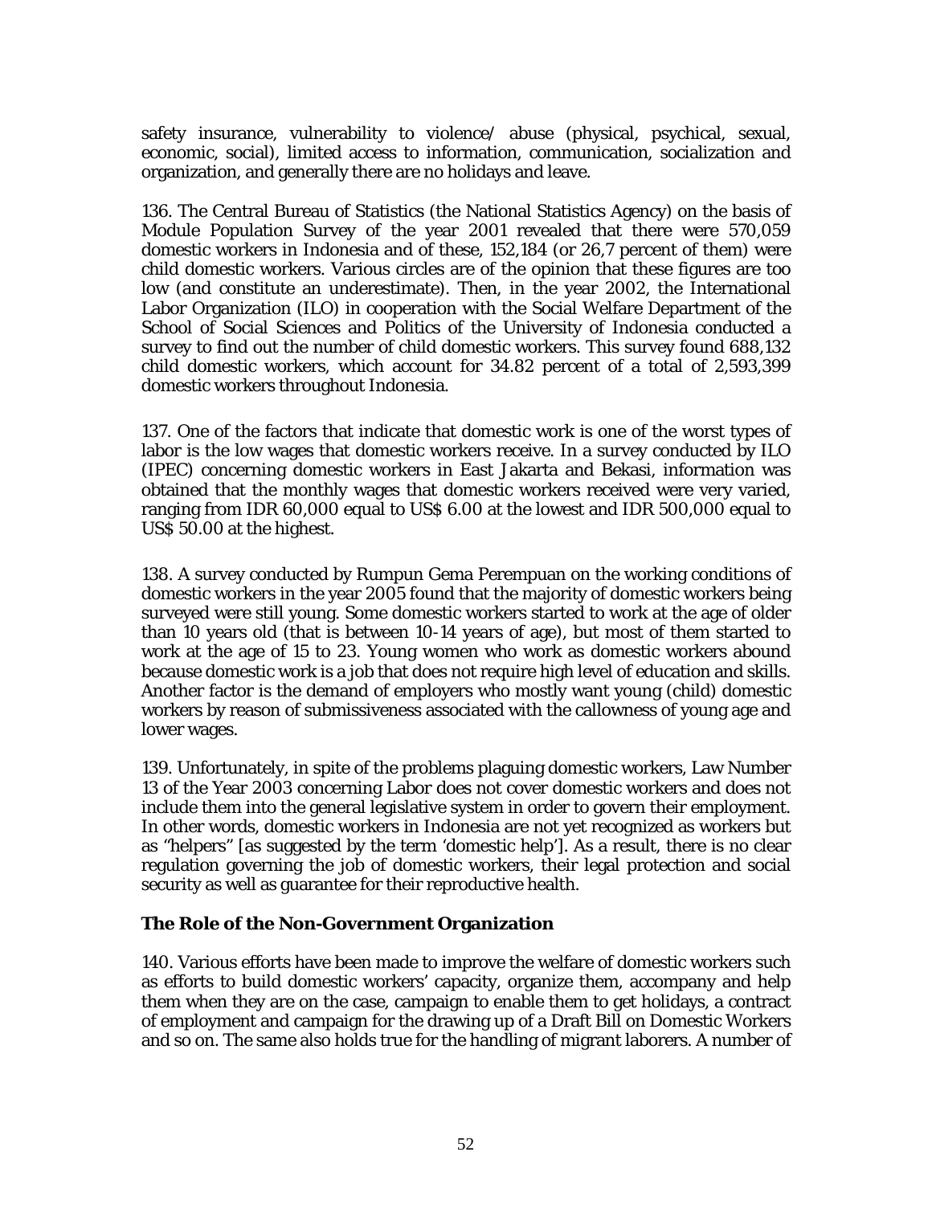safety insurance, vulnerability to violence/ abuse (physical, psychical, sexual, economic, social), limited access to information, communication, socialization and organization, and generally there are no holidays and leave.

136. The Central Bureau of Statistics (the National Statistics Agency) on the basis of Module Population Survey of the year 2001 revealed that there were 570,059 domestic workers in Indonesia and of these, 152,184 (or 26,7 percent of them) were child domestic workers. Various circles are of the opinion that these figures are too low (and constitute an underestimate). Then, in the year 2002, the International Labor Organization (ILO) in cooperation with the Social Welfare Department of the School of Social Sciences and Politics of the University of Indonesia conducted a survey to find out the number of child domestic workers. This survey found 688,132 child domestic workers, which account for 34.82 percent of a total of 2,593,399 domestic workers throughout Indonesia.

137. One of the factors that indicate that domestic work is one of the worst types of labor is the low wages that domestic workers receive. In a survey conducted by ILO (IPEC) concerning domestic workers in East Jakarta and Bekasi, information was obtained that the monthly wages that domestic workers received were very varied, ranging from IDR 60,000 equal to US$ 6.00 at the lowest and IDR 500,000 equal to US$ 50.00 at the highest.

138. A survey conducted by Rumpun Gema Perempuan on the working conditions of domestic workers in the year 2005 found that the majority of domestic workers being surveyed were still young. Some domestic workers started to work at the age of older than 10 years old (that is between 10-14 years of age), but most of them started to work at the age of 15 to 23. Young women who work as domestic workers abound because domestic work is a job that does not require high level of education and skills. Another factor is the demand of employers who mostly want young (child) domestic workers by reason of submissiveness associated with the callowness of young age and lower wages.

139. Unfortunately, in spite of the problems plaguing domestic workers, Law Number 13 of the Year 2003 concerning Labor does not cover domestic workers and does not include them into the general legislative system in order to govern their employment. In other words, domestic workers in Indonesia are not yet recognized as workers but as "helpers" [as suggested by the term 'domestic help']. As a result, there is no clear regulation governing the job of domestic workers, their legal protection and social security as well as guarantee for their reproductive health.

### The Role of the Non-Government Organization

140. Various efforts have been made to improve the welfare of domestic workers such as efforts to build domestic workers' capacity, organize them, accompany and help them when they are on the case, campaign to enable them to get holidays, a contract of employment and campaign for the drawing up of a Draft Bill on Domestic Workers and so on. The same also holds true for the handling of migrant laborers. A number of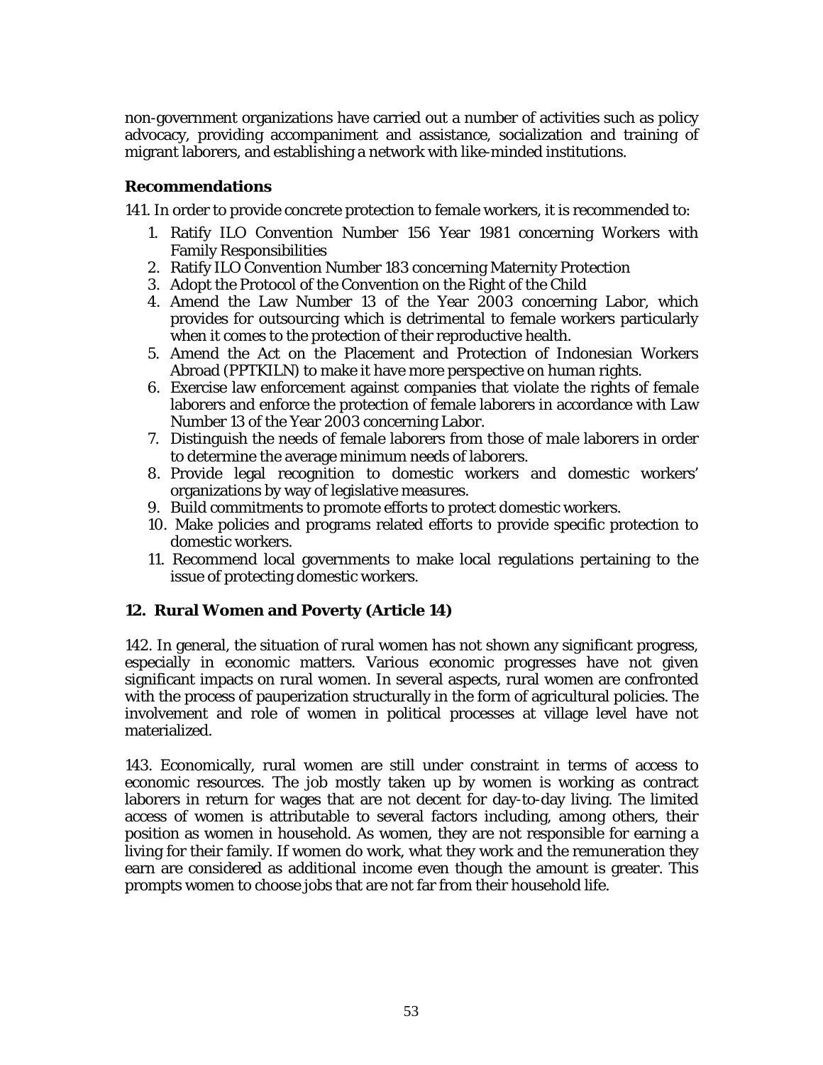non-government organizations have carried out a number of activities such as policy advocacy, providing accompaniment and assistance, socialization and training of migrant laborers, and establishing a network with like-minded institutions.

### Recommendations

141. In order to provide concrete protection to female workers, it is recommended to:

1. Ratify ILO Convention Number 156 Year 1981 concerning Workers with Family Responsibilities
2. Ratify ILO Convention Number 183 concerning Maternity Protection
3. Adopt the Protocol of the Convention on the Right of the Child
4. Amend the Law Number 13 of the Year 2003 concerning Labor, which provides for outsourcing which is detrimental to female workers particularly when it comes to the protection of their reproductive health.
5. Amend the Act on the Placement and Protection of Indonesian Workers Abroad (PPTKILN) to make it have more perspective on human rights.
6. Exercise law enforcement against companies that violate the rights of female laborers and enforce the protection of female laborers in accordance with Law Number 13 of the Year 2003 concerning Labor.
7. Distinguish the needs of female laborers from those of male laborers in order to determine the average minimum needs of laborers.
8. Provide legal recognition to domestic workers and domestic workers' organizations by way of legislative measures.
9. Build commitments to promote efforts to protect domestic workers.
10. Make policies and programs related efforts to provide specific protection to domestic workers.
11. Recommend local governments to make local regulations pertaining to the issue of protecting domestic workers.

## 12. Rural Women and Poverty (Article 14)

142. In general, the situation of rural women has not shown any significant progress, especially in economic matters. Various economic progresses have not given significant impacts on rural women. In several aspects, rural women are confronted with the process of pauperization structurally in the form of agricultural policies. The involvement and role of women in political processes at village level have not materialized.

143. Economically, rural women are still under constraint in terms of access to economic resources. The job mostly taken up by women is working as contract laborers in return for wages that are not decent for day-to-day living. The limited access of women is attributable to several factors including, among others, their position as women in household. As women, they are not responsible for earning a living for their family. If women do work, what they work and the remuneration they earn are considered as additional income even though the amount is greater. This prompts women to choose jobs that are not far from their household life.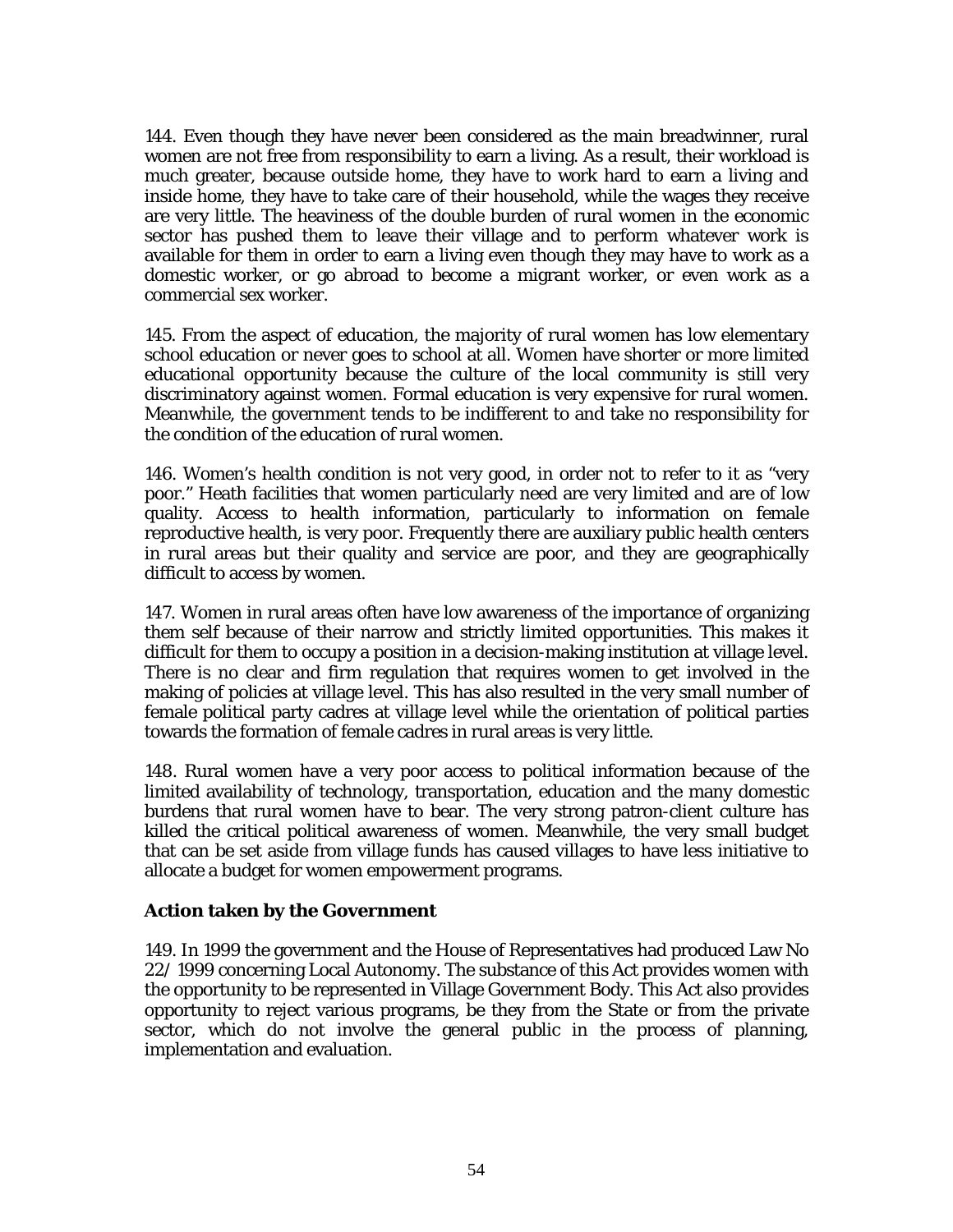144. Even though they have never been considered as the main breadwinner, rural women are not free from responsibility to earn a living. As a result, their workload is much greater, because outside home, they have to work hard to earn a living and inside home, they have to take care of their household, while the wages they receive are very little. The heaviness of the double burden of rural women in the economic sector has pushed them to leave their village and to perform whatever work is available for them in order to earn a living even though they may have to work as a domestic worker, or go abroad to become a migrant worker, or even work as a commercial sex worker.

145. From the aspect of education, the majority of rural women has low elementary school education or never goes to school at all. Women have shorter or more limited educational opportunity because the culture of the local community is still very discriminatory against women. Formal education is very expensive for rural women. Meanwhile, the government tends to be indifferent to and take no responsibility for the condition of the education of rural women.

146. Women's health condition is not very good, in order not to refer to it as "very poor." Heath facilities that women particularly need are very limited and are of low quality. Access to health information, particularly to information on female reproductive health, is very poor. Frequently there are auxiliary public health centers in rural areas but their quality and service are poor, and they are geographically difficult to access by women.

147. Women in rural areas often have low awareness of the importance of organizing them self because of their narrow and strictly limited opportunities. This makes it difficult for them to occupy a position in a decision-making institution at village level. There is no clear and firm regulation that requires women to get involved in the making of policies at village level. This has also resulted in the very small number of female political party cadres at village level while the orientation of political parties towards the formation of female cadres in rural areas is very little.

148. Rural women have a very poor access to political information because of the limited availability of technology, transportation, education and the many domestic burdens that rural women have to bear. The very strong patron-client culture has killed the critical political awareness of women. Meanwhile, the very small budget that can be set aside from village funds has caused villages to have less initiative to allocate a budget for women empowerment programs.

**Action taken by the Government**

149. In 1999 the government and the House of Representatives had produced Law No 22/ 1999 concerning Local Autonomy. The substance of this Act provides women with the opportunity to be represented in Village Government Body. This Act also provides opportunity to reject various programs, be they from the State or from the private sector, which do not involve the general public in the process of planning, implementation and evaluation.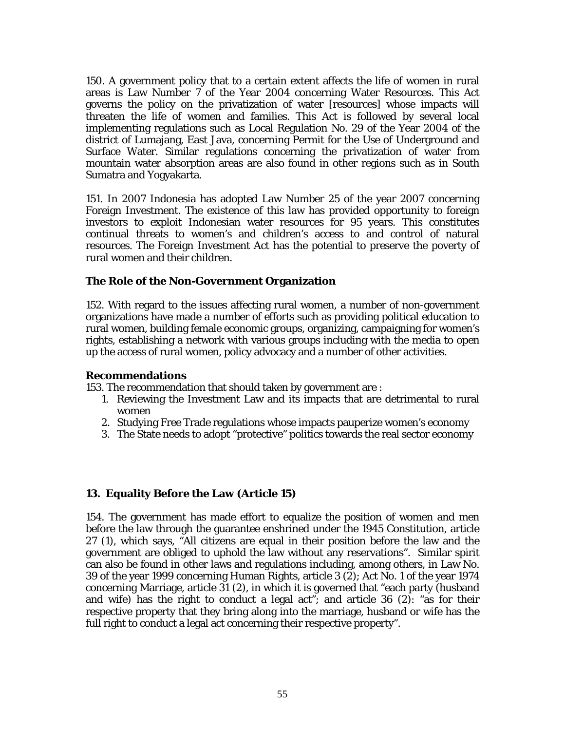150. A government policy that to a certain extent affects the life of women in rural areas is Law Number 7 of the Year 2004 concerning Water Resources. This Act governs the policy on the privatization of water [resources] whose impacts will threaten the life of women and families. This Act is followed by several local implementing regulations such as Local Regulation No. 29 of the Year 2004 of the district of Lumajang, East Java, concerning Permit for the Use of Underground and Surface Water. Similar regulations concerning the privatization of water from mountain water absorption areas are also found in other regions such as in South Sumatra and Yogyakarta.

151. In 2007 Indonesia has adopted Law Number 25 of the year 2007 concerning Foreign Investment. The existence of this law has provided opportunity to foreign investors to exploit Indonesian water resources for 95 years. This constitutes continual threats to women's and children's access to and control of natural resources. The Foreign Investment Act has the potential to preserve the poverty of rural women and their children.

### The Role of the Non-Government Organization

152. With regard to the issues affecting rural women, a number of non-government organizations have made a number of efforts such as providing political education to rural women, building female economic groups, organizing, campaigning for women's rights, establishing a network with various groups including with the media to open up the access of rural women, policy advocacy and a number of other activities.

### Recommendations

153. The recommendation that should taken by government are :

1. Reviewing the Investment Law and its impacts that are detrimental to rural women
2. Studying Free Trade regulations whose impacts pauperize women's economy
3. The State needs to adopt "protective" politics towards the real sector economy

## 13. Equality Before the Law (Article 15)

154. The government has made effort to equalize the position of women and men before the law through the guarantee enshrined under the 1945 Constitution, article 27 (1), which says, "All citizens are equal in their position before the law and the government are obliged to uphold the law without any reservations". Similar spirit can also be found in other laws and regulations including, among others, in Law No. 39 of the year 1999 concerning Human Rights, article 3 (2); Act No. 1 of the year 1974 concerning Marriage, article 31 (2), in which it is governed that "each party (husband and wife) has the right to conduct a legal act"; and article 36 (2): "as for their respective property that they bring along into the marriage, husband or wife has the full right to conduct a legal act concerning their respective property".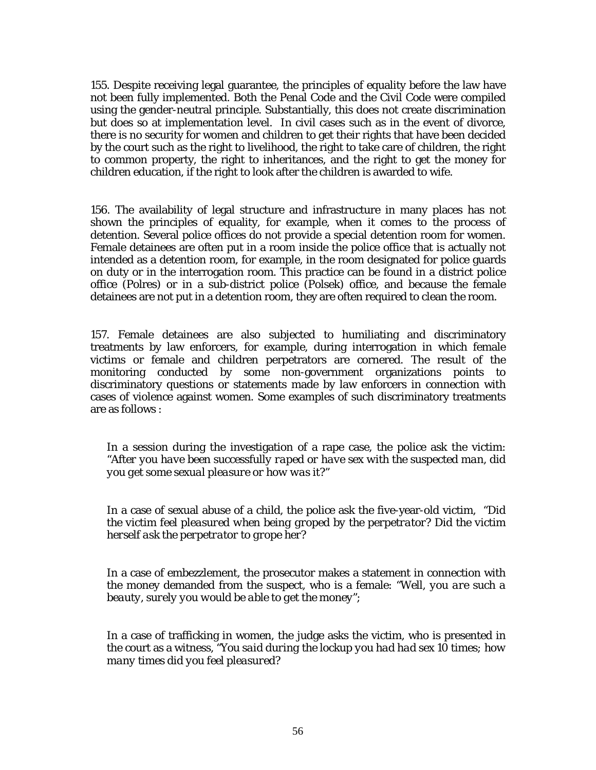155. Despite receiving legal guarantee, the principles of equality before the law have not been fully implemented. Both the Penal Code and the Civil Code were compiled using the gender-neutral principle. Substantially, this does not create discrimination but does so at implementation level. In civil cases such as in the event of divorce, there is no security for women and children to get their rights that have been decided by the court such as the right to livelihood, the right to take care of children, the right to common property, the right to inheritances, and the right to get the money for children education, if the right to look after the children is awarded to wife.

156. The availability of legal structure and infrastructure in many places has not shown the principles of equality, for example, when it comes to the process of detention. Several police offices do not provide a special detention room for women. Female detainees are often put in a room inside the police office that is actually not intended as a detention room, for example, in the room designated for police guards on duty or in the interrogation room. This practice can be found in a district police office (Polres) or in a sub-district police (Polsek) office, and because the female detainees are not put in a detention room, they are often required to clean the room.

157. Female detainees are also subjected to humiliating and discriminatory treatments by law enforcers, for example, during interrogation in which female victims or female and children perpetrators are cornered. The result of the monitoring conducted by some non-government organizations points to discriminatory questions or statements made by law enforcers in connection with cases of violence against women. Some examples of such discriminatory treatments are as follows :

> In a session during the investigation of a rape case, the police ask the victim: *"After you have been successfully raped or have sex with the suspected man, did you get some sexual pleasure or how was it?"*

> In a case of sexual abuse of a child, the police ask the five-year-old victim, *"Did the victim feel pleasured when being groped by the perpetrator? Did the victim herself ask the perpetrator to grope her?*

> In a case of embezzlement, the prosecutor makes a statement in connection with the money demanded from the suspect, who is a female: *"Well, you are such a beauty, surely you would be able to get the money"*;

> In a case of trafficking in women, the judge asks the victim, who is presented in the court as a witness, *"You said during the lockup you had had sex 10 times; how many times did you feel pleasured?*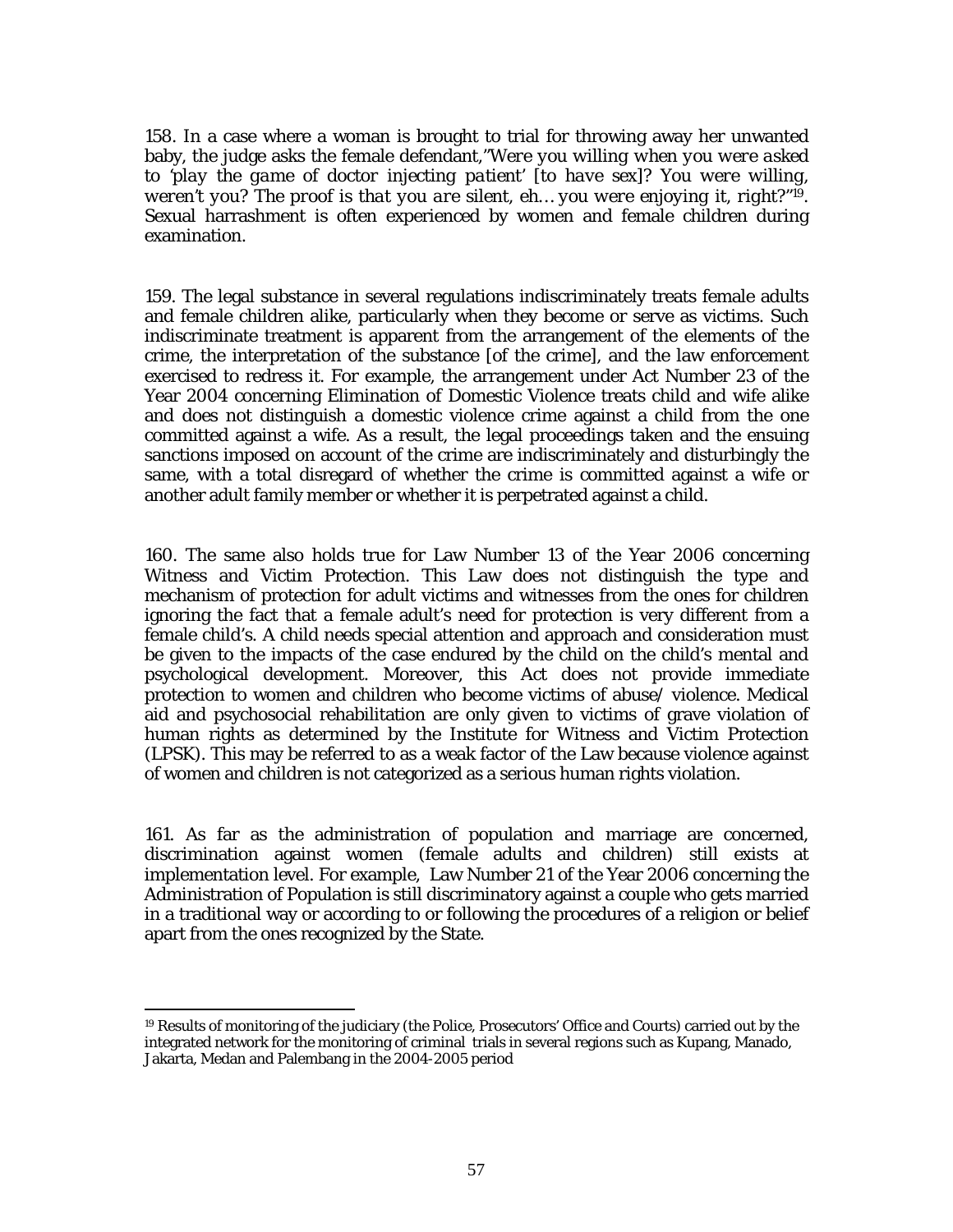158. In a case where a woman is brought to trial for throwing away her unwanted baby, the judge asks the female defendant,"*Were you willing when you were asked to 'play the game of doctor injecting patient' [to have sex]? You were willing, weren't you? The proof is that you are silent, eh… you were enjoying it, right?*"[19]. Sexual harrashment is often experienced by women and female children during examination.

159. The legal substance in several regulations indiscriminately treats female adults and female children alike, particularly when they become or serve as victims. Such indiscriminate treatment is apparent from the arrangement of the elements of the crime, the interpretation of the substance [of the crime], and the law enforcement exercised to redress it. For example, the arrangement under Act Number 23 of the Year 2004 concerning Elimination of Domestic Violence treats child and wife alike and does not distinguish a domestic violence crime against a child from the one committed against a wife. As a result, the legal proceedings taken and the ensuing sanctions imposed on account of the crime are indiscriminately and disturbingly the same, with a total disregard of whether the crime is committed against a wife or another adult family member or whether it is perpetrated against a child.

160. The same also holds true for Law Number 13 of the Year 2006 concerning Witness and Victim Protection. This Law does not distinguish the type and mechanism of protection for adult victims and witnesses from the ones for children ignoring the fact that a female adult's need for protection is very different from a female child's. A child needs special attention and approach and consideration must be given to the impacts of the case endured by the child on the child's mental and psychological development. Moreover, this Act does not provide immediate protection to women and children who become victims of abuse/ violence. Medical aid and psychosocial rehabilitation are only given to victims of grave violation of human rights as determined by the Institute for Witness and Victim Protection (LPSK). This may be referred to as a weak factor of the Law because violence against of women and children is not categorized as a serious human rights violation.

161. As far as the administration of population and marriage are concerned, discrimination against women (female adults and children) still exists at implementation level. For example, Law Number 21 of the Year 2006 concerning the Administration of Population is still discriminatory against a couple who gets married in a traditional way or according to or following the procedures of a religion or belief apart from the ones recognized by the State.

---

[19] Results of monitoring of the judiciary (the Police, Prosecutors' Office and Courts) carried out by the integrated network for the monitoring of criminal trials in several regions such as Kupang, Manado, Jakarta, Medan and Palembang in the 2004-2005 period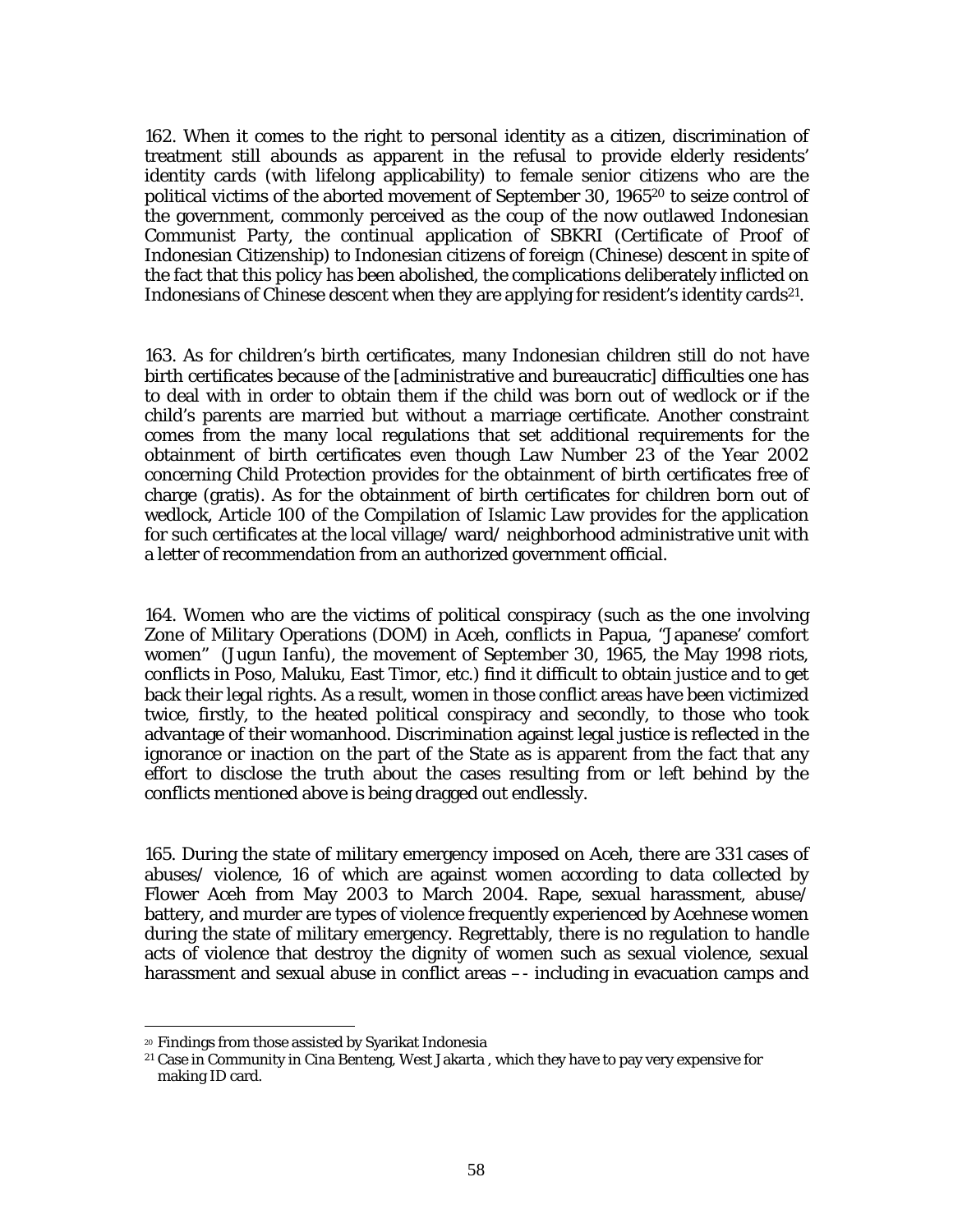162. When it comes to the right to personal identity as a citizen, discrimination of treatment still abounds as apparent in the refusal to provide elderly residents' identity cards (with lifelong applicability) to female senior citizens who are the political victims of the aborted movement of September 30, 1965[20] to seize control of the government, commonly perceived as the coup of the now outlawed Indonesian Communist Party, the continual application of SBKRI (Certificate of Proof of Indonesian Citizenship) to Indonesian citizens of foreign (Chinese) descent in spite of the fact that this policy has been abolished, the complications deliberately inflicted on Indonesians of Chinese descent when they are applying for resident's identity cards[21].

163. As for children's birth certificates, many Indonesian children still do not have birth certificates because of the [administrative and bureaucratic] difficulties one has to deal with in order to obtain them if the child was born out of wedlock or if the child's parents are married but without a marriage certificate. Another constraint comes from the many local regulations that set additional requirements for the obtainment of birth certificates even though Law Number 23 of the Year 2002 concerning Child Protection provides for the obtainment of birth certificates free of charge (gratis). As for the obtainment of birth certificates for children born out of wedlock, Article 100 of the Compilation of Islamic Law provides for the application for such certificates at the local village/ ward/ neighborhood administrative unit with a letter of recommendation from an authorized government official.

164. Women who are the victims of political conspiracy (such as the one involving Zone of Military Operations (DOM) in Aceh, conflicts in Papua, "Japanese' comfort women" (Jugun Ianfu), the movement of September 30, 1965, the May 1998 riots, conflicts in Poso, Maluku, East Timor, etc.) find it difficult to obtain justice and to get back their legal rights. As a result, women in those conflict areas have been victimized twice, firstly, to the heated political conspiracy and secondly, to those who took advantage of their womanhood. Discrimination against legal justice is reflected in the ignorance or inaction on the part of the State as is apparent from the fact that any effort to disclose the truth about the cases resulting from or left behind by the conflicts mentioned above is being dragged out endlessly.

165. During the state of military emergency imposed on Aceh, there are 331 cases of abuses/ violence, 16 of which are against women according to data collected by Flower Aceh from May 2003 to March 2004. Rape, sexual harassment, abuse/ battery, and murder are types of violence frequently experienced by Acehnese women during the state of military emergency. Regrettably, there is no regulation to handle acts of violence that destroy the dignity of women such as sexual violence, sexual harassment and sexual abuse in conflict areas –- including in evacuation camps and

---

[20] Findings from those assisted by Syarikat Indonesia

[21] Case in Community in Cina Benteng, West Jakarta , which they have to pay very expensive for making ID card.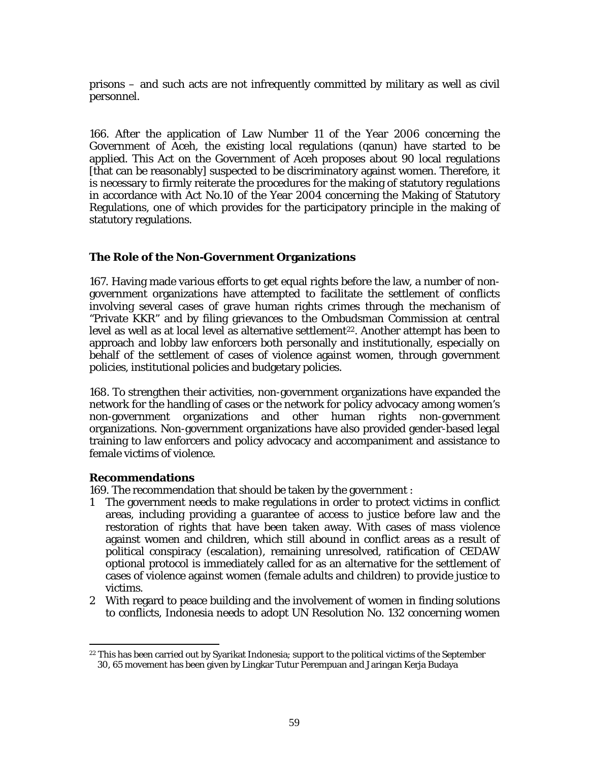prisons – and such acts are not infrequently committed by military as well as civil personnel.

166. After the application of Law Number 11 of the Year 2006 concerning the Government of Aceh, the existing local regulations (qanun) have started to be applied. This Act on the Government of Aceh proposes about 90 local regulations [that can be reasonably] suspected to be discriminatory against women. Therefore, it is necessary to firmly reiterate the procedures for the making of statutory regulations in accordance with Act No.10 of the Year 2004 concerning the Making of Statutory Regulations, one of which provides for the participatory principle in the making of statutory regulations.

### The Role of the Non-Government Organizations

167. Having made various efforts to get equal rights before the law, a number of non-government organizations have attempted to facilitate the settlement of conflicts involving several cases of grave human rights crimes through the mechanism of "Private KKR" and by filing grievances to the Ombudsman Commission at central level as well as at local level as alternative settlement[22]. Another attempt has been to approach and lobby law enforcers both personally and institutionally, especially on behalf of the settlement of cases of violence against women, through government policies, institutional policies and budgetary policies.

168. To strengthen their activities, non-government organizations have expanded the network for the handling of cases or the network for policy advocacy among women's non-government organizations and other human rights non-government organizations. Non-government organizations have also provided gender-based legal training to law enforcers and policy advocacy and accompaniment and assistance to female victims of violence.

### Recommendations

169. The recommendation that should be taken by the government :

1 The government needs to make regulations in order to protect victims in conflict areas, including providing a guarantee of access to justice before law and the restoration of rights that have been taken away. With cases of mass violence against women and children, which still abound in conflict areas as a result of political conspiracy (escalation), remaining unresolved, ratification of CEDAW optional protocol is immediately called for as an alternative for the settlement of cases of violence against women (female adults and children) to provide justice to victims.

2 With regard to peace building and the involvement of women in finding solutions to conflicts, Indonesia needs to adopt UN Resolution No. 132 concerning women

[22] This has been carried out by Syarikat Indonesia; support to the political victims of the September 30, 65 movement has been given by Lingkar Tutur Perempuan and Jaringan Kerja Budaya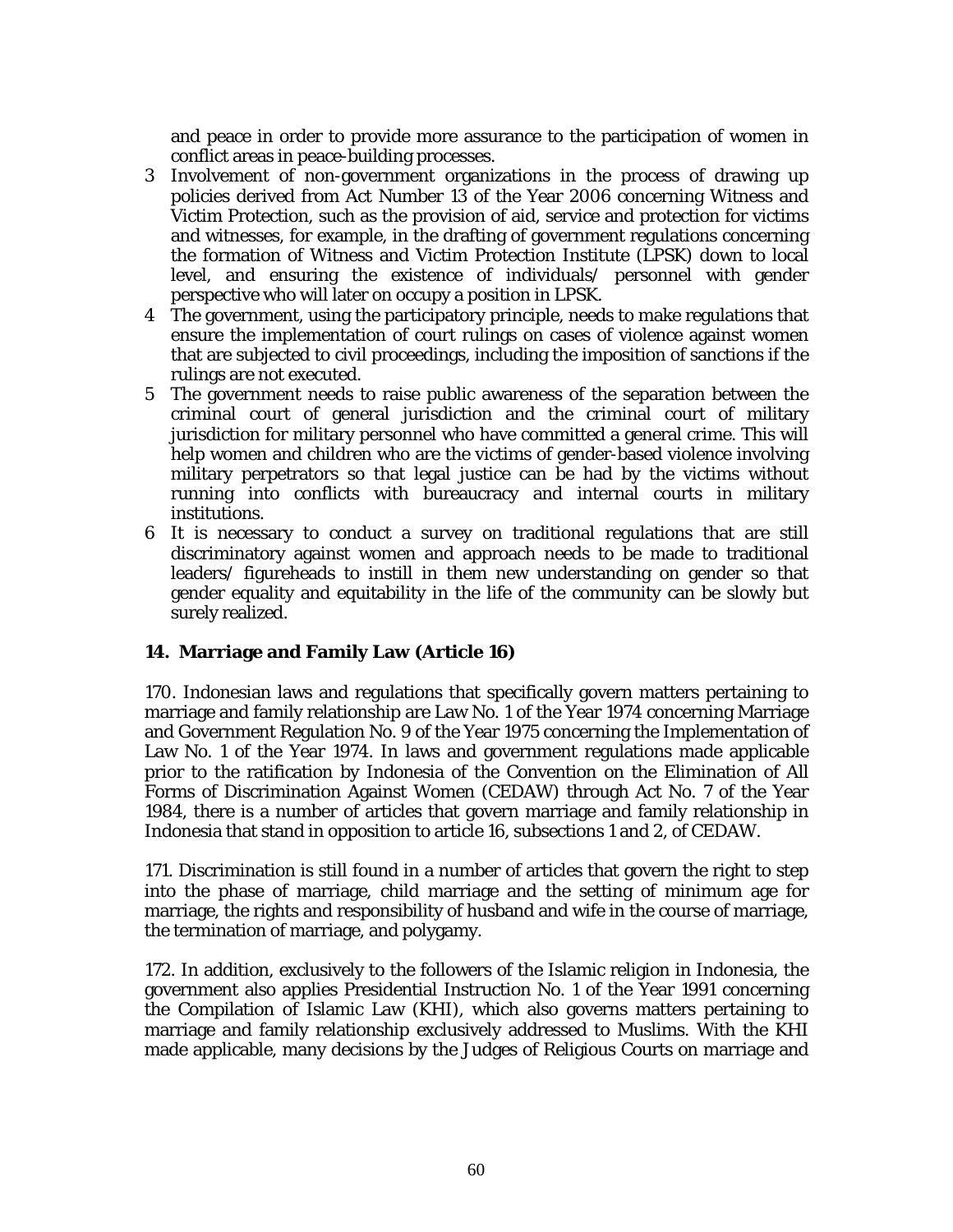and peace in order to provide more assurance to the participation of women in conflict areas in peace-building processes.

3 Involvement of non-government organizations in the process of drawing up policies derived from Act Number 13 of the Year 2006 concerning Witness and Victim Protection, such as the provision of aid, service and protection for victims and witnesses, for example, in the drafting of government regulations concerning the formation of Witness and Victim Protection Institute (LPSK) down to local level, and ensuring the existence of individuals/ personnel with gender perspective who will later on occupy a position in LPSK.

4 The government, using the participatory principle, needs to make regulations that ensure the implementation of court rulings on cases of violence against women that are subjected to civil proceedings, including the imposition of sanctions if the rulings are not executed.

5 The government needs to raise public awareness of the separation between the criminal court of general jurisdiction and the criminal court of military jurisdiction for military personnel who have committed a general crime. This will help women and children who are the victims of gender-based violence involving military perpetrators so that legal justice can be had by the victims without running into conflicts with bureaucracy and internal courts in military institutions.

6 It is necessary to conduct a survey on traditional regulations that are still discriminatory against women and approach needs to be made to traditional leaders/ figureheads to instill in them new understanding on gender so that gender equality and equitability in the life of the community can be slowly but surely realized.

### 14. Marriage and Family Law (Article 16)

170. Indonesian laws and regulations that specifically govern matters pertaining to marriage and family relationship are Law No. 1 of the Year 1974 concerning Marriage and Government Regulation No. 9 of the Year 1975 concerning the Implementation of Law No. 1 of the Year 1974. In laws and government regulations made applicable prior to the ratification by Indonesia of the Convention on the Elimination of All Forms of Discrimination Against Women (CEDAW) through Act No. 7 of the Year 1984, there is a number of articles that govern marriage and family relationship in Indonesia that stand in opposition to article 16, subsections 1 and 2, of CEDAW.

171. Discrimination is still found in a number of articles that govern the right to step into the phase of marriage, child marriage and the setting of minimum age for marriage, the rights and responsibility of husband and wife in the course of marriage, the termination of marriage, and polygamy.

172. In addition, exclusively to the followers of the Islamic religion in Indonesia, the government also applies Presidential Instruction No. 1 of the Year 1991 concerning the Compilation of Islamic Law (KHI), which also governs matters pertaining to marriage and family relationship exclusively addressed to Muslims. With the KHI made applicable, many decisions by the Judges of Religious Courts on marriage and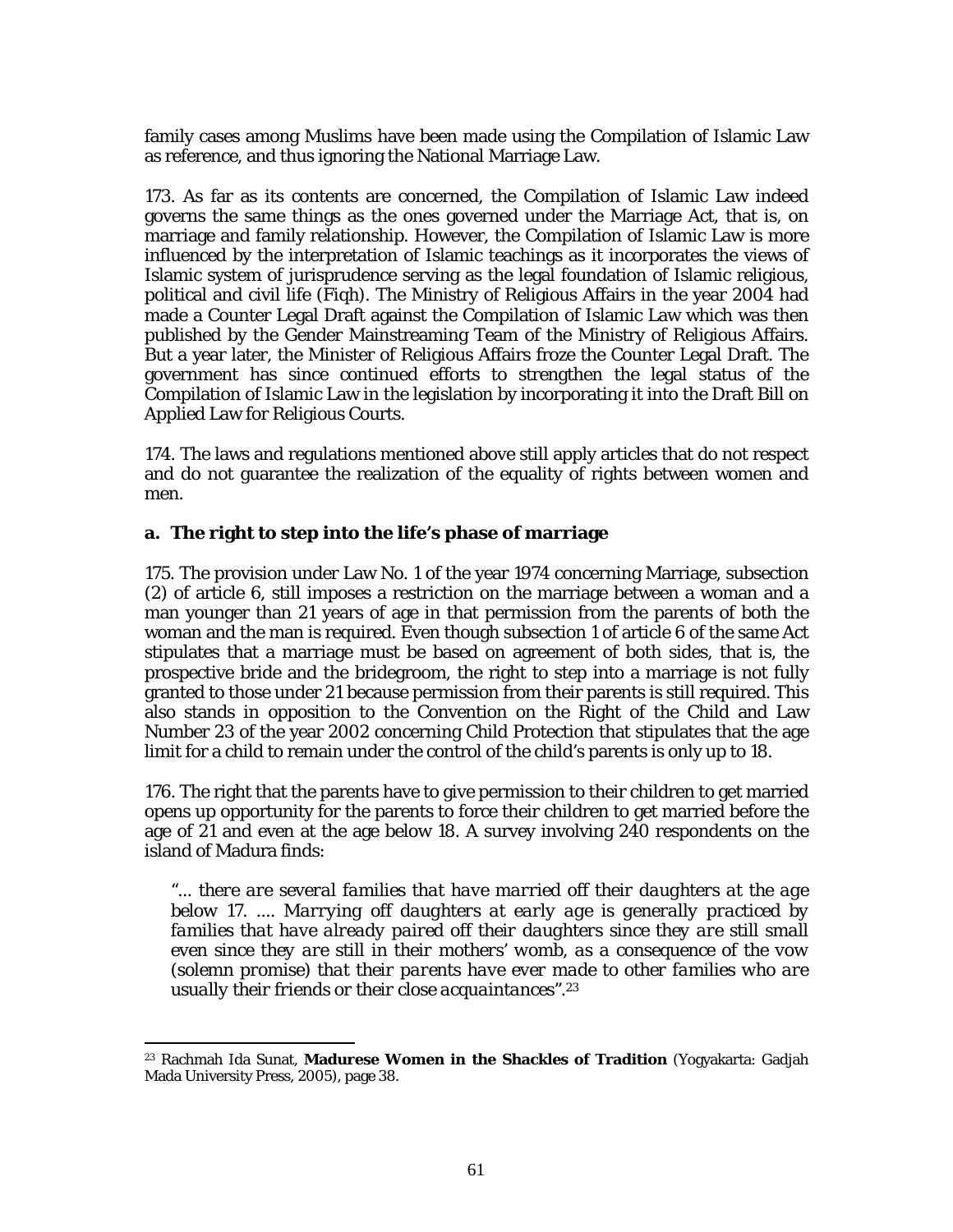family cases among Muslims have been made using the Compilation of Islamic Law as reference, and thus ignoring the National Marriage Law.

173. As far as its contents are concerned, the Compilation of Islamic Law indeed governs the same things as the ones governed under the Marriage Act, that is, on marriage and family relationship. However, the Compilation of Islamic Law is more influenced by the interpretation of Islamic teachings as it incorporates the views of Islamic system of jurisprudence serving as the legal foundation of Islamic religious, political and civil life (Fiqh). The Ministry of Religious Affairs in the year 2004 had made a Counter Legal Draft against the Compilation of Islamic Law which was then published by the Gender Mainstreaming Team of the Ministry of Religious Affairs. But a year later, the Minister of Religious Affairs froze the Counter Legal Draft. The government has since continued efforts to strengthen the legal status of the Compilation of Islamic Law in the legislation by incorporating it into the Draft Bill on Applied Law for Religious Courts.

174. The laws and regulations mentioned above still apply articles that do not respect and do not guarantee the realization of the equality of rights between women and men.

### a. The right to step into the life's phase of marriage

175. The provision under Law No. 1 of the year 1974 concerning Marriage, subsection (2) of article 6, still imposes a restriction on the marriage between a woman and a man younger than 21 years of age in that permission from the parents of both the woman and the man is required. Even though subsection 1 of article 6 of the same Act stipulates that a marriage must be based on agreement of both sides, that is, the prospective bride and the bridegroom, the right to step into a marriage is not fully granted to those under 21 because permission from their parents is still required. This also stands in opposition to the Convention on the Right of the Child and Law Number 23 of the year 2002 concerning Child Protection that stipulates that the age limit for a child to remain under the control of the child's parents is only up to 18.

176. The right that the parents have to give permission to their children to get married opens up opportunity for the parents to force their children to get married before the age of 21 and even at the age below 18. A survey involving 240 respondents on the island of Madura finds:

> *"... there are several families that have married off their daughters at the age below 17. .... Marrying off daughters at early age is generally practiced by families that have already paired off their daughters since they are still small even since they are still in their mothers' womb, as a consequence of the vow (solemn promise) that their parents have ever made to other families who are usually their friends or their close acquaintances".*[23]

---

[23] Rachmah Ida Sunat, **Madurese Women in the Shackles of Tradition** (Yogyakarta: Gadjah Mada University Press, 2005), page 38.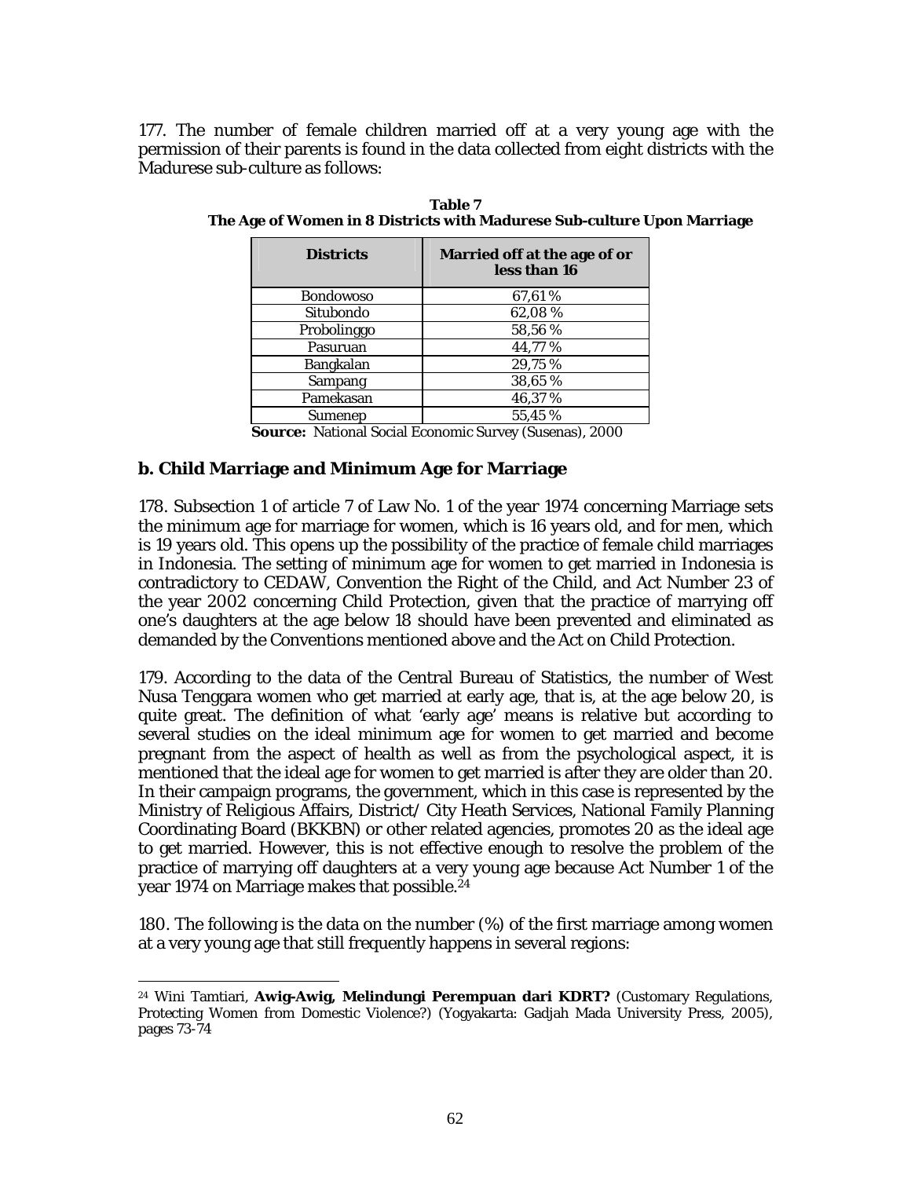177. The number of female children married off at a very young age with the permission of their parents is found in the data collected from eight districts with the Madurese sub-culture as follows:

**Table 7**
**The Age of Women in 8 Districts with Madurese Sub-culture Upon Marriage**

| Districts | Married off at the age of or less than 16 |
|---|---|
| Bondowoso | 67,61 % |
| Situbondo | 62,08 % |
| Probolinggo | 58,56 % |
| Pasuruan | 44,77 % |
| Bangkalan | 29,75 % |
| Sampang | 38,65 % |
| Pamekasan | 46,37 % |
| Sumenep | 55,45 % |

**Source:** National Social Economic Survey (Susenas), 2000

### b. Child Marriage and Minimum Age for Marriage

178. Subsection 1 of article 7 of Law No. 1 of the year 1974 concerning Marriage sets the minimum age for marriage for women, which is 16 years old, and for men, which is 19 years old. This opens up the possibility of the practice of female child marriages in Indonesia. The setting of minimum age for women to get married in Indonesia is contradictory to CEDAW, Convention the Right of the Child, and Act Number 23 of the year 2002 concerning Child Protection, given that the practice of marrying off one's daughters at the age below 18 should have been prevented and eliminated as demanded by the Conventions mentioned above and the Act on Child Protection.

179. According to the data of the Central Bureau of Statistics, the number of West Nusa Tenggara women who get married at early age, that is, at the age below 20, is quite great. The definition of what 'early age' means is relative but according to several studies on the ideal minimum age for women to get married and become pregnant from the aspect of health as well as from the psychological aspect, it is mentioned that the ideal age for women to get married is after they are older than 20. In their campaign programs, the government, which in this case is represented by the Ministry of Religious Affairs, District/ City Heath Services, National Family Planning Coordinating Board (BKKBN) or other related agencies, promotes 20 as the ideal age to get married. However, this is not effective enough to resolve the problem of the practice of marrying off daughters at a very young age because Act Number 1 of the year 1974 on Marriage makes that possible.[24]

180. The following is the data on the number (%) of the first marriage among women at a very young age that still frequently happens in several regions:

---

[24] Wini Tamtiari, **Awig-Awig, Melindungi Perempuan dari KDRT?** (Customary Regulations, Protecting Women from Domestic Violence?) (Yogyakarta: Gadjah Mada University Press, 2005), pages 73-74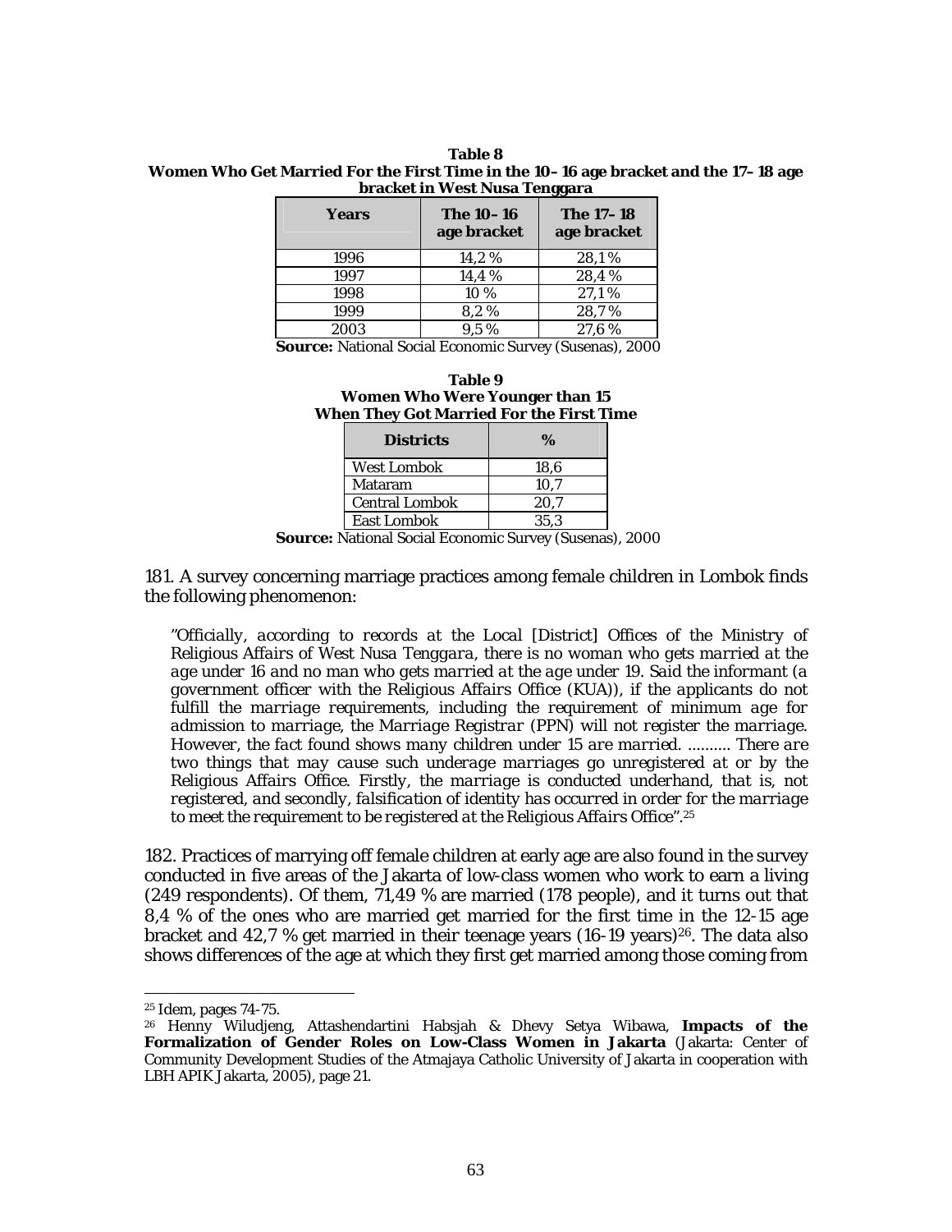**Table 8**
**Women Who Get Married For the First Time in the 10–16 age bracket and the 17–18 age bracket in West Nusa Tenggara**

| Years | The 10–16 age bracket | The 17–18 age bracket |
|---|---|---|
| 1996 | 14,2 % | 28,1 % |
| 1997 | 14,4 % | 28,4 % |
| 1998 | 10 % | 27,1 % |
| 1999 | 8,2 % | 28,7 % |
| 2003 | 9,5 % | 27,6 % |

**Source:** National Social Economic Survey (Susenas), 2000

**Table 9**
**Women Who Were Younger than 15 When They Got Married For the First Time**

| Districts | % |
|---|---|
| West Lombok | 18,6 |
| Mataram | 10,7 |
| Central Lombok | 20,7 |
| East Lombok | 35,3 |

**Source:** National Social Economic Survey (Susenas), 2000

181. A survey concerning marriage practices among female children in Lombok finds the following phenomenon:

> *"Officially, according to records at the Local [District] Offices of the Ministry of Religious Affairs of West Nusa Tenggara, there is no woman who gets married at the age under 16 and no man who gets married at the age under 19. Said the informant (a government officer with the Religious Affairs Office (KUA)), if the applicants do not fulfill the marriage requirements, including the requirement of minimum age for admission to marriage, the Marriage Registrar (PPN) will not register the marriage. However, the fact found shows many children under 15 are married. .......... There are two things that may cause such underage marriages go unregistered at or by the Religious Affairs Office. Firstly, the marriage is conducted underhand, that is, not registered, and secondly, falsification of identity has occurred in order for the marriage to meet the requirement to be registered at the Religious Affairs Office".*[25]

182. Practices of marrying off female children at early age are also found in the survey conducted in five areas of the Jakarta of low-class women who work to earn a living (249 respondents). Of them, 71,49 % are married (178 people), and it turns out that 8,4 % of the ones who are married get married for the first time in the 12-15 age bracket and 42,7 % get married in their teenage years (16-19 years)[26]. The data also shows differences of the age at which they first get married among those coming from

---

[25] Idem, pages 74-75.

[26] Henny Wiludjeng, Attashendartini Habsjah & Dhevy Setya Wibawa, **Impacts of the Formalization of Gender Roles on Low-Class Women in Jakarta** (Jakarta: Center of Community Development Studies of the Atmajaya Catholic University of Jakarta in cooperation with LBH APIK Jakarta, 2005), page 21.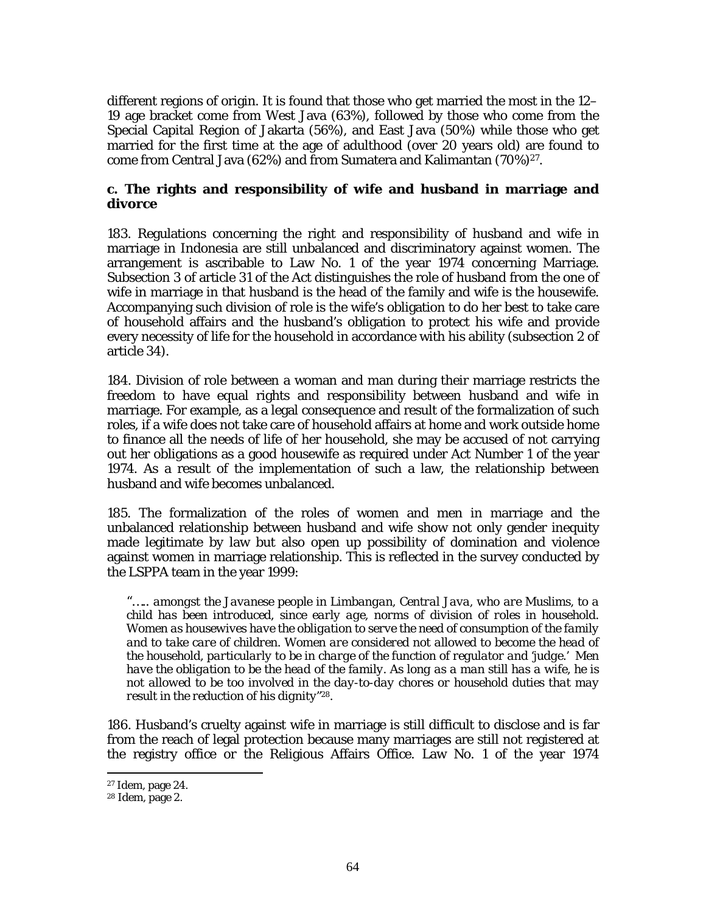different regions of origin. It is found that those who get married the most in the 12–19 age bracket come from West Java (63%), followed by those who come from the Special Capital Region of Jakarta (56%), and East Java (50%) while those who get married for the first time at the age of adulthood (over 20 years old) are found to come from Central Java (62%) and from Sumatera and Kalimantan (70%)[27].

### c. The rights and responsibility of wife and husband in marriage and divorce

183. Regulations concerning the right and responsibility of husband and wife in marriage in Indonesia are still unbalanced and discriminatory against women. The arrangement is ascribable to Law No. 1 of the year 1974 concerning Marriage. Subsection 3 of article 31 of the Act distinguishes the role of husband from the one of wife in marriage in that husband is the head of the family and wife is the housewife. Accompanying such division of role is the wife's obligation to do her best to take care of household affairs and the husband's obligation to protect his wife and provide every necessity of life for the household in accordance with his ability (subsection 2 of article 34).

184. Division of role between a woman and man during their marriage restricts the freedom to have equal rights and responsibility between husband and wife in marriage. For example, as a legal consequence and result of the formalization of such roles, if a wife does not take care of household affairs at home and work outside home to finance all the needs of life of her household, she may be accused of not carrying out her obligations as a good housewife as required under Act Number 1 of the year 1974. As a result of the implementation of such a law, the relationship between husband and wife becomes unbalanced.

185. The formalization of the roles of women and men in marriage and the unbalanced relationship between husband and wife show not only gender inequity made legitimate by law but also open up possibility of domination and violence against women in marriage relationship. This is reflected in the survey conducted by the LSPPA team in the year 1999:

> "….. *amongst the Javanese people in Limbangan, Central Java, who are Muslims, to a child has been introduced, since early age, norms of division of roles in household. Women as housewives have the obligation to serve the need of consumption of the family and to take care of children. Women are considered not allowed to become the head of the household, particularly to be in charge of the function of regulator and 'judge.' Men have the obligation to be the head of the family. As long as a man still has a wife, he is not allowed to be too involved in the day-to-day chores or household duties that may result in the reduction of his dignity*"[28].

186. Husband's cruelty against wife in marriage is still difficult to disclose and is far from the reach of legal protection because many marriages are still not registered at the registry office or the Religious Affairs Office. Law No. 1 of the year 1974

---

[27] Idem, page 24.

[28] Idem, page 2.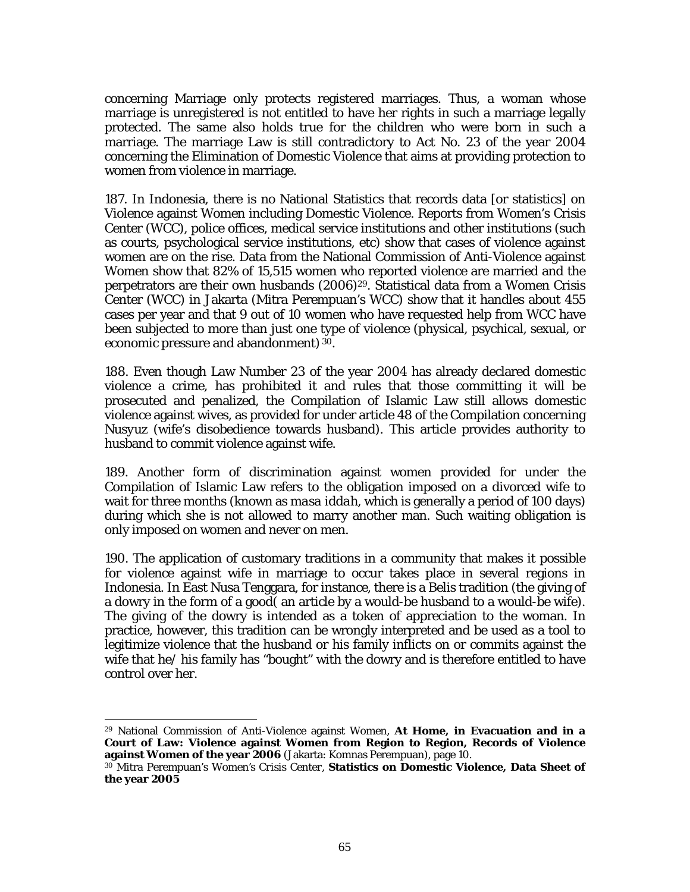concerning Marriage only protects registered marriages. Thus, a woman whose marriage is unregistered is not entitled to have her rights in such a marriage legally protected. The same also holds true for the children who were born in such a marriage. The marriage Law is still contradictory to Act No. 23 of the year 2004 concerning the Elimination of Domestic Violence that aims at providing protection to women from violence in marriage.

187. In Indonesia, there is no National Statistics that records data [or statistics] on Violence against Women including Domestic Violence. Reports from Women's Crisis Center (WCC), police offices, medical service institutions and other institutions (such as courts, psychological service institutions, etc) show that cases of violence against women are on the rise. Data from the National Commission of Anti-Violence against Women show that 82% of 15,515 women who reported violence are married and the perpetrators are their own husbands (2006)[29]. Statistical data from a Women Crisis Center (WCC) in Jakarta (Mitra Perempuan's WCC) show that it handles about 455 cases per year and that 9 out of 10 women who have requested help from WCC have been subjected to more than just one type of violence (physical, psychical, sexual, or economic pressure and abandonment) [30].

188. Even though Law Number 23 of the year 2004 has already declared domestic violence a crime, has prohibited it and rules that those committing it will be prosecuted and penalized, the Compilation of Islamic Law still allows domestic violence against wives, as provided for under article 48 of the Compilation concerning Nusyuz (wife's disobedience towards husband). This article provides authority to husband to commit violence against wife.

189. Another form of discrimination against women provided for under the Compilation of Islamic Law refers to the obligation imposed on a divorced wife to wait for three months (known as *masa iddah*, which is generally a period of 100 days) during which she is not allowed to marry another man. Such waiting obligation is only imposed on women and never on men.

190. The application of customary traditions in a community that makes it possible for violence against wife in marriage to occur takes place in several regions in Indonesia. In East Nusa Tenggara, for instance, there is a Belis tradition (the giving of a dowry in the form of a good( an article by a would-be husband to a would-be wife). The giving of the dowry is intended as a token of appreciation to the woman. In practice, however, this tradition can be wrongly interpreted and be used as a tool to legitimize violence that the husband or his family inflicts on or commits against the wife that he/ his family has "bought" with the dowry and is therefore entitled to have control over her.

---

[29] National Commission of Anti-Violence against Women, **At Home, in Evacuation and in a Court of Law: Violence against Women from Region to Region, Records of Violence against Women of the year 2006** (Jakarta: Komnas Perempuan), page 10.

[30] Mitra Perempuan's Women's Crisis Center, **Statistics on Domestic Violence, Data Sheet of the year 2005**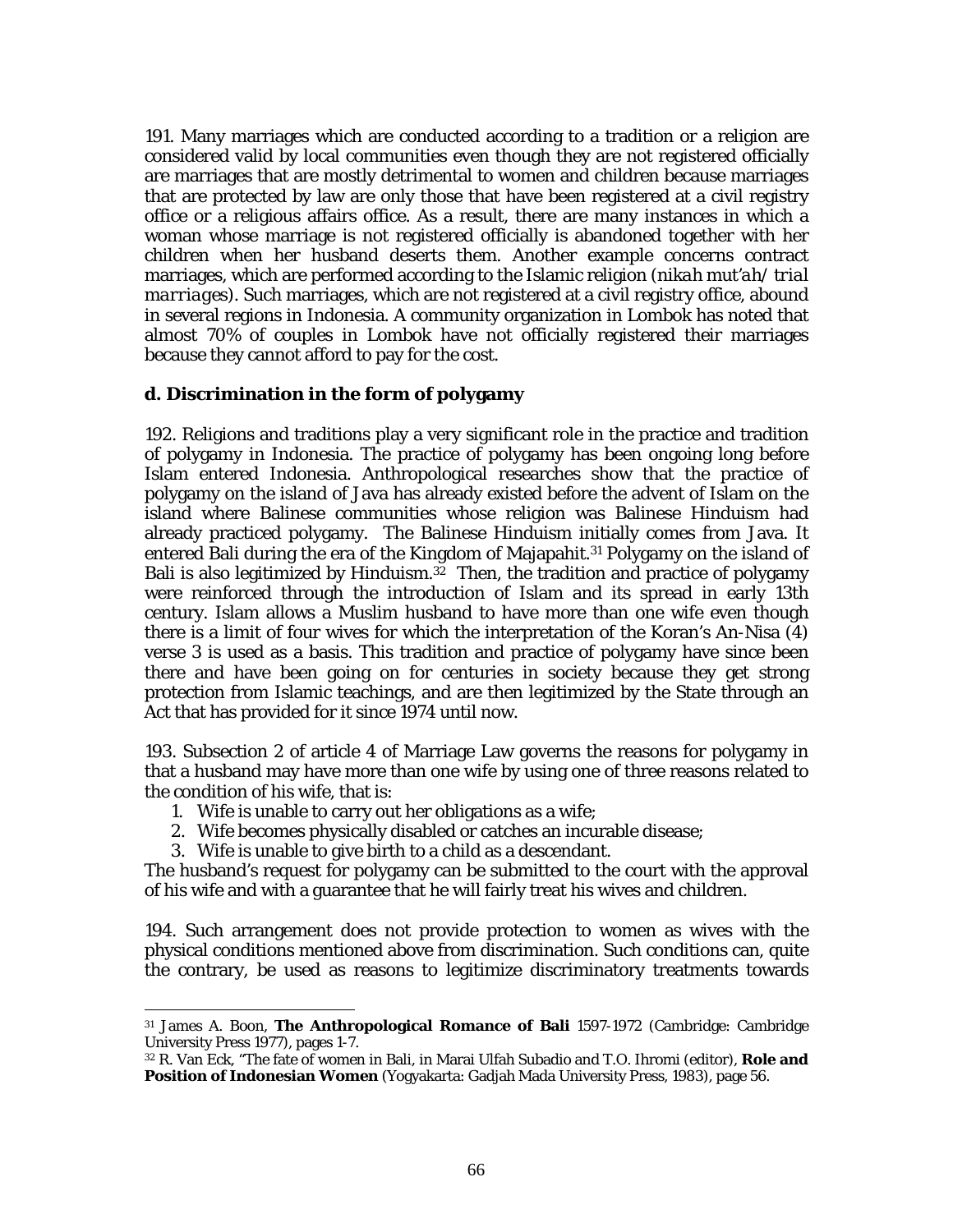191. Many marriages which are conducted according to a tradition or a religion are considered valid by local communities even though they are not registered officially are marriages that are mostly detrimental to women and children because marriages that are protected by law are only those that have been registered at a civil registry office or a religious affairs office. As a result, there are many instances in which a woman whose marriage is not registered officially is abandoned together with her children when her husband deserts them. Another example concerns contract marriages, which are performed according to the Islamic religion (*nikah mut'ah/ trial marriages*). Such marriages, which are not registered at a civil registry office, abound in several regions in Indonesia. A community organization in Lombok has noted that almost 70% of couples in Lombok have not officially registered their marriages because they cannot afford to pay for the cost.

**d. Discrimination in the form of polygamy**

192. Religions and traditions play a very significant role in the practice and tradition of polygamy in Indonesia. The practice of polygamy has been ongoing long before Islam entered Indonesia. Anthropological researches show that the practice of polygamy on the island of Java has already existed before the advent of Islam on the island where Balinese communities whose religion was Balinese Hinduism had already practiced polygamy. The Balinese Hinduism initially comes from Java. It entered Bali during the era of the Kingdom of Majapahit.[31] Polygamy on the island of Bali is also legitimized by Hinduism.[32] Then, the tradition and practice of polygamy were reinforced through the introduction of Islam and its spread in early 13th century. Islam allows a Muslim husband to have more than one wife even though there is a limit of four wives for which the interpretation of the Koran's An-Nisa (4) verse 3 is used as a basis. This tradition and practice of polygamy have since been there and have been going on for centuries in society because they get strong protection from Islamic teachings, and are then legitimized by the State through an Act that has provided for it since 1974 until now.

193. Subsection 2 of article 4 of Marriage Law governs the reasons for polygamy in that a husband may have more than one wife by using one of three reasons related to the condition of his wife, that is:

1. Wife is unable to carry out her obligations as a wife;
2. Wife becomes physically disabled or catches an incurable disease;
3. Wife is unable to give birth to a child as a descendant.

The husband's request for polygamy can be submitted to the court with the approval of his wife and with a guarantee that he will fairly treat his wives and children.

194. Such arrangement does not provide protection to women as wives with the physical conditions mentioned above from discrimination. Such conditions can, quite the contrary, be used as reasons to legitimize discriminatory treatments towards

---

[31] James A. Boon, **The Anthropological Romance of Bali** 1597-1972 (Cambridge: Cambridge University Press 1977), pages 1-7.

[32] R. Van Eck, "The fate of women in Bali, in Marai Ulfah Subadio and T.O. Ihromi (editor), **Role and Position of Indonesian Women** (Yogyakarta: Gadjah Mada University Press, 1983), page 56.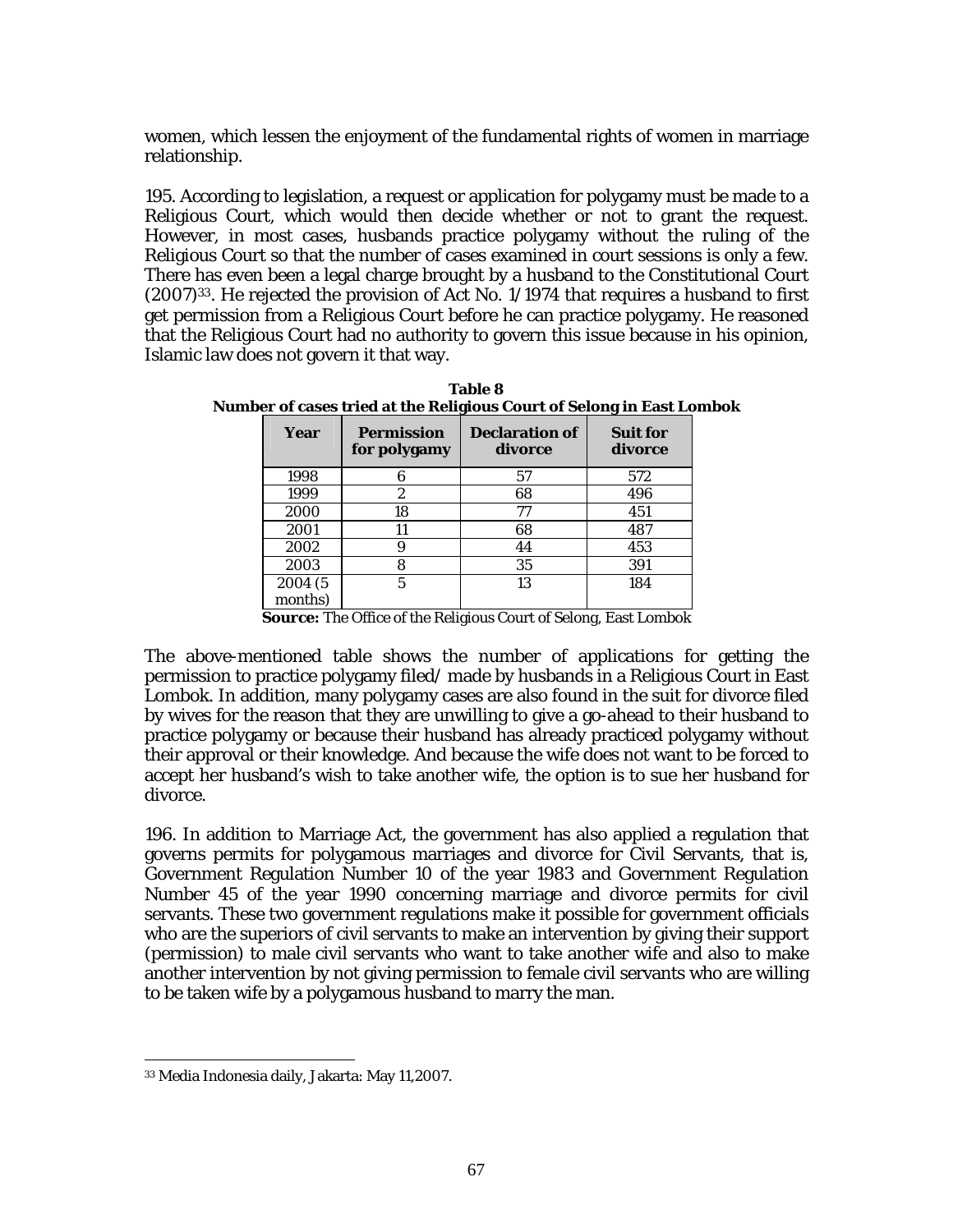women, which lessen the enjoyment of the fundamental rights of women in marriage relationship.

195. According to legislation, a request or application for polygamy must be made to a Religious Court, which would then decide whether or not to grant the request. However, in most cases, husbands practice polygamy without the ruling of the Religious Court so that the number of cases examined in court sessions is only a few. There has even been a legal charge brought by a husband to the Constitutional Court (2007)[33]. He rejected the provision of Act No. 1/1974 that requires a husband to first get permission from a Religious Court before he can practice polygamy. He reasoned that the Religious Court had no authority to govern this issue because in his opinion, Islamic law does not govern it that way.

**Table 8**
**Number of cases tried at the Religious Court of Selong in East Lombok**

| Year | Permission for polygamy | Declaration of divorce | Suit for divorce |
|---|---|---|---|
| 1998 | 6 | 57 | 572 |
| 1999 | 2 | 68 | 496 |
| 2000 | 18 | 77 | 451 |
| 2001 | 11 | 68 | 487 |
| 2002 | 9 | 44 | 453 |
| 2003 | 8 | 35 | 391 |
| 2004 (5 months) | 5 | 13 | 184 |

**Source:** The Office of the Religious Court of Selong, East Lombok

The above-mentioned table shows the number of applications for getting the permission to practice polygamy filed/ made by husbands in a Religious Court in East Lombok. In addition, many polygamy cases are also found in the suit for divorce filed by wives for the reason that they are unwilling to give a go-ahead to their husband to practice polygamy or because their husband has already practiced polygamy without their approval or their knowledge. And because the wife does not want to be forced to accept her husband's wish to take another wife, the option is to sue her husband for divorce.

196. In addition to Marriage Act, the government has also applied a regulation that governs permits for polygamous marriages and divorce for Civil Servants, that is, Government Regulation Number 10 of the year 1983 and Government Regulation Number 45 of the year 1990 concerning marriage and divorce permits for civil servants. These two government regulations make it possible for government officials who are the superiors of civil servants to make an intervention by giving their support (permission) to male civil servants who want to take another wife and also to make another intervention by not giving permission to female civil servants who are willing to be taken wife by a polygamous husband to marry the man.

[33] Media Indonesia daily, Jakarta: May 11,2007.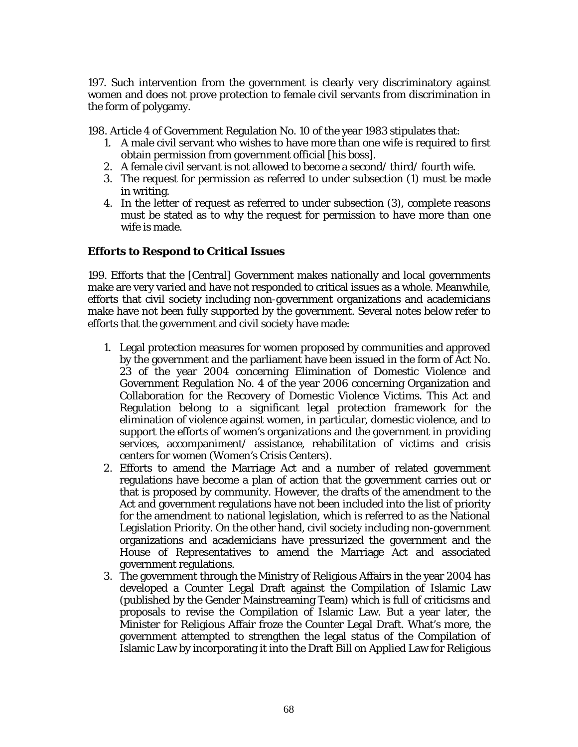197. Such intervention from the government is clearly very discriminatory against women and does not prove protection to female civil servants from discrimination in the form of polygamy.

198. Article 4 of Government Regulation No. 10 of the year 1983 stipulates that:

1. A male civil servant who wishes to have more than one wife is required to first obtain permission from government official [his boss].
2. A female civil servant is not allowed to become a second/ third/ fourth wife.
3. The request for permission as referred to under subsection (1) must be made in writing.
4. In the letter of request as referred to under subsection (3), complete reasons must be stated as to why the request for permission to have more than one wife is made.

**Efforts to Respond to Critical Issues**

199. Efforts that the [Central] Government makes nationally and local governments make are very varied and have not responded to critical issues as a whole. Meanwhile, efforts that civil society including non-government organizations and academicians make have not been fully supported by the government. Several notes below refer to efforts that the government and civil society have made:

1. Legal protection measures for women proposed by communities and approved by the government and the parliament have been issued in the form of Act No. 23 of the year 2004 concerning Elimination of Domestic Violence and Government Regulation No. 4 of the year 2006 concerning Organization and Collaboration for the Recovery of Domestic Violence Victims. This Act and Regulation belong to a significant legal protection framework for the elimination of violence against women, in particular, domestic violence, and to support the efforts of women's organizations and the government in providing services, accompaniment/ assistance, rehabilitation of victims and crisis centers for women (Women's Crisis Centers).
2. Efforts to amend the Marriage Act and a number of related government regulations have become a plan of action that the government carries out or that is proposed by community. However, the drafts of the amendment to the Act and government regulations have not been included into the list of priority for the amendment to national legislation, which is referred to as the National Legislation Priority. On the other hand, civil society including non-government organizations and academicians have pressurized the government and the House of Representatives to amend the Marriage Act and associated government regulations.
3. The government through the Ministry of Religious Affairs in the year 2004 has developed a Counter Legal Draft against the Compilation of Islamic Law (published by the Gender Mainstreaming Team) which is full of criticisms and proposals to revise the Compilation of Islamic Law. But a year later, the Minister for Religious Affair froze the Counter Legal Draft. What's more, the government attempted to strengthen the legal status of the Compilation of Islamic Law by incorporating it into the Draft Bill on Applied Law for Religious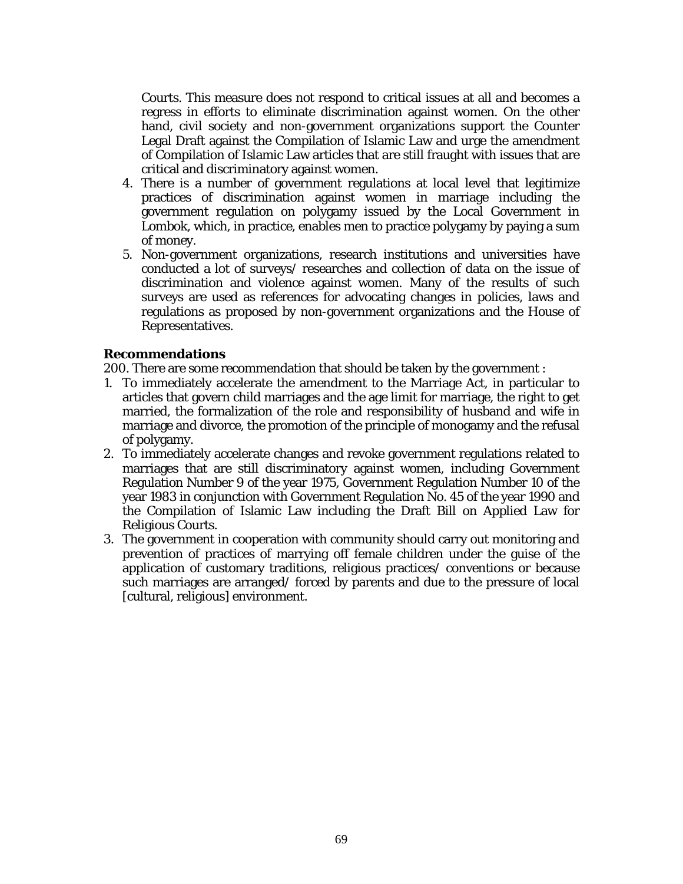Courts. This measure does not respond to critical issues at all and becomes a regress in efforts to eliminate discrimination against women. On the other hand, civil society and non-government organizations support the Counter Legal Draft against the Compilation of Islamic Law and urge the amendment of Compilation of Islamic Law articles that are still fraught with issues that are critical and discriminatory against women.

4. There is a number of government regulations at local level that legitimize practices of discrimination against women in marriage including the government regulation on polygamy issued by the Local Government in Lombok, which, in practice, enables men to practice polygamy by paying a sum of money.
5. Non-government organizations, research institutions and universities have conducted a lot of surveys/ researches and collection of data on the issue of discrimination and violence against women. Many of the results of such surveys are used as references for advocating changes in policies, laws and regulations as proposed by non-government organizations and the House of Representatives.

**Recommendations**

200. There are some recommendation that should be taken by the government :

1. To immediately accelerate the amendment to the Marriage Act, in particular to articles that govern child marriages and the age limit for marriage, the right to get married, the formalization of the role and responsibility of husband and wife in marriage and divorce, the promotion of the principle of monogamy and the refusal of polygamy.
2. To immediately accelerate changes and revoke government regulations related to marriages that are still discriminatory against women, including Government Regulation Number 9 of the year 1975, Government Regulation Number 10 of the year 1983 in conjunction with Government Regulation No. 45 of the year 1990 and the Compilation of Islamic Law including the Draft Bill on Applied Law for Religious Courts.
3. The government in cooperation with community should carry out monitoring and prevention of practices of marrying off female children under the guise of the application of customary traditions, religious practices/ conventions or because such marriages are arranged/ forced by parents and due to the pressure of local [cultural, religious] environment.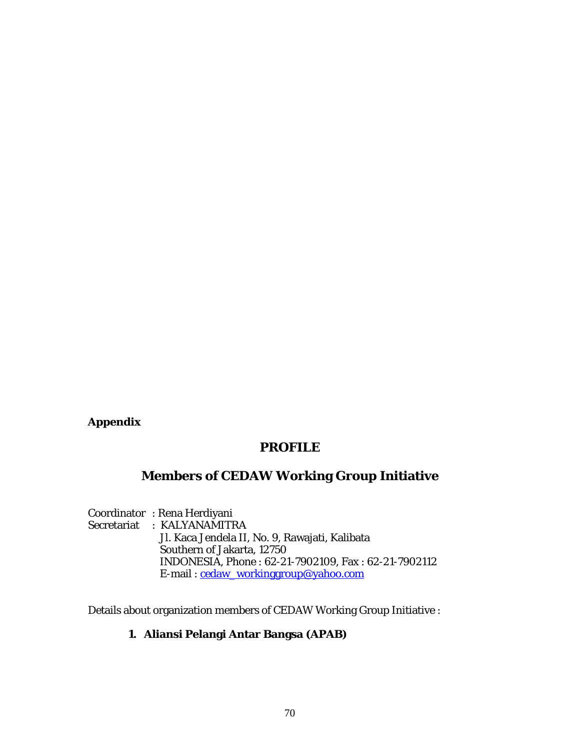**Appendix**

# PROFILE

## Members of CEDAW Working Group Initiative

Coordinator : Rena Herdiyani
Secretariat : KALYANAMITRA
Jl. Kaca Jendela II, No. 9, Rawajati, Kalibata
Southern of Jakarta, 12750
INDONESIA, Phone : 62-21-7902109, Fax : 62-21-7902112
E-mail : cedaw_workinggroup@yahoo.com

Details about organization members of CEDAW Working Group Initiative :

1. **Aliansi Pelangi Antar Bangsa (APAB)**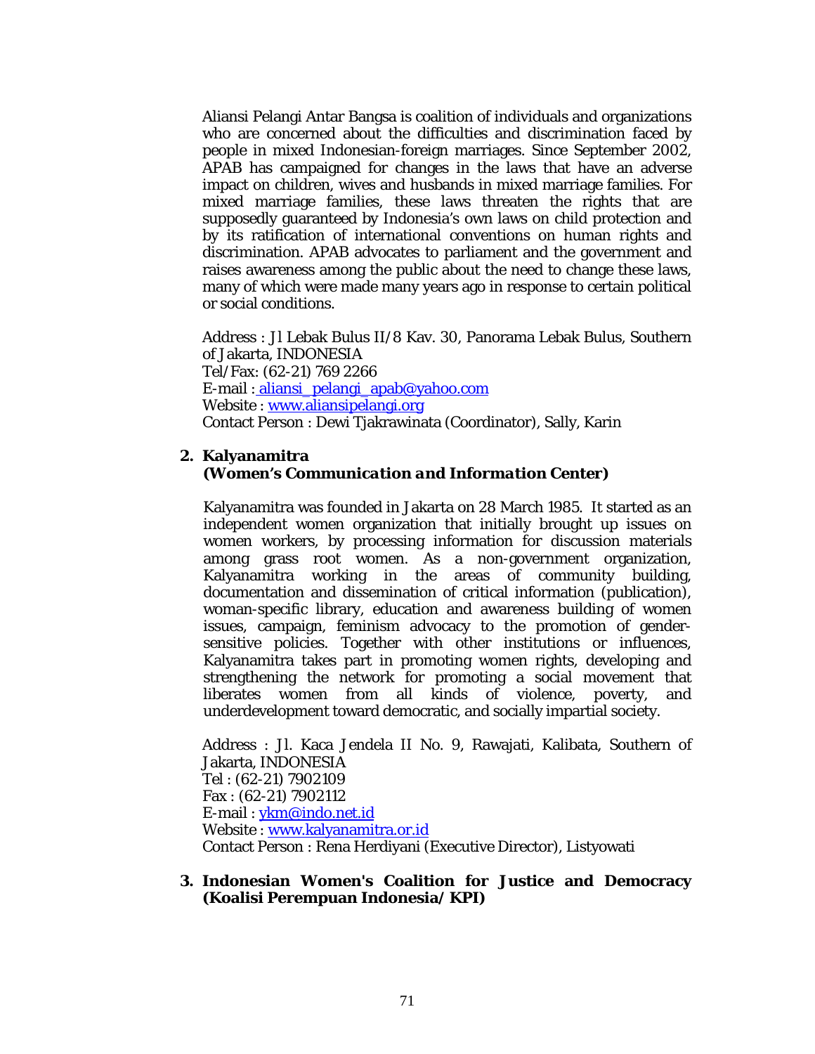Aliansi Pelangi Antar Bangsa is coalition of individuals and organizations who are concerned about the difficulties and discrimination faced by people in mixed Indonesian-foreign marriages. Since September 2002, APAB has campaigned for changes in the laws that have an adverse impact on children, wives and husbands in mixed marriage families. For mixed marriage families, these laws threaten the rights that are supposedly guaranteed by Indonesia's own laws on child protection and by its ratification of international conventions on human rights and discrimination. APAB advocates to parliament and the government and raises awareness among the public about the need to change these laws, many of which were made many years ago in response to certain political or social conditions.

Address : Jl Lebak Bulus II/8 Kav. 30, Panorama Lebak Bulus, Southern of Jakarta, INDONESIA
Tel/Fax: (62-21) 769 2266
E-mail : aliansi_pelangi_apab@yahoo.com
Website : www.aliansipelangi.org
Contact Person : Dewi Tjakrawinata (Coordinator), Sally, Karin

**2. Kalyanamitra**
***(Women's Communication and Information Center)***

Kalyanamitra was founded in Jakarta on 28 March 1985. It started as an independent women organization that initially brought up issues on women workers, by processing information for discussion materials among grass root women. As a non-government organization, Kalyanamitra working in the areas of community building, documentation and dissemination of critical information (publication), woman-specific library, education and awareness building of women issues, campaign, feminism advocacy to the promotion of gender-sensitive policies. Together with other institutions or influences, Kalyanamitra takes part in promoting women rights, developing and strengthening the network for promoting a social movement that liberates women from all kinds of violence, poverty, and underdevelopment toward democratic, and socially impartial society.

Address : Jl. Kaca Jendela II No. 9, Rawajati, Kalibata, Southern of Jakarta, INDONESIA
Tel : (62-21) 7902109
Fax : (62-21) 7902112
E-mail : ykm@indo.net.id
Website : www.kalyanamitra.or.id
Contact Person : Rena Herdiyani (Executive Director), Listyowati

**3. Indonesian Women's Coalition for Justice and Democracy (Koalisi Perempuan Indonesia/ KPI)**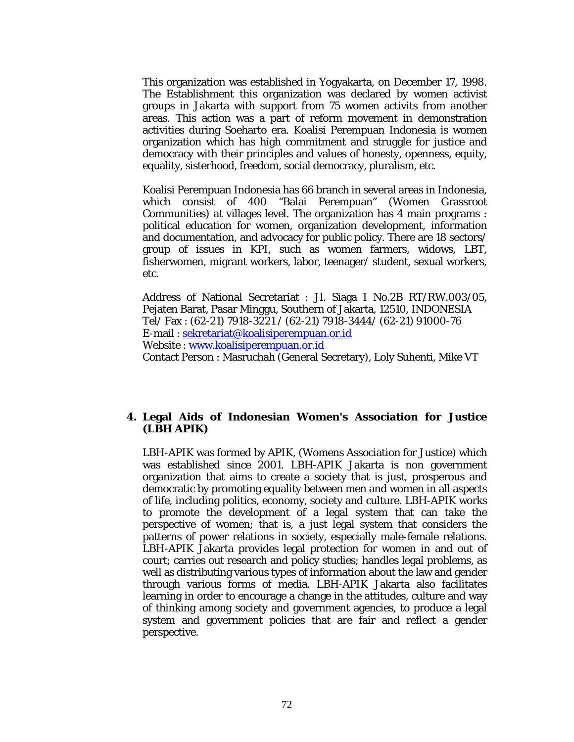This organization was established in Yogyakarta, on December 17, 1998. The Establishment this organization was declared by women activist groups in Jakarta with support from 75 women activits from another areas. This action was a part of reform movement in demonstration activities during Soeharto era. Koalisi Perempuan Indonesia is women organization which has high commitment and struggle for justice and democracy with their principles and values of honesty, openness, equity, equality, sisterhood, freedom, social democracy, pluralism, etc.

Koalisi Perempuan Indonesia has 66 branch in several areas in Indonesia, which consist of 400 "Balai Perempuan" (Women Grassroot Communities) at villages level. The organization has 4 main programs : political education for women, organization development, information and documentation, and advocacy for public policy. There are 18 sectors/ group of issues in KPI, such as women farmers, widows, LBT, fisherwomen, migrant workers, labor, teenager/ student, sexual workers, etc.

Address of National Secretariat : Jl. Siaga I No.2B RT/RW.003/05, Pejaten Barat, Pasar Minggu, Southern of Jakarta, 12510, INDONESIA
Tel/ Fax : (62-21) 7918-3221 / (62-21) 7918-3444/ (62-21) 91000-76
E-mail : sekretariat@koalisiperempuan.or.id
Website : www.koalisiperempuan.or.id
Contact Person : Masruchah (General Secretary), Loly Suhenti, Mike VT

**4. Legal Aids of Indonesian Women's Association for Justice (LBH APIK)**

LBH-APIK was formed by APIK, (Womens Association for Justice) which was established since 2001. LBH-APIK Jakarta is non government organization that aims to create a society that is just, prosperous and democratic by promoting equality between men and women in all aspects of life, including politics, economy, society and culture. LBH-APIK works to promote the development of a legal system that can take the perspective of women; that is, a just legal system that considers the patterns of power relations in society, especially male-female relations. LBH-APIK Jakarta provides legal protection for women in and out of court; carries out research and policy studies; handles legal problems, as well as distributing various types of information about the law and gender through various forms of media. LBH-APIK Jakarta also facilitates learning in order to encourage a change in the attitudes, culture and way of thinking among society and government agencies, to produce a legal system and government policies that are fair and reflect a gender perspective.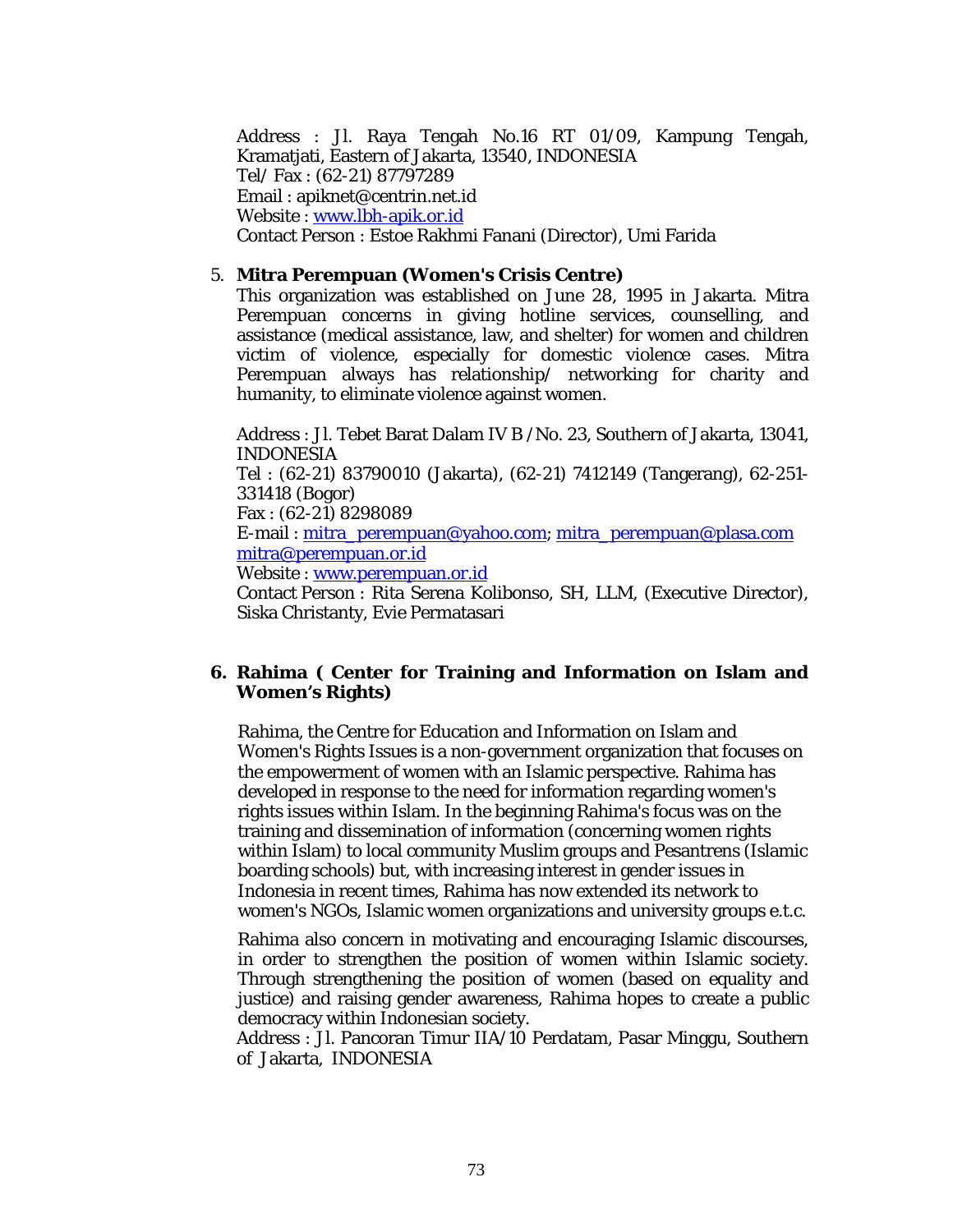Address : Jl. Raya Tengah No.16 RT 01/09, Kampung Tengah, Kramatjati, Eastern of Jakarta, 13540, INDONESIA
Tel/ Fax : (62-21) 87797289
Email : apiknet@centrin.net.id
Website : www.lbh-apik.or.id
Contact Person : Estoe Rakhmi Fanani (Director), Umi Farida

5. **Mitra Perempuan (Women's Crisis Centre)**

This organization was established on June 28, 1995 in Jakarta. Mitra Perempuan concerns in giving hotline services, counselling, and assistance (medical assistance, law, and shelter) for women and children victim of violence, especially for domestic violence cases. Mitra Perempuan always has relationship/ networking for charity and humanity, to eliminate violence against women.

Address : Jl. Tebet Barat Dalam IV B /No. 23, Southern of Jakarta, 13041, INDONESIA
Tel : (62-21) 83790010 (Jakarta), (62-21) 7412149 (Tangerang), 62-251-331418 (Bogor)
Fax : (62-21) 8298089
E-mail : mitra_perempuan@yahoo.com; mitra_perempuan@plasa.com mitra@perempuan.or.id
Website : www.perempuan.or.id
Contact Person : Rita Serena Kolibonso, SH, LLM, (Executive Director), Siska Christanty, Evie Permatasari

6. **Rahima ( Center for Training and Information on Islam and Women's Rights)**

Rahima, the Centre for Education and Information on Islam and Women's Rights Issues is a non-government organization that focuses on the empowerment of women with an Islamic perspective. Rahima has developed in response to the need for information regarding women's rights issues within Islam. In the beginning Rahima's focus was on the training and dissemination of information (concerning women rights within Islam) to local community Muslim groups and Pesantrens (Islamic boarding schools) but, with increasing interest in gender issues in Indonesia in recent times, Rahima has now extended its network to women's NGOs, Islamic women organizations and university groups e.t.c.

Rahima also concern in motivating and encouraging Islamic discourses, in order to strengthen the position of women within Islamic society. Through strengthening the position of women (based on equality and justice) and raising gender awareness, Rahima hopes to create a public democracy within Indonesian society.
Address : Jl. Pancoran Timur IIA/10 Perdatam, Pasar Minggu, Southern of Jakarta, INDONESIA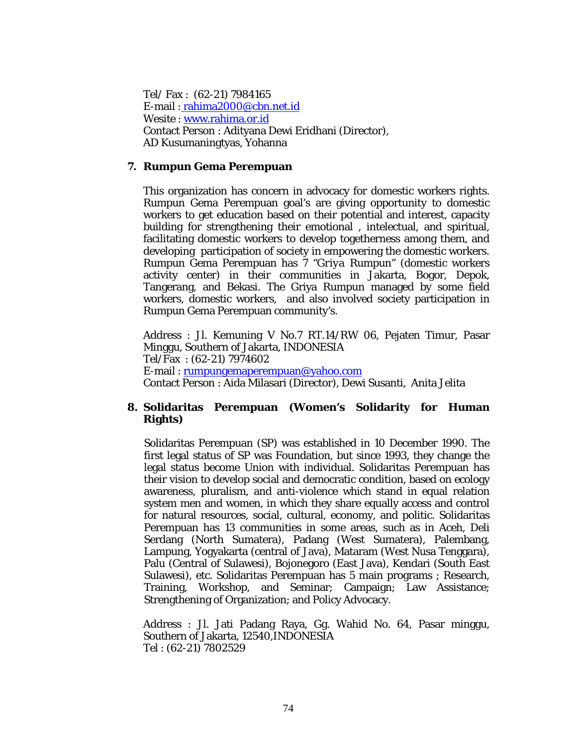Tel/ Fax : (62-21) 7984165
E-mail : rahima2000@cbn.net.id
Wesite : www.rahima.or.id
Contact Person : Adityana Dewi Eridhani (Director), AD Kusumaningtyas, Yohanna

**7. Rumpun Gema Perempuan**

This organization has concern in advocacy for domestic workers rights. Rumpun Gema Perempuan goal's are giving opportunity to domestic workers to get education based on their potential and interest, capacity building for strengthening their emotional , intelectual, and spiritual, facilitating domestic workers to develop togetherness among them, and developing participation of society in empowering the domestic workers. Rumpun Gema Perempuan has 7 "Griya Rumpun" (domestic workers activity center) in their communities in Jakarta, Bogor, Depok, Tangerang, and Bekasi. The Griya Rumpun managed by some field workers, domestic workers, and also involved society participation in Rumpun Gema Perempuan community's.

Address : Jl. Kemuning V No.7 RT.14/RW 06, Pejaten Timur, Pasar Minggu, Southern of Jakarta, INDONESIA
Tel/Fax : (62-21) 7974602
E-mail : rumpungemaperempuan@yahoo.com
Contact Person : Aida Milasari (Director), Dewi Susanti, Anita Jelita

**8. Solidaritas Perempuan (Women's Solidarity for Human Rights)**

Solidaritas Perempuan (SP) was established in 10 December 1990. The first legal status of SP was Foundation, but since 1993, they change the legal status become Union with individual. Solidaritas Perempuan has their vision to develop social and democratic condition, based on ecology awareness, pluralism, and anti-violence which stand in equal relation system men and women, in which they share equally access and control for natural resources, social, cultural, economy, and politic. Solidaritas Perempuan has 13 communities in some areas, such as in Aceh, Deli Serdang (North Sumatera), Padang (West Sumatera), Palembang, Lampung, Yogyakarta (central of Java), Mataram (West Nusa Tenggara), Palu (Central of Sulawesi), Bojonegoro (East Java), Kendari (South East Sulawesi), etc. Solidaritas Perempuan has 5 main programs ; Research, Training, Workshop, and Seminar; Campaign; Law Assistance; Strengthening of Organization; and Policy Advocacy.

Address : Jl. Jati Padang Raya, Gg. Wahid No. 64, Pasar minggu, Southern of Jakarta, 12540,INDONESIA
Tel : (62-21) 7802529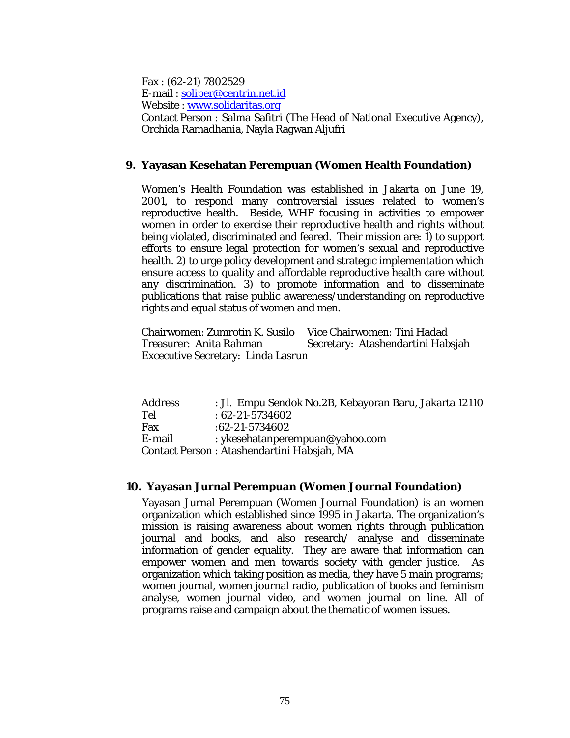Fax : (62-21) 7802529
E-mail : soliper@centrin.net.id
Website : www.solidaritas.org
Contact Person : Salma Safitri (The Head of National Executive Agency), Orchida Ramadhania, Nayla Ragwan Aljufri

## 9. Yayasan Kesehatan Perempuan (Women Health Foundation)

Women's Health Foundation was established in Jakarta on June 19, 2001, to respond many controversial issues related to women's reproductive health. Beside, WHF focusing in activities to empower women in order to exercise their reproductive health and rights without being violated, discriminated and feared. Their mission are: 1) to support efforts to ensure legal protection for women's sexual and reproductive health. 2) to urge policy development and strategic implementation which ensure access to quality and affordable reproductive health care without any discrimination. 3) to promote information and to disseminate publications that raise public awareness/understanding on reproductive rights and equal status of women and men.

Chairwomen: Zumrotin K. Susilo Vice Chairwomen: Tini Hadad
Treasurer: Anita Rahman Secretary: Atashendartini Habsjah
Excecutive Secretary: Linda Lasrun

Address : Jl. Empu Sendok No.2B, Kebayoran Baru, Jakarta 12110
Tel : 62-21-5734602
Fax :62-21-5734602
E-mail : ykesehatanperempuan@yahoo.com
Contact Person : Atashendartini Habsjah, MA

## 10. Yayasan Jurnal Perempuan (Women Journal Foundation)

Yayasan Jurnal Perempuan (Women Journal Foundation) is an women organization which established since 1995 in Jakarta. The organization's mission is raising awareness about women rights through publication journal and books, and also research/ analyse and disseminate information of gender equality. They are aware that information can empower women and men towards society with gender justice. As organization which taking position as media, they have 5 main programs; women journal, women journal radio, publication of books and feminism analyse, women journal video, and women journal on line. All of programs raise and campaign about the thematic of women issues.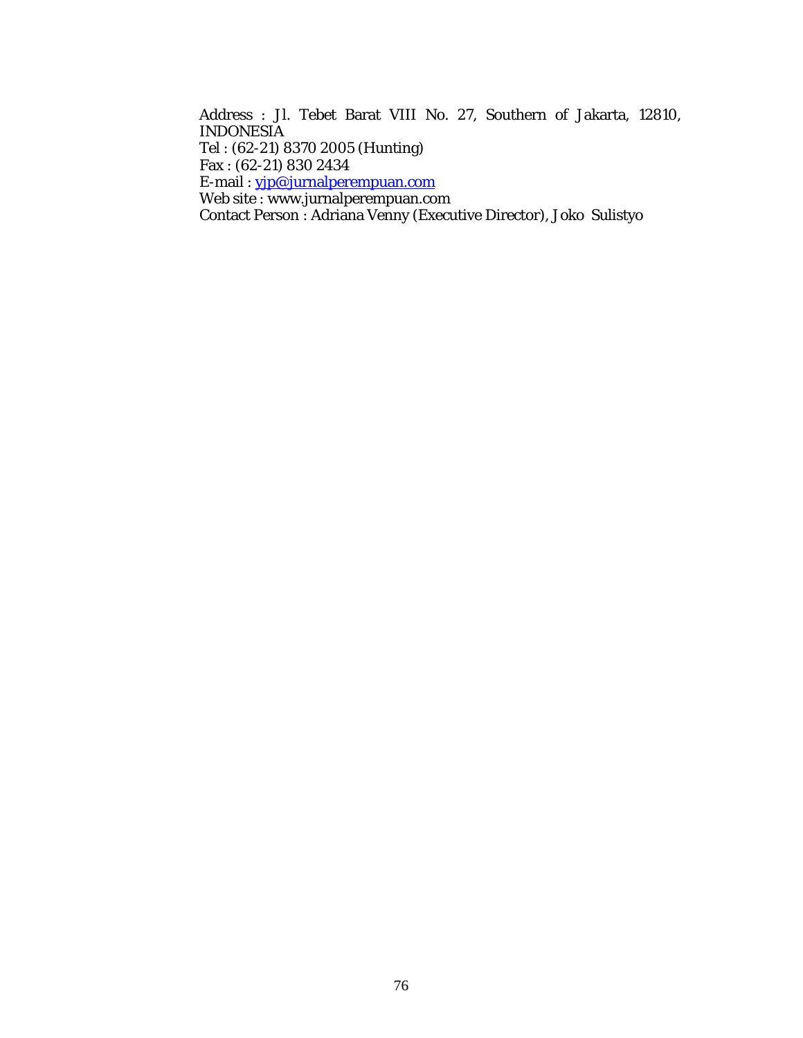Address : Jl. Tebet Barat VIII No. 27, Southern of Jakarta, 12810, INDONESIA
Tel : (62-21) 8370 2005 (Hunting)
Fax : (62-21) 830 2434
E-mail : yjp@jurnalperempuan.com
Web site : www.jurnalperempuan.com
Contact Person : Adriana Venny (Executive Director), Joko Sulistyo